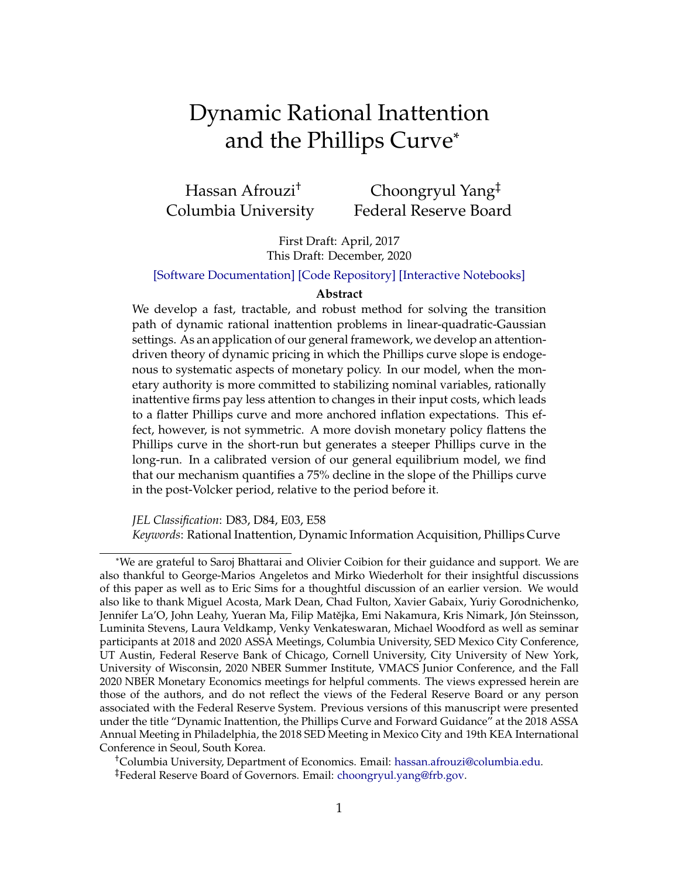# Dynamic Rational Inattention and the Phillips Curve[*]

Hassan Afrouzi[†]
Columbia University

Choongryul Yang[‡]
Federal Reserve Board

First Draft: April, 2017
This Draft: December, 2020

[Software Documentation] [Code Repository] [Interactive Notebooks]

**Abstract**

We develop a fast, tractable, and robust method for solving the transition path of dynamic rational inattention problems in linear-quadratic-Gaussian settings. As an application of our general framework, we develop an attention-driven theory of dynamic pricing in which the Phillips curve slope is endogenous to systematic aspects of monetary policy. In our model, when the monetary authority is more committed to stabilizing nominal variables, rationally inattentive firms pay less attention to changes in their input costs, which leads to a flatter Phillips curve and more anchored inflation expectations. This effect, however, is not symmetric. A more dovish monetary policy flattens the Phillips curve in the short-run but generates a steeper Phillips curve in the long-run. In a calibrated version of our general equilibrium model, we find that our mechanism quantifies a 75% decline in the slope of the Phillips curve in the post-Volcker period, relative to the period before it.

*JEL Classification*: D83, D84, E03, E58
*Keywords*: Rational Inattention, Dynamic Information Acquisition, Phillips Curve

---

[*] We are grateful to Saroj Bhattarai and Olivier Coibion for their guidance and support. We are also thankful to George-Marios Angeletos and Mirko Wiederholt for their insightful discussions of this paper as well as to Eric Sims for a thoughtful discussion of an earlier version. We would also like to thank Miguel Acosta, Mark Dean, Chad Fulton, Xavier Gabaix, Yuriy Gorodnichenko, Jennifer La'O, John Leahy, Yueran Ma, Filip Matějka, Emi Nakamura, Kris Nimark, Jón Steinsson, Luminita Stevens, Laura Veldkamp, Venky Venkateswaran, Michael Woodford as well as seminar participants at 2018 and 2020 ASSA Meetings, Columbia University, SED Mexico City Conference, UT Austin, Federal Reserve Bank of Chicago, Cornell University, City University of New York, University of Wisconsin, 2020 NBER Summer Institute, VMACS Junior Conference, and the Fall 2020 NBER Monetary Economics meetings for helpful comments. The views expressed herein are those of the authors, and do not reflect the views of the Federal Reserve Board or any person associated with the Federal Reserve System. Previous versions of this manuscript were presented under the title "Dynamic Inattention, the Phillips Curve and Forward Guidance" at the 2018 ASSA Annual Meeting in Philadelphia, the 2018 SED Meeting in Mexico City and 19th KEA International Conference in Seoul, South Korea.

[†] Columbia University, Department of Economics. Email: hassan.afrouzi@columbia.edu.

[‡] Federal Reserve Board of Governors. Email: choongryul.yang@frb.gov.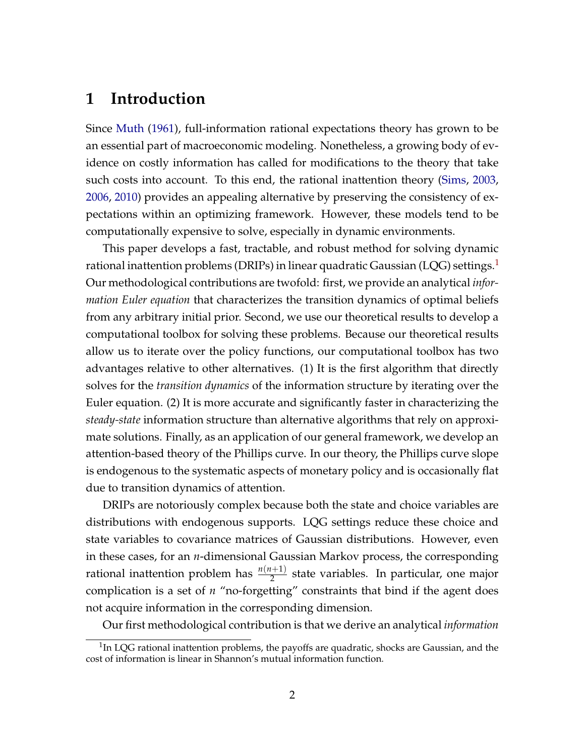# 1 Introduction

Since Muth (1961), full-information rational expectations theory has grown to be an essential part of macroeconomic modeling. Nonetheless, a growing body of evidence on costly information has called for modifications to the theory that take such costs into account. To this end, the rational inattention theory (Sims, 2003, 2006, 2010) provides an appealing alternative by preserving the consistency of expectations within an optimizing framework. However, these models tend to be computationally expensive to solve, especially in dynamic environments.

This paper develops a fast, tractable, and robust method for solving dynamic rational inattention problems (DRIPs) in linear quadratic Gaussian (LQG) settings.[1] Our methodological contributions are twofold: first, we provide an analytical *information Euler equation* that characterizes the transition dynamics of optimal beliefs from any arbitrary initial prior. Second, we use our theoretical results to develop a computational toolbox for solving these problems. Because our theoretical results allow us to iterate over the policy functions, our computational toolbox has two advantages relative to other alternatives. (1) It is the first algorithm that directly solves for the *transition dynamics* of the information structure by iterating over the Euler equation. (2) It is more accurate and significantly faster in characterizing the *steady-state* information structure than alternative algorithms that rely on approximate solutions. Finally, as an application of our general framework, we develop an attention-based theory of the Phillips curve. In our theory, the Phillips curve slope is endogenous to the systematic aspects of monetary policy and is occasionally flat due to transition dynamics of attention.

DRIPs are notoriously complex because both the state and choice variables are distributions with endogenous supports. LQG settings reduce these choice and state variables to covariance matrices of Gaussian distributions. However, even in these cases, for an $n$-dimensional Gaussian Markov process, the corresponding rational inattention problem has $\frac{n(n+1)}{2}$ state variables. In particular, one major complication is a set of $n$ "no-forgetting" constraints that bind if the agent does not acquire information in the corresponding dimension.

Our first methodological contribution is that we derive an analytical *information*

[1] In LQG rational inattention problems, the payoffs are quadratic, shocks are Gaussian, and the cost of information is linear in Shannon's mutual information function.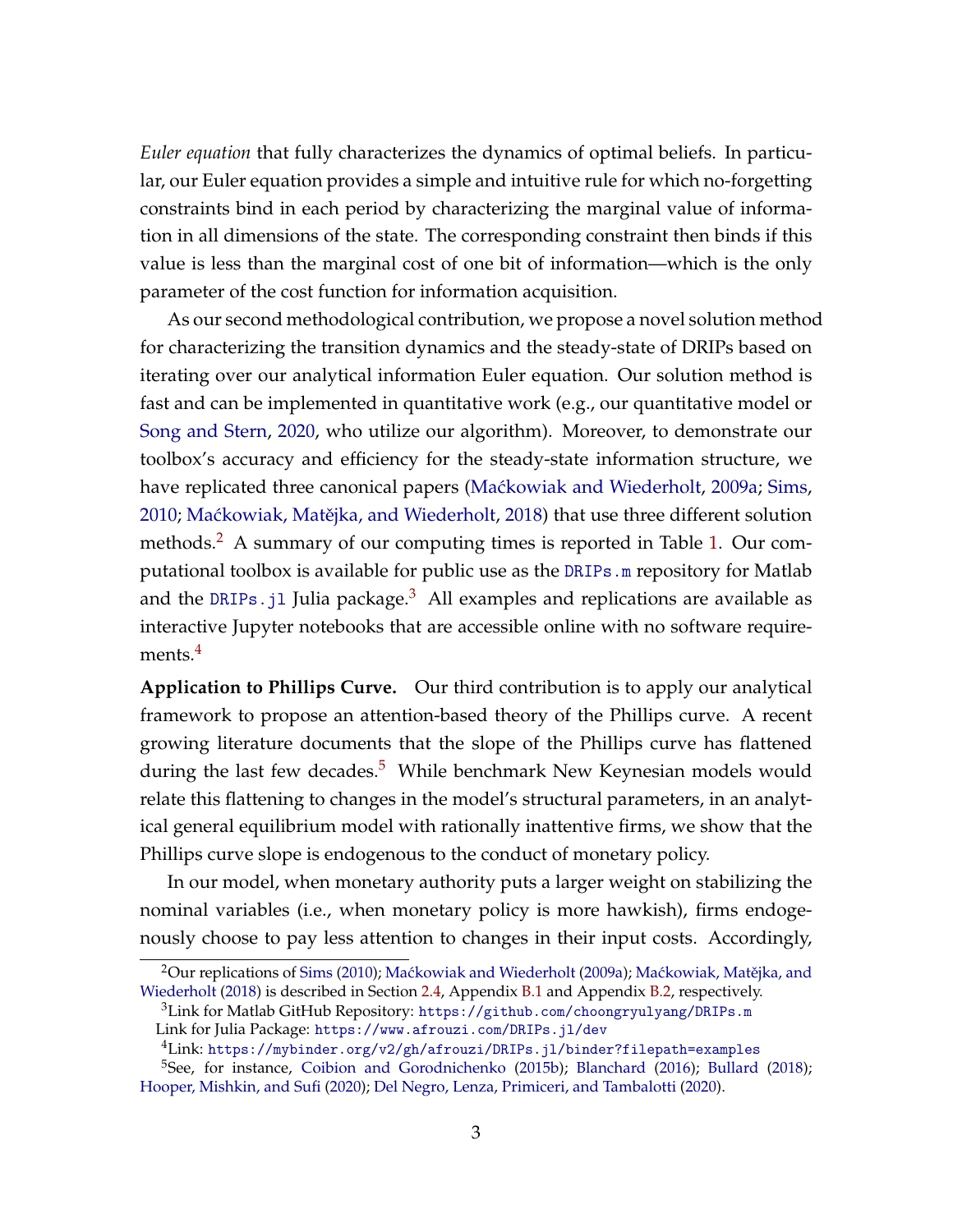*Euler equation* that fully characterizes the dynamics of optimal beliefs. In particular, our Euler equation provides a simple and intuitive rule for which no-forgetting constraints bind in each period by characterizing the marginal value of information in all dimensions of the state. The corresponding constraint then binds if this value is less than the marginal cost of one bit of information—which is the only parameter of the cost function for information acquisition.

As our second methodological contribution, we propose a novel solution method for characterizing the transition dynamics and the steady-state of DRIPs based on iterating over our analytical information Euler equation. Our solution method is fast and can be implemented in quantitative work (e.g., our quantitative model or Song and Stern, 2020, who utilize our algorithm). Moreover, to demonstrate our toolbox's accuracy and efficiency for the steady-state information structure, we have replicated three canonical papers (Maćkowiak and Wiederholt, 2009a; Sims, 2010; Maćkowiak, Matějka, and Wiederholt, 2018) that use three different solution methods.[2] A summary of our computing times is reported in Table 1. Our computational toolbox is available for public use as the `DRIPs.m` repository for Matlab and the `DRIPs.jl` Julia package.[3] All examples and replications are available as interactive Jupyter notebooks that are accessible online with no software requirements.[4]

**Application to Phillips Curve.** Our third contribution is to apply our analytical framework to propose an attention-based theory of the Phillips curve. A recent growing literature documents that the slope of the Phillips curve has flattened during the last few decades.[5] While benchmark New Keynesian models would relate this flattening to changes in the model's structural parameters, in an analytical general equilibrium model with rationally inattentive firms, we show that the Phillips curve slope is endogenous to the conduct of monetary policy.

In our model, when monetary authority puts a larger weight on stabilizing the nominal variables (i.e., when monetary policy is more hawkish), firms endogenously choose to pay less attention to changes in their input costs. Accordingly,

---

[2] Our replications of Sims (2010); Maćkowiak and Wiederholt (2009a); Maćkowiak, Matějka, and Wiederholt (2018) is described in Section 2.4, Appendix B.1 and Appendix B.2, respectively.

[3] Link for Matlab GitHub Repository: `https://github.com/choongryulyang/DRIPs.m`
Link for Julia Package: `https://www.afrouzi.com/DRIPs.jl/dev`

[4] Link: `https://mybinder.org/v2/gh/afrouzi/DRIPs.jl/binder?filepath=examples`

[5] See, for instance, Coibion and Gorodnichenko (2015b); Blanchard (2016); Bullard (2018); Hooper, Mishkin, and Sufi (2020); Del Negro, Lenza, Primiceri, and Tambalotti (2020).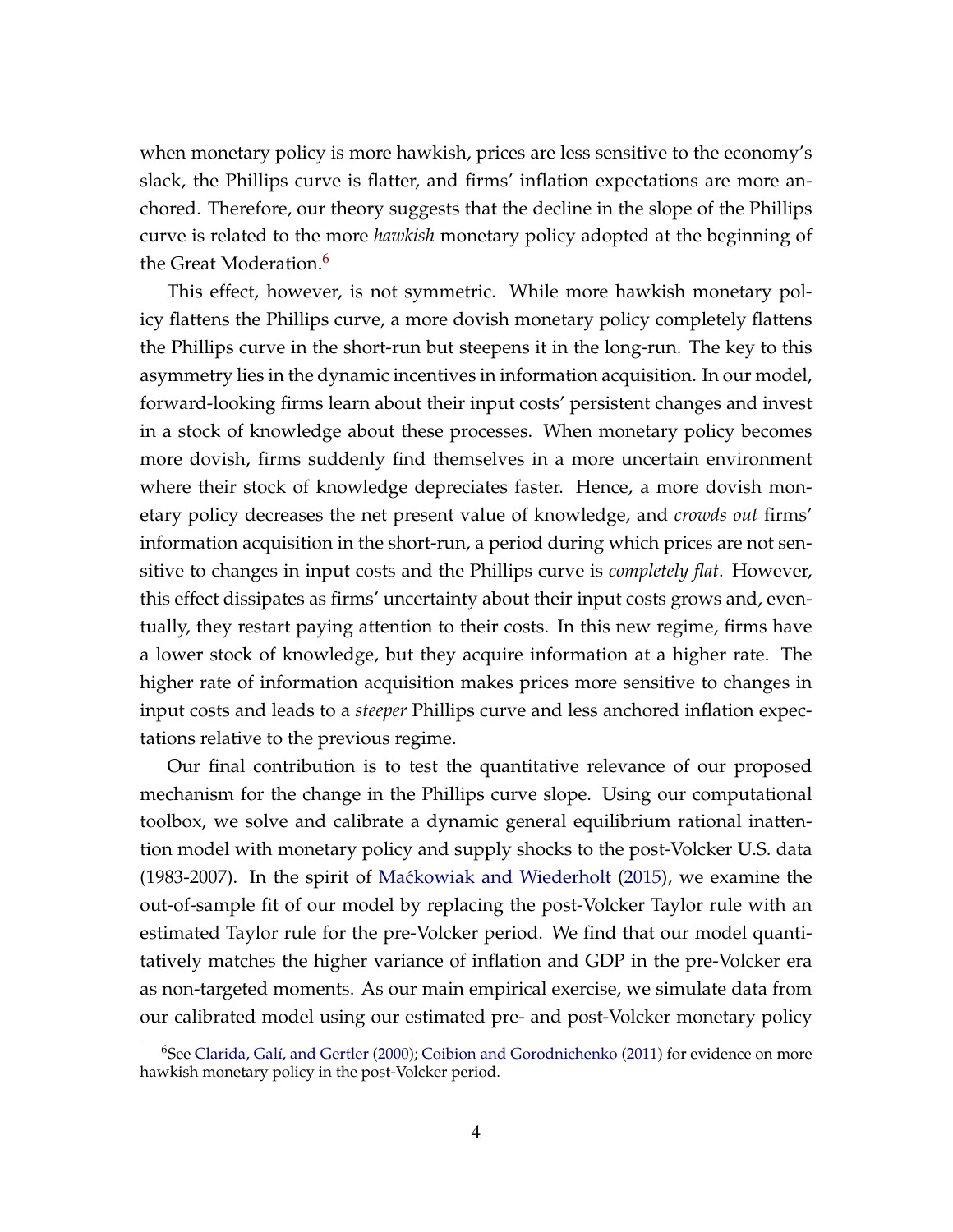when monetary policy is more hawkish, prices are less sensitive to the economy's slack, the Phillips curve is flatter, and firms' inflation expectations are more anchored. Therefore, our theory suggests that the decline in the slope of the Phillips curve is related to the more *hawkish* monetary policy adopted at the beginning of the Great Moderation.[6]

This effect, however, is not symmetric. While more hawkish monetary policy flattens the Phillips curve, a more dovish monetary policy completely flattens the Phillips curve in the short-run but steepens it in the long-run. The key to this asymmetry lies in the dynamic incentives in information acquisition. In our model, forward-looking firms learn about their input costs' persistent changes and invest in a stock of knowledge about these processes. When monetary policy becomes more dovish, firms suddenly find themselves in a more uncertain environment where their stock of knowledge depreciates faster. Hence, a more dovish monetary policy decreases the net present value of knowledge, and *crowds out* firms' information acquisition in the short-run, a period during which prices are not sensitive to changes in input costs and the Phillips curve is *completely flat*. However, this effect dissipates as firms' uncertainty about their input costs grows and, eventually, they restart paying attention to their costs. In this new regime, firms have a lower stock of knowledge, but they acquire information at a higher rate. The higher rate of information acquisition makes prices more sensitive to changes in input costs and leads to a *steeper* Phillips curve and less anchored inflation expectations relative to the previous regime.

Our final contribution is to test the quantitative relevance of our proposed mechanism for the change in the Phillips curve slope. Using our computational toolbox, we solve and calibrate a dynamic general equilibrium rational inattention model with monetary policy and supply shocks to the post-Volcker U.S. data (1983-2007). In the spirit of Maćkowiak and Wiederholt (2015), we examine the out-of-sample fit of our model by replacing the post-Volcker Taylor rule with an estimated Taylor rule for the pre-Volcker period. We find that our model quantitatively matches the higher variance of inflation and GDP in the pre-Volcker era as non-targeted moments. As our main empirical exercise, we simulate data from our calibrated model using our estimated pre- and post-Volcker monetary policy

[6] See Clarida, Galí, and Gertler (2000); Coibion and Gorodnichenko (2011) for evidence on more hawkish monetary policy in the post-Volcker period.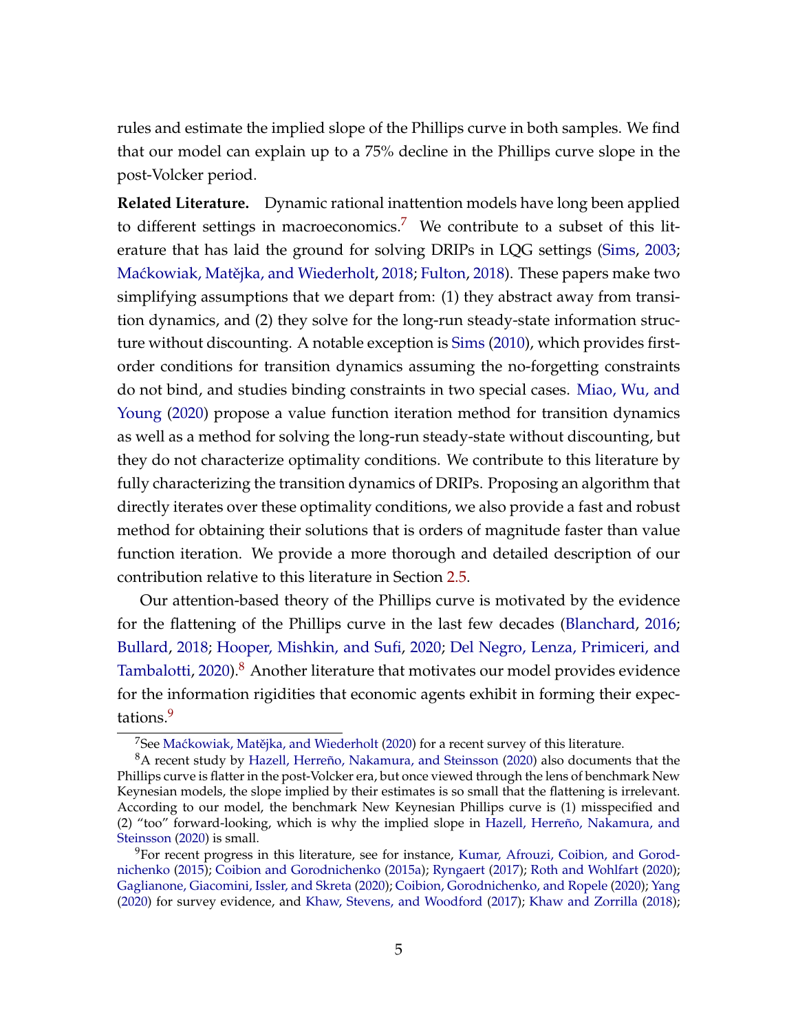rules and estimate the implied slope of the Phillips curve in both samples. We find that our model can explain up to a 75% decline in the Phillips curve slope in the post-Volcker period.

**Related Literature.** Dynamic rational inattention models have long been applied to different settings in macroeconomics.[7] We contribute to a subset of this literature that has laid the ground for solving DRIPs in LQG settings (Sims, 2003; Maćkowiak, Matějka, and Wiederholt, 2018; Fulton, 2018). These papers make two simplifying assumptions that we depart from: (1) they abstract away from transition dynamics, and (2) they solve for the long-run steady-state information structure without discounting. A notable exception is Sims (2010), which provides first-order conditions for transition dynamics assuming the no-forgetting constraints do not bind, and studies binding constraints in two special cases. Miao, Wu, and Young (2020) propose a value function iteration method for transition dynamics as well as a method for solving the long-run steady-state without discounting, but they do not characterize optimality conditions. We contribute to this literature by fully characterizing the transition dynamics of DRIPs. Proposing an algorithm that directly iterates over these optimality conditions, we also provide a fast and robust method for obtaining their solutions that is orders of magnitude faster than value function iteration. We provide a more thorough and detailed description of our contribution relative to this literature in Section 2.5.

Our attention-based theory of the Phillips curve is motivated by the evidence for the flattening of the Phillips curve in the last few decades (Blanchard, 2016; Bullard, 2018; Hooper, Mishkin, and Sufi, 2020; Del Negro, Lenza, Primiceri, and Tambalotti, 2020).[8] Another literature that motivates our model provides evidence for the information rigidities that economic agents exhibit in forming their expectations.[9]

[7] See Maćkowiak, Matějka, and Wiederholt (2020) for a recent survey of this literature.

[8] A recent study by Hazell, Herreño, Nakamura, and Steinsson (2020) also documents that the Phillips curve is flatter in the post-Volcker era, but once viewed through the lens of benchmark New Keynesian models, the slope implied by their estimates is so small that the flattening is irrelevant. According to our model, the benchmark New Keynesian Phillips curve is (1) misspecified and (2) "too" forward-looking, which is why the implied slope in Hazell, Herreño, Nakamura, and Steinsson (2020) is small.

[9] For recent progress in this literature, see for instance, Kumar, Afrouzi, Coibion, and Gorodnichenko (2015); Coibion and Gorodnichenko (2015a); Ryngaert (2017); Roth and Wohlfart (2020); Gaglianone, Giacomini, Issler, and Skreta (2020); Coibion, Gorodnichenko, and Ropele (2020); Yang (2020) for survey evidence, and Khaw, Stevens, and Woodford (2017); Khaw and Zorrilla (2018);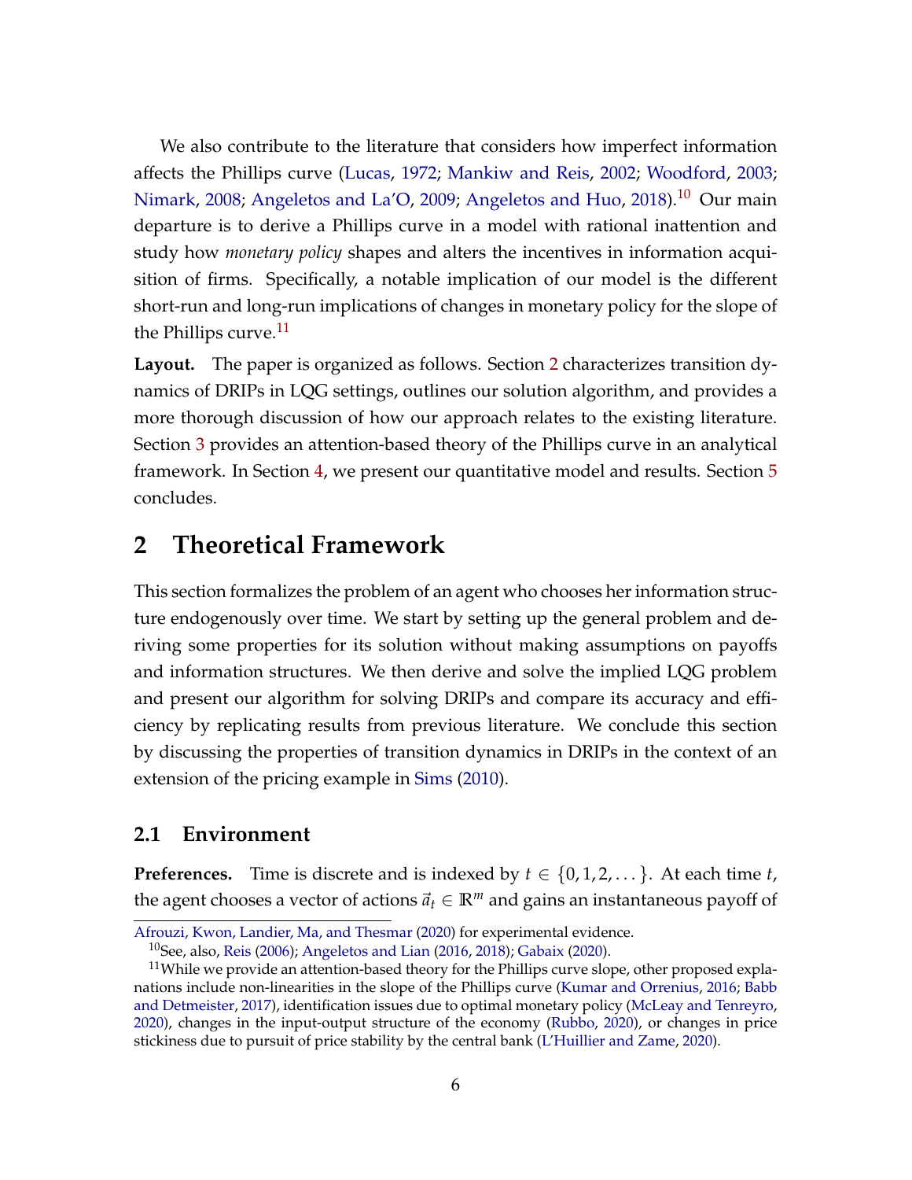We also contribute to the literature that considers how imperfect information affects the Phillips curve (Lucas, 1972; Mankiw and Reis, 2002; Woodford, 2003; Nimark, 2008; Angeletos and La'O, 2009; Angeletos and Huo, 2018).[10] Our main departure is to derive a Phillips curve in a model with rational inattention and study how *monetary policy* shapes and alters the incentives in information acquisition of firms. Specifically, a notable implication of our model is the different short-run and long-run implications of changes in monetary policy for the slope of the Phillips curve.[11]

**Layout.** The paper is organized as follows. Section 2 characterizes transition dynamics of DRIPs in LQG settings, outlines our solution algorithm, and provides a more thorough discussion of how our approach relates to the existing literature. Section 3 provides an attention-based theory of the Phillips curve in an analytical framework. In Section 4, we present our quantitative model and results. Section 5 concludes.

# 2 Theoretical Framework

This section formalizes the problem of an agent who chooses her information structure endogenously over time. We start by setting up the general problem and deriving some properties for its solution without making assumptions on payoffs and information structures. We then derive and solve the implied LQG problem and present our algorithm for solving DRIPs and compare its accuracy and efficiency by replicating results from previous literature. We conclude this section by discussing the properties of transition dynamics in DRIPs in the context of an extension of the pricing example in Sims (2010).

## 2.1 Environment

**Preferences.** Time is discrete and is indexed by $t \in \{0, 1, 2, \dots\}$. At each time $t$, the agent chooses a vector of actions $\vec{a}_t \in \mathbb{R}^m$ and gains an instantaneous payoff of

Afrouzi, Kwon, Landier, Ma, and Thesmar (2020) for experimental evidence.

[10] See, also, Reis (2006); Angeletos and Lian (2016, 2018); Gabaix (2020).

[11] While we provide an attention-based theory for the Phillips curve slope, other proposed explanations include non-linearities in the slope of the Phillips curve (Kumar and Orrenius, 2016; Babb and Detmeister, 2017), identification issues due to optimal monetary policy (McLeay and Tenreyro, 2020), changes in the input-output structure of the economy (Rubbo, 2020), or changes in price stickiness due to pursuit of price stability by the central bank (L'Huillier and Zame, 2020).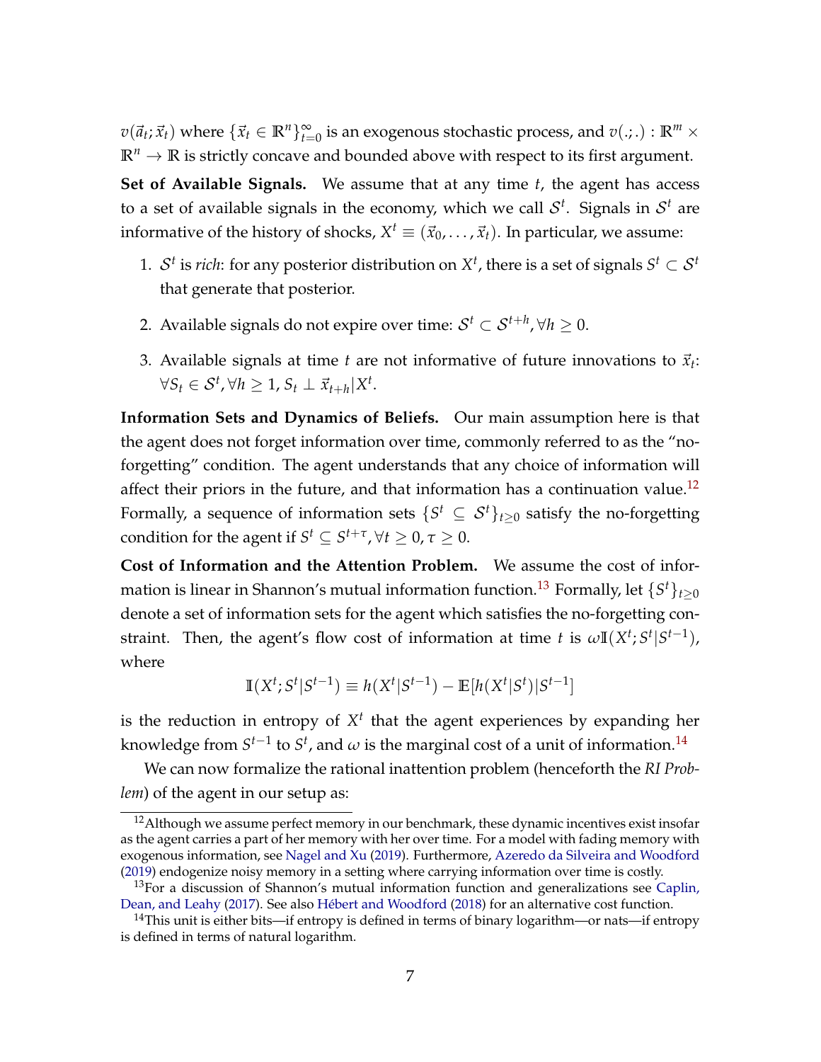$v(\vec{a}_t; \vec{x}_t)$ where $\{\vec{x}_t \in \mathbb{R}^n\}_{t=0}^{\infty}$ is an exogenous stochastic process, and $v(.;.) : \mathbb{R}^m \times \mathbb{R}^n \to \mathbb{R}$ is strictly concave and bounded above with respect to its first argument.

**Set of Available Signals.** We assume that at any time $t$, the agent has access to a set of available signals in the economy, which we call $\mathcal{S}^t$. Signals in $\mathcal{S}^t$ are informative of the history of shocks, $X^t \equiv (\vec{x}_0, \ldots, \vec{x}_t)$. In particular, we assume:

1. $\mathcal{S}^t$ is *rich*: for any posterior distribution on $X^t$, there is a set of signals $S^t \subset \mathcal{S}^t$ that generate that posterior.
2. Available signals do not expire over time: $\mathcal{S}^t \subset \mathcal{S}^{t+h}, \forall h \geq 0$.
3. Available signals at time $t$ are not informative of future innovations to $\vec{x}_t$: $\forall S_t \in \mathcal{S}^t, \forall h \geq 1, S_t \perp \vec{x}_{t+h} | X^t$.

**Information Sets and Dynamics of Beliefs.** Our main assumption here is that the agent does not forget information over time, commonly referred to as the "no-forgetting" condition. The agent understands that any choice of information will affect their priors in the future, and that information has a continuation value.[12] Formally, a sequence of information sets $\{S^t \subseteq \mathcal{S}^t\}_{t\geq 0}$ satisfy the no-forgetting condition for the agent if $S^t \subseteq S^{t+\tau}, \forall t \geq 0, \tau \geq 0$.

**Cost of Information and the Attention Problem.** We assume the cost of information is linear in Shannon's mutual information function.[13] Formally, let $\{S^t\}_{t\geq 0}$ denote a set of information sets for the agent which satisfies the no-forgetting constraint. Then, the agent's flow cost of information at time $t$ is $\omega \mathbb{I}(X^t; S^t | S^{t-1})$, where

$$\mathbb{I}(X^t; S^t | S^{t-1}) \equiv h(X^t | S^{t-1}) - \mathbb{E}[h(X^t | S^t) | S^{t-1}]$$

is the reduction in entropy of $X^t$ that the agent experiences by expanding her knowledge from $S^{t-1}$ to $S^t$, and $\omega$ is the marginal cost of a unit of information.[14]

We can now formalize the rational inattention problem (henceforth the *RI Problem*) of the agent in our setup as:

[12] Although we assume perfect memory in our benchmark, these dynamic incentives exist insofar as the agent carries a part of her memory with her over time. For a model with fading memory with exogenous information, see Nagel and Xu (2019). Furthermore, Azeredo da Silveira and Woodford (2019) endogenize noisy memory in a setting where carrying information over time is costly.

[13] For a discussion of Shannon's mutual information function and generalizations see Caplin, Dean, and Leahy (2017). See also Hébert and Woodford (2018) for an alternative cost function.

[14] This unit is either bits—if entropy is defined in terms of binary logarithm—or nats—if entropy is defined in terms of natural logarithm.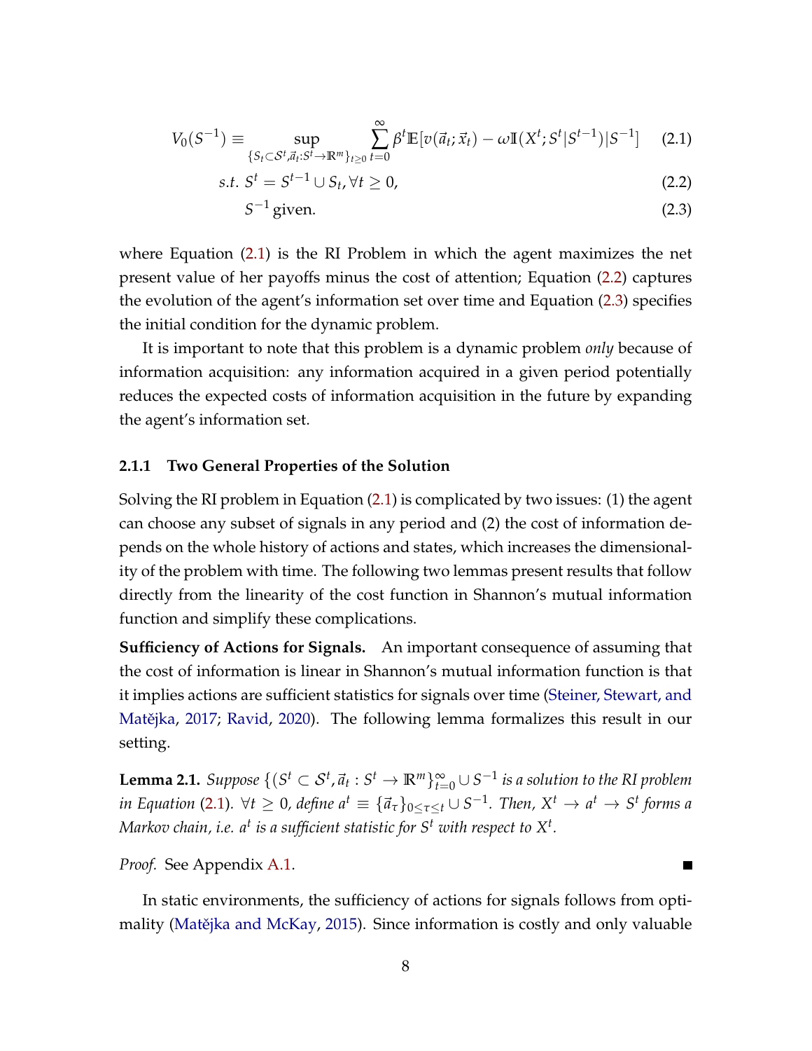$$V_0(S^{-1}) \equiv \sup_{\{S_t \subset \mathcal{S}^t, \vec{a}_t : S^t \to \mathbb{R}^m\}_{t\geq 0}} \sum_{t=0}^{\infty} \beta^t \mathbb{E}[v(\vec{a}_t; \vec{x}_t) - \omega \mathbb{I}(X^t; S^t | S^{t-1}) | S^{-1}] \tag{2.1}$$

$$s.t.\ S^t = S^{t-1} \cup S_t, \forall t \geq 0, \tag{2.2}$$

$$S^{-1} \text{ given.} \tag{2.3}$$

where Equation (2.1) is the RI Problem in which the agent maximizes the net present value of her payoffs minus the cost of attention; Equation (2.2) captures the evolution of the agent's information set over time and Equation (2.3) specifies the initial condition for the dynamic problem.

It is important to note that this problem is a dynamic problem *only* because of information acquisition: any information acquired in a given period potentially reduces the expected costs of information acquisition in the future by expanding the agent's information set.

### 2.1.1 Two General Properties of the Solution

Solving the RI problem in Equation (2.1) is complicated by two issues: (1) the agent can choose any subset of signals in any period and (2) the cost of information depends on the whole history of actions and states, which increases the dimensionality of the problem with time. The following two lemmas present results that follow directly from the linearity of the cost function in Shannon's mutual information function and simplify these complications.

**Sufficiency of Actions for Signals.** An important consequence of assuming that the cost of information is linear in Shannon's mutual information function is that it implies actions are sufficient statistics for signals over time (Steiner, Stewart, and Matějka, 2017; Ravid, 2020). The following lemma formalizes this result in our setting.

**Lemma 2.1.** *Suppose $\{(S^t \subset \mathcal{S}^t, \vec{a}_t : S^t \to \mathbb{R}^m\}_{t=0}^{\infty} \cup S^{-1}$ is a solution to the RI problem in Equation (2.1). $\forall t \geq 0$, define $a^t \equiv \{\vec{a}_\tau\}_{0\leq \tau \leq t} \cup S^{-1}$. Then, $X^t \to a^t \to S^t$ forms a Markov chain, i.e. $a^t$ is a sufficient statistic for $S^t$ with respect to $X^t$.*

*Proof.* See Appendix A.1. ∎

In static environments, the sufficiency of actions for signals follows from optimality (Matějka and McKay, 2015). Since information is costly and only valuable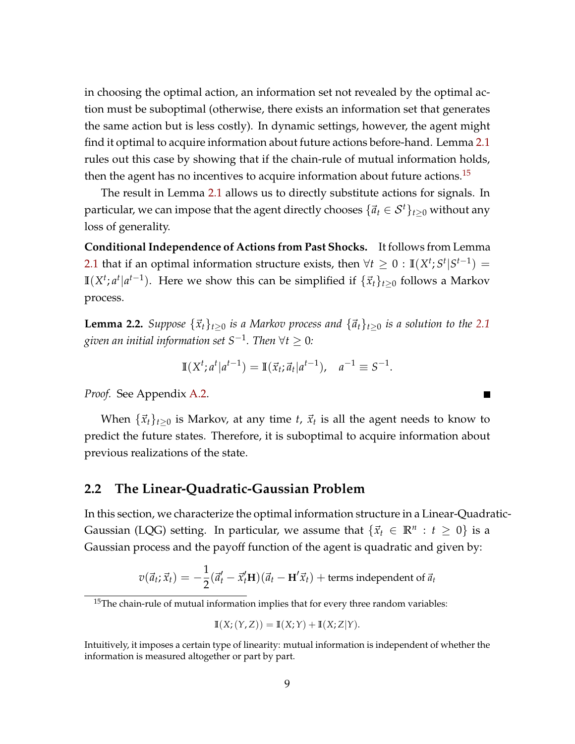in choosing the optimal action, an information set not revealed by the optimal action must be suboptimal (otherwise, there exists an information set that generates the same action but is less costly). In dynamic settings, however, the agent might find it optimal to acquire information about future actions before-hand. Lemma 2.1 rules out this case by showing that if the chain-rule of mutual information holds, then the agent has no incentives to acquire information about future actions.[15]

The result in Lemma 2.1 allows us to directly substitute actions for signals. In particular, we can impose that the agent directly chooses $\{\vec{a}_t \in \mathcal{S}^t\}_{t\geq 0}$ without any loss of generality.

**Conditional Independence of Actions from Past Shocks.** It follows from Lemma 2.1 that if an optimal information structure exists, then $\forall t \geq 0 : \mathbb{I}(X^t; S^t | S^{t-1}) = \mathbb{I}(X^t; a^t | a^{t-1})$. Here we show this can be simplified if $\{\vec{x}_t\}_{t\geq 0}$ follows a Markov process.

**Lemma 2.2.** *Suppose $\{\vec{x}_t\}_{t\geq 0}$ is a Markov process and $\{\vec{a}_t\}_{t\geq 0}$ is a solution to the 2.1 given an initial information set $S^{-1}$. Then $\forall t \geq 0$:*

$$\mathbb{I}(X^t; a^t | a^{t-1}) = \mathbb{I}(\vec{x}_t; \vec{a}_t | a^{t-1}), \quad a^{-1} \equiv S^{-1}.$$

*Proof.* See Appendix A.2. ∎

When $\{\vec{x}_t\}_{t\geq 0}$ is Markov, at any time $t$, $\vec{x}_t$ is all the agent needs to know to predict the future states. Therefore, it is suboptimal to acquire information about previous realizations of the state.

## 2.2 The Linear-Quadratic-Gaussian Problem

In this section, we characterize the optimal information structure in a Linear-Quadratic-Gaussian (LQG) setting. In particular, we assume that $\{\vec{x}_t \in \mathbb{R}^n : t \geq 0\}$ is a Gaussian process and the payoff function of the agent is quadratic and given by:

$$v(\vec{a}_t; \vec{x}_t) = -\frac{1}{2}(\vec{a}_t' - \vec{x}_t'\mathbf{H})(\vec{a}_t - \mathbf{H}'\vec{x}_t) + \text{terms independent of } \vec{a}_t$$

[15] The chain-rule of mutual information implies that for every three random variables:

$$\mathbb{I}(X; (Y, Z)) = \mathbb{I}(X; Y) + \mathbb{I}(X; Z|Y).$$

Intuitively, it imposes a certain type of linearity: mutual information is independent of whether the information is measured altogether or part by part.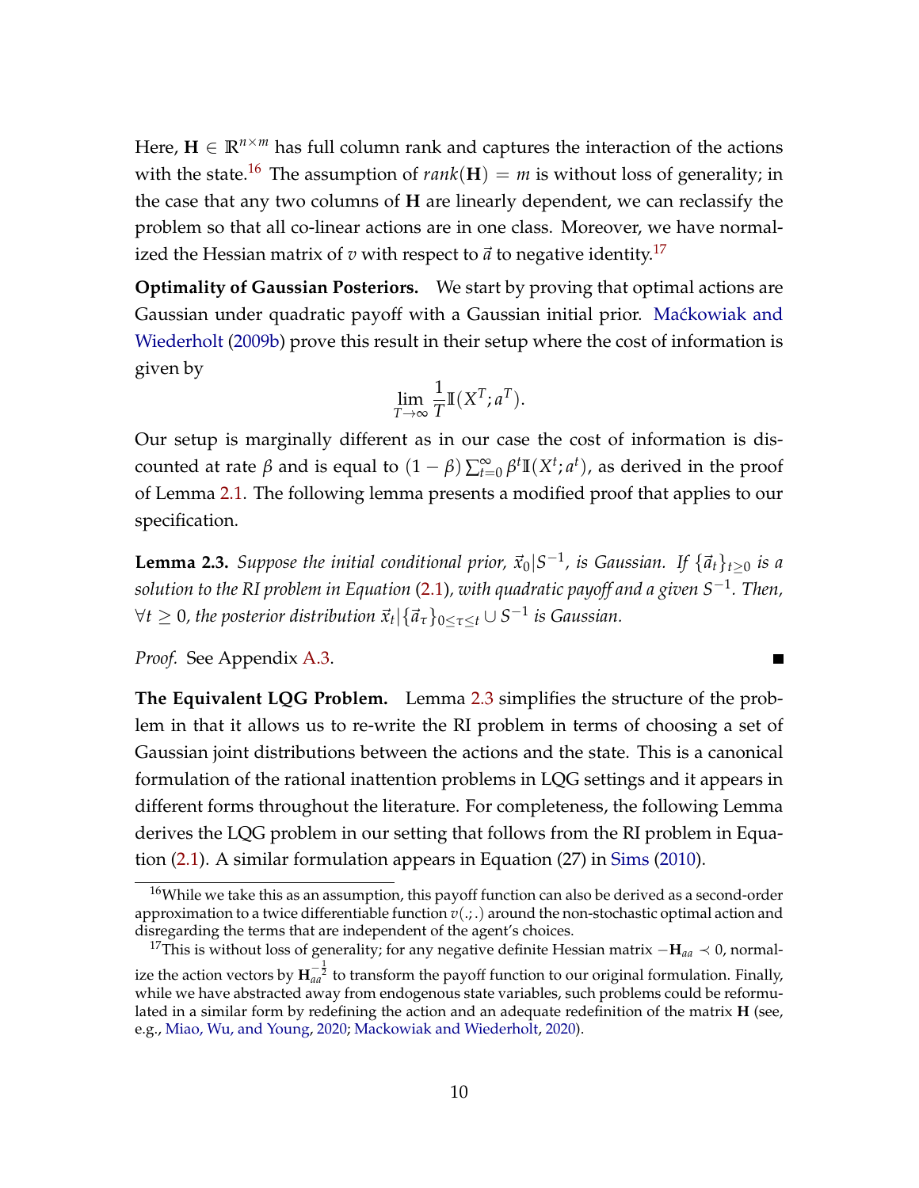Here, $\mathbf{H} \in \mathbb{R}^{n \times m}$ has full column rank and captures the interaction of the actions with the state.[16] The assumption of $rank(\mathbf{H}) = m$ is without loss of generality; in the case that any two columns of $\mathbf{H}$ are linearly dependent, we can reclassify the problem so that all co-linear actions are in one class. Moreover, we have normalized the Hessian matrix of $v$ with respect to $\vec{a}$ to negative identity.[17]

**Optimality of Gaussian Posteriors.** We start by proving that optimal actions are Gaussian under quadratic payoff with a Gaussian initial prior. Maćkowiak and Wiederholt (2009b) prove this result in their setup where the cost of information is given by

$$\lim_{T \to \infty} \frac{1}{T} \mathbb{I}(X^T; a^T).$$

Our setup is marginally different as in our case the cost of information is discounted at rate $\beta$ and is equal to $(1 - \beta) \sum_{t=0}^{\infty} \beta^t \mathbb{I}(X^t; a^t)$, as derived in the proof of Lemma 2.1. The following lemma presents a modified proof that applies to our specification.

**Lemma 2.3.** *Suppose the initial conditional prior, $\vec{x}_0 | S^{-1}$, is Gaussian. If $\{\vec{a}_t\}_{t \geq 0}$ is a solution to the RI problem in Equation (2.1), with quadratic payoff and a given $S^{-1}$. Then, $\forall t \geq 0$, the posterior distribution $\vec{x}_t | \{\vec{a}_\tau\}_{0 \leq \tau \leq t} \cup S^{-1}$ is Gaussian.*

*Proof.* See Appendix A.3. ∎

**The Equivalent LQG Problem.** Lemma 2.3 simplifies the structure of the problem in that it allows us to re-write the RI problem in terms of choosing a set of Gaussian joint distributions between the actions and the state. This is a canonical formulation of the rational inattention problems in LQG settings and it appears in different forms throughout the literature. For completeness, the following Lemma derives the LQG problem in our setting that follows from the RI problem in Equation (2.1). A similar formulation appears in Equation (27) in Sims (2010).

---

[16] While we take this as an assumption, this payoff function can also be derived as a second-order approximation to a twice differentiable function $v(.;.)$ around the non-stochastic optimal action and disregarding the terms that are independent of the agent's choices.

[17] This is without loss of generality; for any negative definite Hessian matrix $-\mathbf{H}_{aa} \prec 0$, normalize the action vectors by $\mathbf{H}_{aa}^{-\frac{1}{2}}$ to transform the payoff function to our original formulation. Finally, while we have abstracted away from endogenous state variables, such problems could be reformulated in a similar form by redefining the action and an adequate redefinition of the matrix $\mathbf{H}$ (see, e.g., Miao, Wu, and Young, 2020; Mackowiak and Wiederholt, 2020).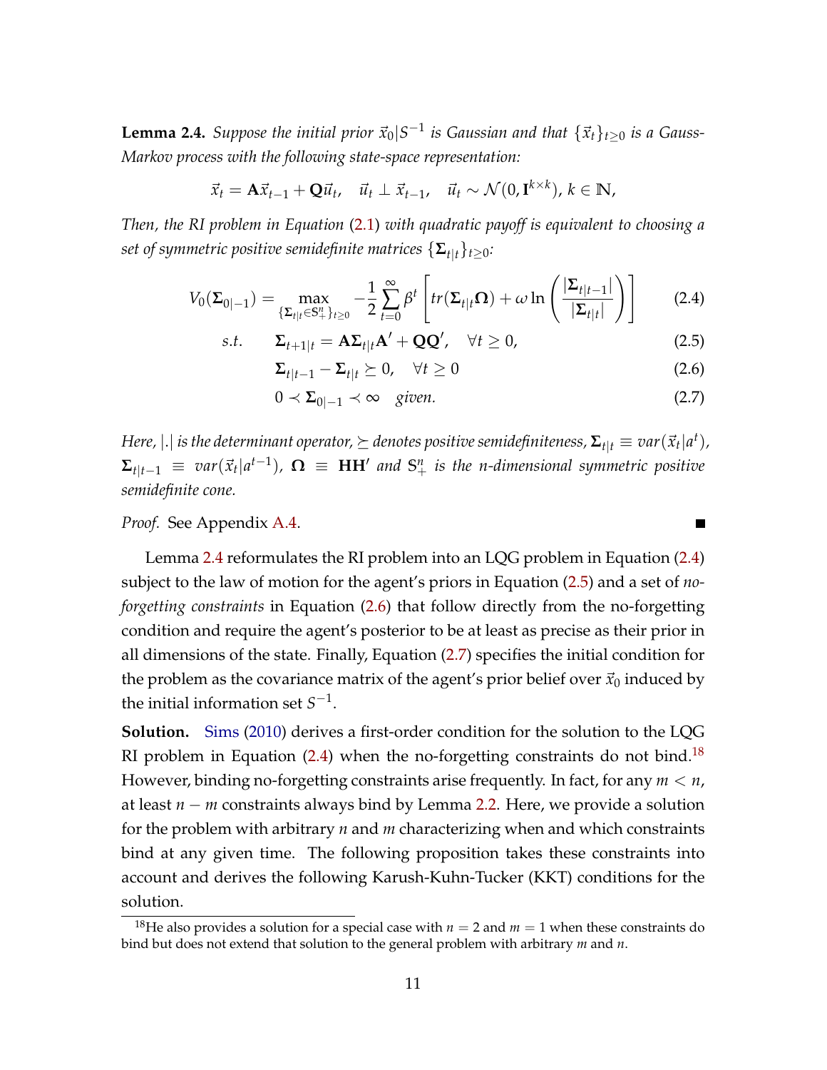**Lemma 2.4.** *Suppose the initial prior $\vec{x}_0|S^{-1}$ is Gaussian and that $\{\vec{x}_t\}_{t\geq 0}$ is a Gauss-Markov process with the following state-space representation:*

$$\vec{x}_t = \mathbf{A}\vec{x}_{t-1} + \mathbf{Q}\vec{u}_t, \quad \vec{u}_t \perp \vec{x}_{t-1}, \quad \vec{u}_t \sim \mathcal{N}(0, \mathbf{I}^{k\times k}), \; k \in \mathbb{N},$$

*Then, the RI problem in Equation (2.1) with quadratic payoff is equivalent to choosing a set of symmetric positive semidefinite matrices $\{\mathbf{\Sigma}_{t|t}\}_{t\geq 0}$:*

$$V_0(\mathbf{\Sigma}_{0|-1}) = \max_{\{\mathbf{\Sigma}_{t|t}\in \mathbb{S}^n_+\}_{t\geq 0}} -\frac{1}{2}\sum_{t=0}^{\infty}\beta^t \left[ tr(\mathbf{\Sigma}_{t|t}\mathbf{\Omega}) + \omega \ln\left(\frac{|\mathbf{\Sigma}_{t|t-1}|}{|\mathbf{\Sigma}_{t|t}|}\right)\right] \tag{2.4}$$

$$s.t. \quad \mathbf{\Sigma}_{t+1|t} = \mathbf{A}\mathbf{\Sigma}_{t|t}\mathbf{A}' + \mathbf{Q}\mathbf{Q}', \quad \forall t \geq 0, \tag{2.5}$$

$$\mathbf{\Sigma}_{t|t-1} - \mathbf{\Sigma}_{t|t} \succeq 0, \quad \forall t \geq 0 \tag{2.6}$$

$$0 \prec \mathbf{\Sigma}_{0|-1} \prec \infty \quad \text{given.} \tag{2.7}$$

*Here, $|.|$ is the determinant operator, $\succeq$ denotes positive semidefiniteness, $\mathbf{\Sigma}_{t|t} \equiv var(\vec{x}_t|a^t)$, $\mathbf{\Sigma}_{t|t-1} \equiv var(\vec{x}_t|a^{t-1})$, $\mathbf{\Omega} \equiv \mathbf{H}\mathbf{H}'$ and $\mathbb{S}^n_+$ is the n-dimensional symmetric positive semidefinite cone.*

*Proof.* See Appendix A.4. ∎

Lemma 2.4 reformulates the RI problem into an LQG problem in Equation (2.4) subject to the law of motion for the agent's priors in Equation (2.5) and a set of *no-forgetting constraints* in Equation (2.6) that follow directly from the no-forgetting condition and require the agent's posterior to be at least as precise as their prior in all dimensions of the state. Finally, Equation (2.7) specifies the initial condition for the problem as the covariance matrix of the agent's prior belief over $\vec{x}_0$ induced by the initial information set $S^{-1}$.

**Solution.** Sims (2010) derives a first-order condition for the solution to the LQG RI problem in Equation (2.4) when the no-forgetting constraints do not bind.[18] However, binding no-forgetting constraints arise frequently. In fact, for any $m < n$, at least $n - m$ constraints always bind by Lemma 2.2. Here, we provide a solution for the problem with arbitrary $n$ and $m$ characterizing when and which constraints bind at any given time. The following proposition takes these constraints into account and derives the following Karush-Kuhn-Tucker (KKT) conditions for the solution.

[18] He also provides a solution for a special case with $n = 2$ and $m = 1$ when these constraints do bind but does not extend that solution to the general problem with arbitrary $m$ and $n$.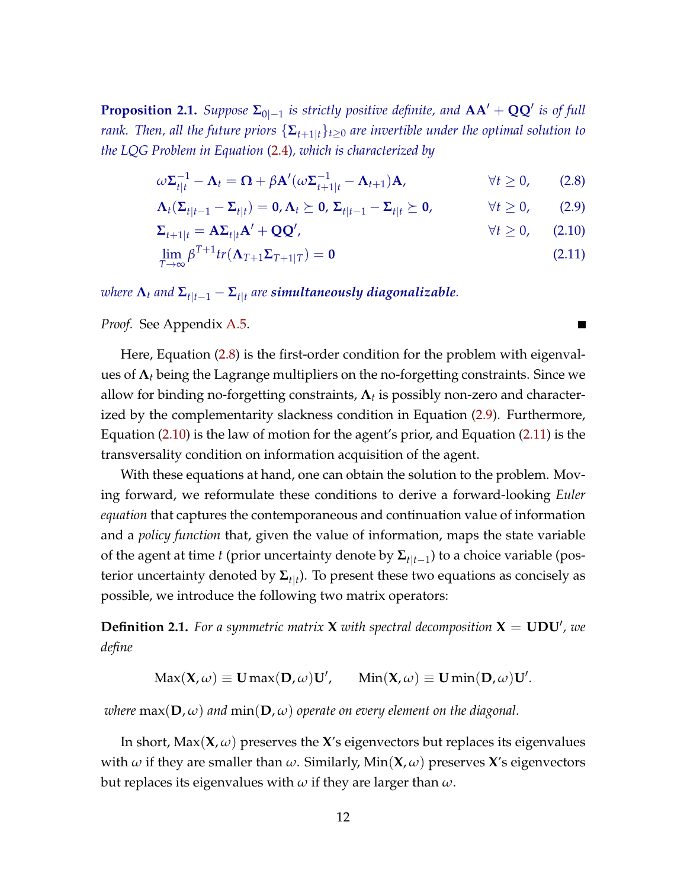**Proposition 2.1.** *Suppose $\mathbf{\Sigma}_{0|-1}$ is strictly positive definite, and $\mathbf{A}\mathbf{A}' + \mathbf{Q}\mathbf{Q}'$ is of full rank. Then, all the future priors $\{\mathbf{\Sigma}_{t+1|t}\}_{t\geq 0}$ are invertible under the optimal solution to the LQG Problem in Equation (2.4), which is characterized by*

$$\omega \mathbf{\Sigma}_{t|t}^{-1} - \mathbf{\Lambda}_t = \mathbf{\Omega} + \beta \mathbf{A}'(\omega \mathbf{\Sigma}_{t+1|t}^{-1} - \mathbf{\Lambda}_{t+1})\mathbf{A}, \qquad \forall t \geq 0, \tag{2.8}$$

$$\mathbf{\Lambda}_t(\mathbf{\Sigma}_{t|t-1} - \mathbf{\Sigma}_{t|t}) = \mathbf{0}, \mathbf{\Lambda}_t \succeq \mathbf{0}, \; \mathbf{\Sigma}_{t|t-1} - \mathbf{\Sigma}_{t|t} \succeq \mathbf{0}, \qquad \forall t \geq 0, \tag{2.9}$$

$$\mathbf{\Sigma}_{t+1|t} = \mathbf{A}\mathbf{\Sigma}_{t|t}\mathbf{A}' + \mathbf{Q}\mathbf{Q}', \qquad \forall t \geq 0, \tag{2.10}$$

$$\lim_{T\to\infty} \beta^{T+1} tr(\mathbf{\Lambda}_{T+1}\mathbf{\Sigma}_{T+1|T}) = \mathbf{0} \tag{2.11}$$

*where $\mathbf{\Lambda}_t$ and $\mathbf{\Sigma}_{t|t-1} - \mathbf{\Sigma}_{t|t}$ are **simultaneously diagonalizable**.*

*Proof.* See Appendix A.5. ∎

Here, Equation (2.8) is the first-order condition for the problem with eigenvalues of $\mathbf{\Lambda}_t$ being the Lagrange multipliers on the no-forgetting constraints. Since we allow for binding no-forgetting constraints, $\mathbf{\Lambda}_t$ is possibly non-zero and characterized by the complementarity slackness condition in Equation (2.9). Furthermore, Equation (2.10) is the law of motion for the agent's prior, and Equation (2.11) is the transversality condition on information acquisition of the agent.

With these equations at hand, one can obtain the solution to the problem. Moving forward, we reformulate these conditions to derive a forward-looking *Euler equation* that captures the contemporaneous and continuation value of information and a *policy function* that, given the value of information, maps the state variable of the agent at time $t$ (prior uncertainty denote by $\mathbf{\Sigma}_{t|t-1}$) to a choice variable (posterior uncertainty denoted by $\mathbf{\Sigma}_{t|t}$). To present these two equations as concisely as possible, we introduce the following two matrix operators:

**Definition 2.1.** *For a symmetric matrix $\mathbf{X}$ with spectral decomposition $\mathbf{X} = \mathbf{U}\mathbf{D}\mathbf{U}'$, we define*

$$\text{Max}(\mathbf{X}, \omega) \equiv \mathbf{U} \max(\mathbf{D}, \omega)\mathbf{U}', \qquad \text{Min}(\mathbf{X}, \omega) \equiv \mathbf{U} \min(\mathbf{D}, \omega)\mathbf{U}'.$$

*where $\max(\mathbf{D}, \omega)$ and $\min(\mathbf{D}, \omega)$ operate on every element on the diagonal.*

In short, $\text{Max}(\mathbf{X}, \omega)$ preserves the $\mathbf{X}$'s eigenvectors but replaces its eigenvalues with $\omega$ if they are smaller than $\omega$. Similarly, $\text{Min}(\mathbf{X}, \omega)$ preserves $\mathbf{X}$'s eigenvectors but replaces its eigenvalues with $\omega$ if they are larger than $\omega$.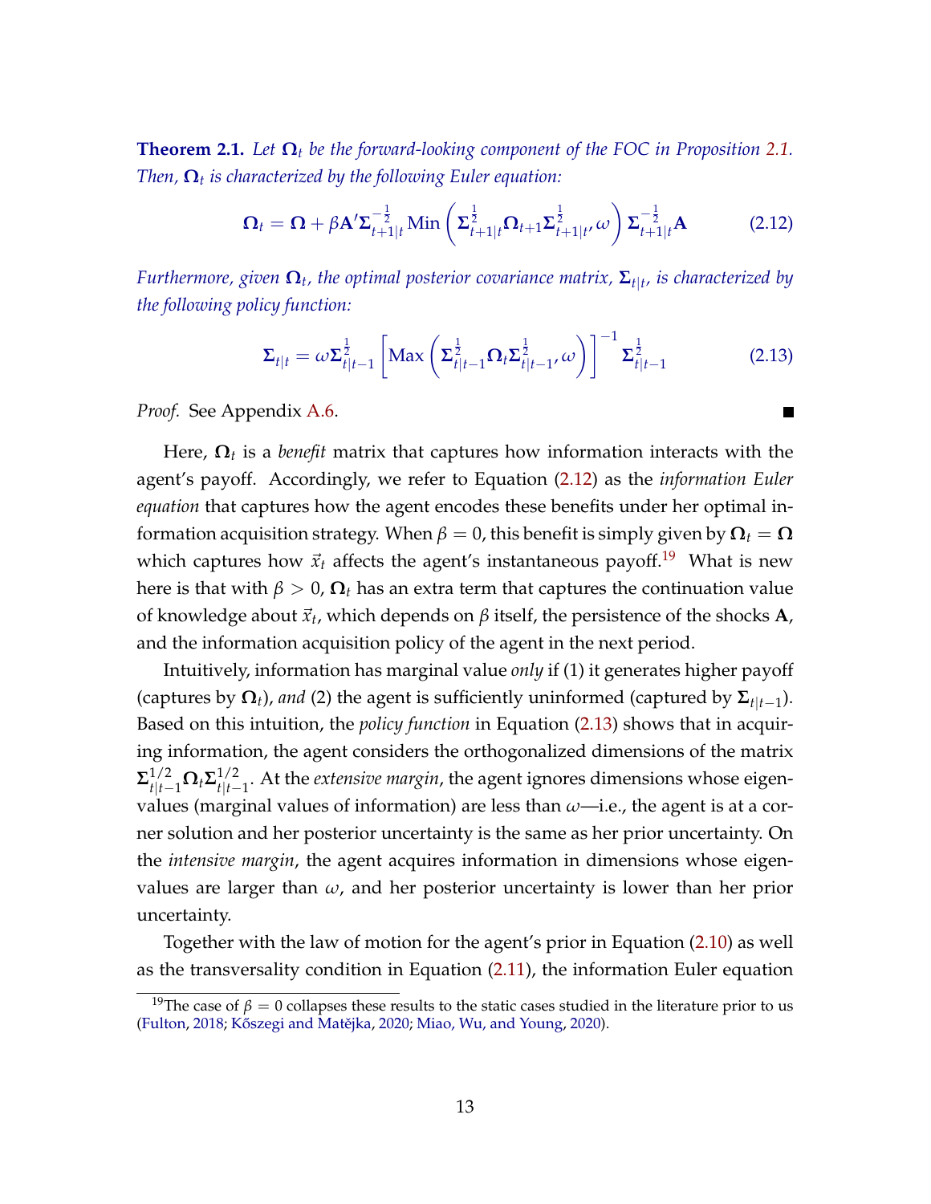**Theorem 2.1.** *Let $\mathbf{\Omega}_t$ be the forward-looking component of the FOC in Proposition 2.1. Then, $\mathbf{\Omega}_t$ is characterized by the following Euler equation:*

$$\mathbf{\Omega}_t = \mathbf{\Omega} + \beta \mathbf{A}' \mathbf{\Sigma}_{t+1|t}^{-\frac{1}{2}} \operatorname{Min}\left( \mathbf{\Sigma}_{t+1|t}^{\frac{1}{2}} \mathbf{\Omega}_{t+1} \mathbf{\Sigma}_{t+1|t}^{\frac{1}{2}}, \omega \right) \mathbf{\Sigma}_{t+1|t}^{-\frac{1}{2}} \mathbf{A} \tag{2.12}$$

*Furthermore, given $\mathbf{\Omega}_t$, the optimal posterior covariance matrix, $\mathbf{\Sigma}_{t|t}$, is characterized by the following policy function:*

$$\mathbf{\Sigma}_{t|t} = \omega \mathbf{\Sigma}_{t|t-1}^{\frac{1}{2}} \left[ \operatorname{Max}\left( \mathbf{\Sigma}_{t|t-1}^{\frac{1}{2}} \mathbf{\Omega}_t \mathbf{\Sigma}_{t|t-1}^{\frac{1}{2}}, \omega \right) \right]^{-1} \mathbf{\Sigma}_{t|t-1}^{\frac{1}{2}} \tag{2.13}$$

*Proof.* See Appendix A.6. ∎

Here, $\mathbf{\Omega}_t$ is a *benefit* matrix that captures how information interacts with the agent's payoff. Accordingly, we refer to Equation (2.12) as the *information Euler equation* that captures how the agent encodes these benefits under her optimal information acquisition strategy. When $\beta = 0$, this benefit is simply given by $\mathbf{\Omega}_t = \mathbf{\Omega}$ which captures how $\vec{x}_t$ affects the agent's instantaneous payoff.[19] What is new here is that with $\beta > 0$, $\mathbf{\Omega}_t$ has an extra term that captures the continuation value of knowledge about $\vec{x}_t$, which depends on $\beta$ itself, the persistence of the shocks $\mathbf{A}$, and the information acquisition policy of the agent in the next period.

Intuitively, information has marginal value *only* if (1) it generates higher payoff (captures by $\mathbf{\Omega}_t$), *and* (2) the agent is sufficiently uninformed (captured by $\mathbf{\Sigma}_{t|t-1}$). Based on this intuition, the *policy function* in Equation (2.13) shows that in acquiring information, the agent considers the orthogonalized dimensions of the matrix $\mathbf{\Sigma}_{t|t-1}^{1/2} \mathbf{\Omega}_t \mathbf{\Sigma}_{t|t-1}^{1/2}$. At the *extensive margin*, the agent ignores dimensions whose eigenvalues (marginal values of information) are less than $\omega$—i.e., the agent is at a corner solution and her posterior uncertainty is the same as her prior uncertainty. On the *intensive margin*, the agent acquires information in dimensions whose eigenvalues are larger than $\omega$, and her posterior uncertainty is lower than her prior uncertainty.

Together with the law of motion for the agent's prior in Equation (2.10) as well as the transversality condition in Equation (2.11), the information Euler equation

[19] The case of $\beta = 0$ collapses these results to the static cases studied in the literature prior to us (Fulton, 2018; Kőszegi and Matějka, 2020; Miao, Wu, and Young, 2020).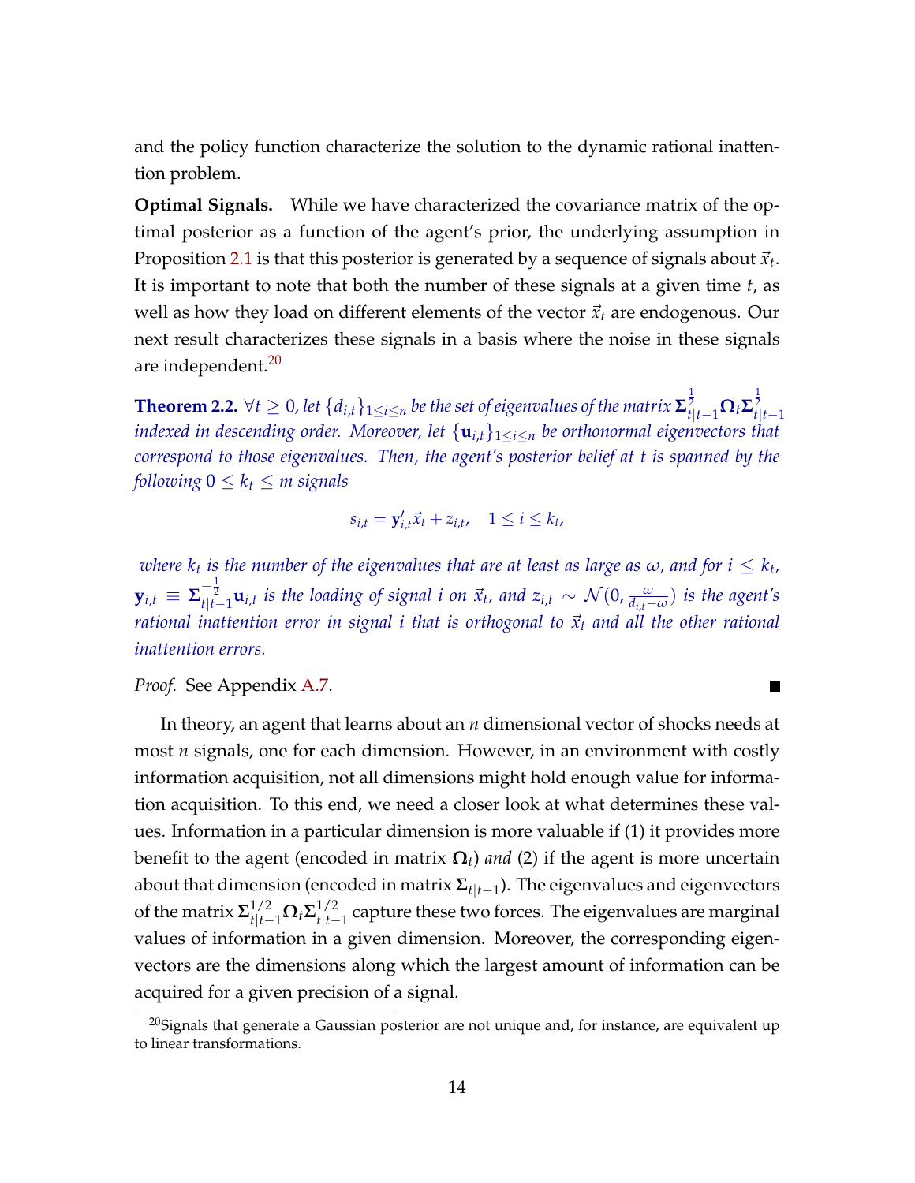and the policy function characterize the solution to the dynamic rational inattention problem.

**Optimal Signals.** While we have characterized the covariance matrix of the optimal posterior as a function of the agent's prior, the underlying assumption in Proposition 2.1 is that this posterior is generated by a sequence of signals about $\vec{x}_t$. It is important to note that both the number of these signals at a given time $t$, as well as how they load on different elements of the vector $\vec{x}_t$ are endogenous. Our next result characterizes these signals in a basis where the noise in these signals are independent.[20]

**Theorem 2.2.** *$\forall t \geq 0$, let $\{d_{i,t}\}_{1\leq i\leq n}$ be the set of eigenvalues of the matrix $\mathbf{\Sigma}_{t|t-1}^{\frac{1}{2}}\mathbf{\Omega}_t\mathbf{\Sigma}_{t|t-1}^{\frac{1}{2}}$ indexed in descending order. Moreover, let $\{\mathbf{u}_{i,t}\}_{1\leq i\leq n}$ be orthonormal eigenvectors that correspond to those eigenvalues. Then, the agent's posterior belief at $t$ is spanned by the following $0 \leq k_t \leq m$ signals*

$$s_{i,t} = \mathbf{y}_{i,t}'\vec{x}_t + z_{i,t}, \quad 1 \leq i \leq k_t,$$

*where $k_t$ is the number of the eigenvalues that are at least as large as $\omega$, and for $i \leq k_t$, $\mathbf{y}_{i,t} \equiv \mathbf{\Sigma}_{t|t-1}^{-\frac{1}{2}}\mathbf{u}_{i,t}$ is the loading of signal $i$ on $\vec{x}_t$, and $z_{i,t} \sim \mathcal{N}(0, \frac{\omega}{d_{i,t}-\omega})$ is the agent's rational inattention error in signal $i$ that is orthogonal to $\vec{x}_t$ and all the other rational inattention errors.*

*Proof.* See Appendix A.7. ∎

In theory, an agent that learns about an $n$ dimensional vector of shocks needs at most $n$ signals, one for each dimension. However, in an environment with costly information acquisition, not all dimensions might hold enough value for information acquisition. To this end, we need a closer look at what determines these values. Information in a particular dimension is more valuable if (1) it provides more benefit to the agent (encoded in matrix $\mathbf{\Omega}_t$) *and* (2) if the agent is more uncertain about that dimension (encoded in matrix $\mathbf{\Sigma}_{t|t-1}$). The eigenvalues and eigenvectors of the matrix $\mathbf{\Sigma}_{t|t-1}^{1/2}\mathbf{\Omega}_t\mathbf{\Sigma}_{t|t-1}^{1/2}$ capture these two forces. The eigenvalues are marginal values of information in a given dimension. Moreover, the corresponding eigenvectors are the dimensions along which the largest amount of information can be acquired for a given precision of a signal.

[20] Signals that generate a Gaussian posterior are not unique and, for instance, are equivalent up to linear transformations.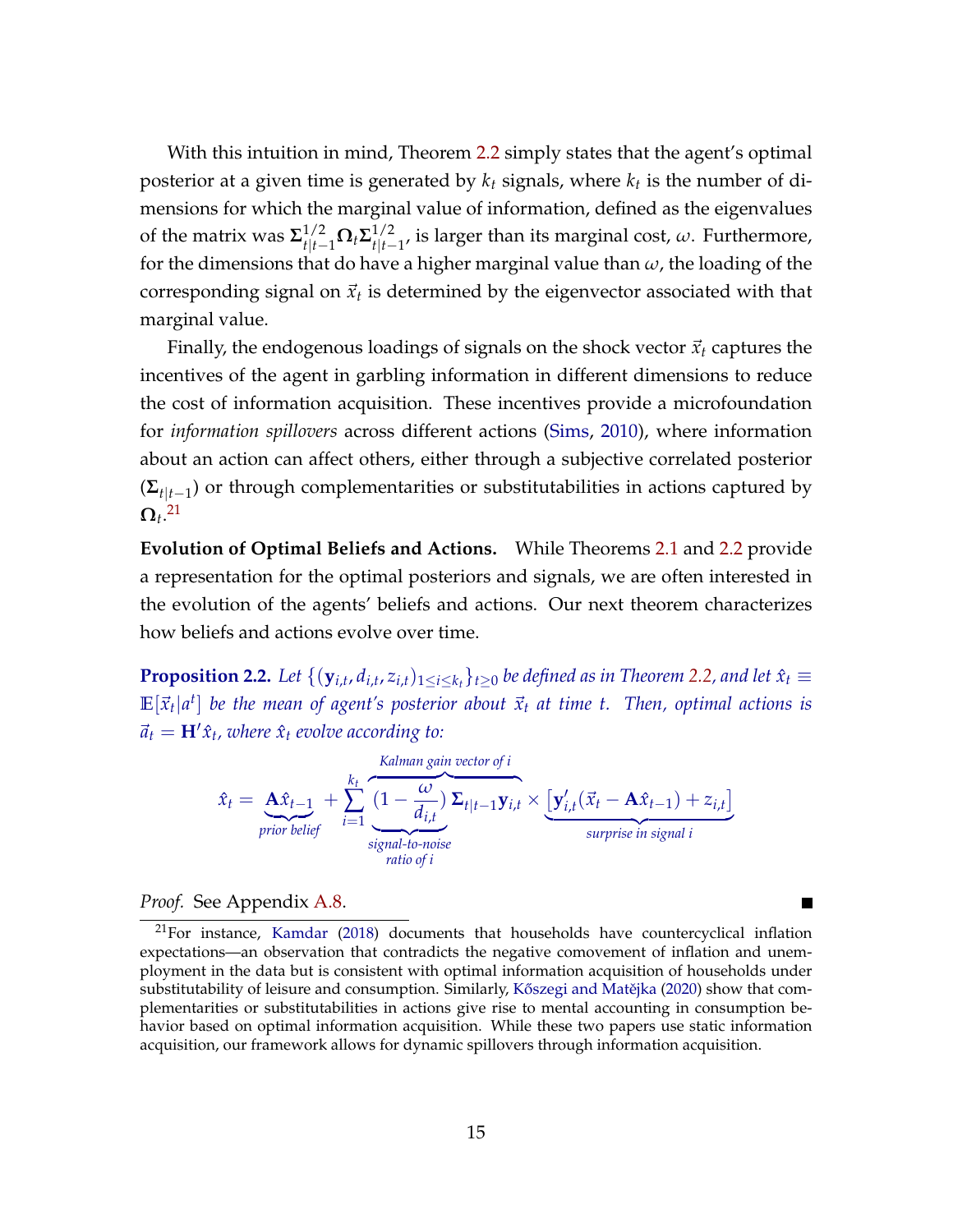With this intuition in mind, Theorem 2.2 simply states that the agent's optimal posterior at a given time is generated by $k_t$ signals, where $k_t$ is the number of dimensions for which the marginal value of information, defined as the eigenvalues of the matrix was $\mathbf{\Sigma}_{t|t-1}^{1/2}\mathbf{\Omega}_t\mathbf{\Sigma}_{t|t-1}^{1/2}$, is larger than its marginal cost, $\omega$. Furthermore, for the dimensions that do have a higher marginal value than $\omega$, the loading of the corresponding signal on $\vec{x}_t$ is determined by the eigenvector associated with that marginal value.

Finally, the endogenous loadings of signals on the shock vector $\vec{x}_t$ captures the incentives of the agent in garbling information in different dimensions to reduce the cost of information acquisition. These incentives provide a microfoundation for *information spillovers* across different actions (Sims, 2010), where information about an action can affect others, either through a subjective correlated posterior ($\mathbf{\Sigma}_{t|t-1}$) or through complementarities or substitutabilities in actions captured by $\mathbf{\Omega}_t$.[21]

**Evolution of Optimal Beliefs and Actions.** While Theorems 2.1 and 2.2 provide a representation for the optimal posteriors and signals, we are often interested in the evolution of the agents' beliefs and actions. Our next theorem characterizes how beliefs and actions evolve over time.

**Proposition 2.2.** *Let $\{(\mathbf{y}_{i,t}, d_{i,t}, z_{i,t})_{1\leq i\leq k_t}\}_{t\geq 0}$ be defined as in Theorem 2.2, and let $\hat{x}_t \equiv \mathbb{E}[\vec{x}_t|a^t]$ be the mean of agent's posterior about $\vec{x}_t$ at time $t$. Then, optimal actions is $\vec{a}_t = \mathbf{H}'\hat{x}_t$, where $\hat{x}_t$ evolve according to:*

$$\hat{x}_t = \underbrace{\mathbf{A}\hat{x}_{t-1}}_{\text{prior belief}} + \sum_{i=1}^{k_t} \overbrace{\underbrace{(1-\frac{\omega}{d_{i,t}})}_{\substack{\text{signal-to-noise}\\ \text{ratio of } i}}\mathbf{\Sigma}_{t|t-1}\mathbf{y}_{i,t}}^{\text{Kalman gain vector of } i} \times \underbrace{[\mathbf{y}_{i,t}'(\vec{x}_t - \mathbf{A}\hat{x}_{t-1}) + z_{i,t}]}_{\text{surprise in signal } i}$$

*Proof.* See Appendix A.8. ∎

[21] For instance, Kamdar (2018) documents that households have countercyclical inflation expectations—an observation that contradicts the negative comovement of inflation and unemployment in the data but is consistent with optimal information acquisition of households under substitutability of leisure and consumption. Similarly, Kőszegi and Matějka (2020) show that complementarities or substitutabilities in actions give rise to mental accounting in consumption behavior based on optimal information acquisition. While these two papers use static information acquisition, our framework allows for dynamic spillovers through information acquisition.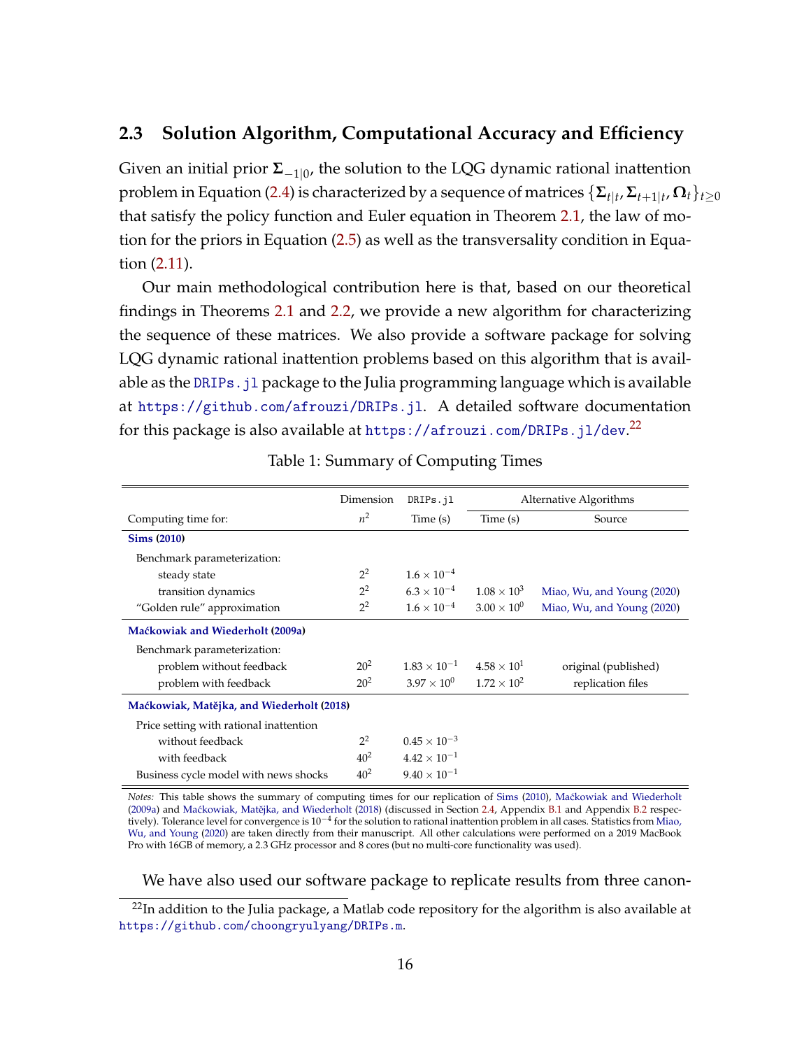## 2.3 Solution Algorithm, Computational Accuracy and Efficiency

Given an initial prior $\mathbf{\Sigma}_{-1|0}$, the solution to the LQG dynamic rational inattention problem in Equation (2.4) is characterized by a sequence of matrices $\{\mathbf{\Sigma}_{t|t}, \mathbf{\Sigma}_{t+1|t}, \mathbf{\Omega}_t\}_{t\geq 0}$ that satisfy the policy function and Euler equation in Theorem 2.1, the law of motion for the priors in Equation (2.5) as well as the transversality condition in Equation (2.11).

Our main methodological contribution here is that, based on our theoretical findings in Theorems 2.1 and 2.2, we provide a new algorithm for characterizing the sequence of these matrices. We also provide a software package for solving LQG dynamic rational inattention problems based on this algorithm that is available as the `DRIPs.jl` package to the Julia programming language which is available at `https://github.com/afrouzi/DRIPs.jl`. A detailed software documentation for this package is also available at `https://afrouzi.com/DRIPs.jl/dev`.[22]

Table 1: Summary of Computing Times

| Computing time for: | Dimension $n^2$ | `DRIPs.jl` Time (s) | Alternative Algorithms Time (s) | Alternative Algorithms Source |
|---|---|---|---|---|
| **Sims (2010)** | | | | |
| Benchmark parameterization: | | | | |
| steady state | $2^2$ | $1.6 \times 10^{-4}$ | | |
| transition dynamics | $2^2$ | $6.3 \times 10^{-4}$ | $1.08 \times 10^{3}$ | Miao, Wu, and Young (2020) |
| "Golden rule" approximation | $2^2$ | $1.6 \times 10^{-4}$ | $3.00 \times 10^{0}$ | Miao, Wu, and Young (2020) |
| **Maćkowiak and Wiederholt (2009a)** | | | | |
| Benchmark parameterization: | | | | |
| problem without feedback | $20^2$ | $1.83 \times 10^{-1}$ | $4.58 \times 10^{1}$ | original (published) |
| problem with feedback | $20^2$ | $3.97 \times 10^{0}$ | $1.72 \times 10^{2}$ | replication files |
| **Maćkowiak, Matějka, and Wiederholt (2018)** | | | | |
| Price setting with rational inattention | | | | |
| without feedback | $2^2$ | $0.45 \times 10^{-3}$ | | |
| with feedback | $40^2$ | $4.42 \times 10^{-1}$ | | |
| Business cycle model with news shocks | $40^2$ | $9.40 \times 10^{-1}$ | | |

*Notes:* This table shows the summary of computing times for our replication of Sims (2010), Maćkowiak and Wiederholt (2009a) and Maćkowiak, Matějka, and Wiederholt (2018) (discussed in Section 2.4, Appendix B.1 and Appendix B.2 respectively). Tolerance level for convergence is $10^{-4}$ for the solution to rational inattention problem in all cases. Statistics from Miao, Wu, and Young (2020) are taken directly from their manuscript. All other calculations were performed on a 2019 MacBook Pro with 16GB of memory, a 2.3 GHz processor and 8 cores (but no multi-core functionality was used).

We have also used our software package to replicate results from three canon-

[22] In addition to the Julia package, a Matlab code repository for the algorithm is also available at `https://github.com/choongryulyang/DRIPs.m`.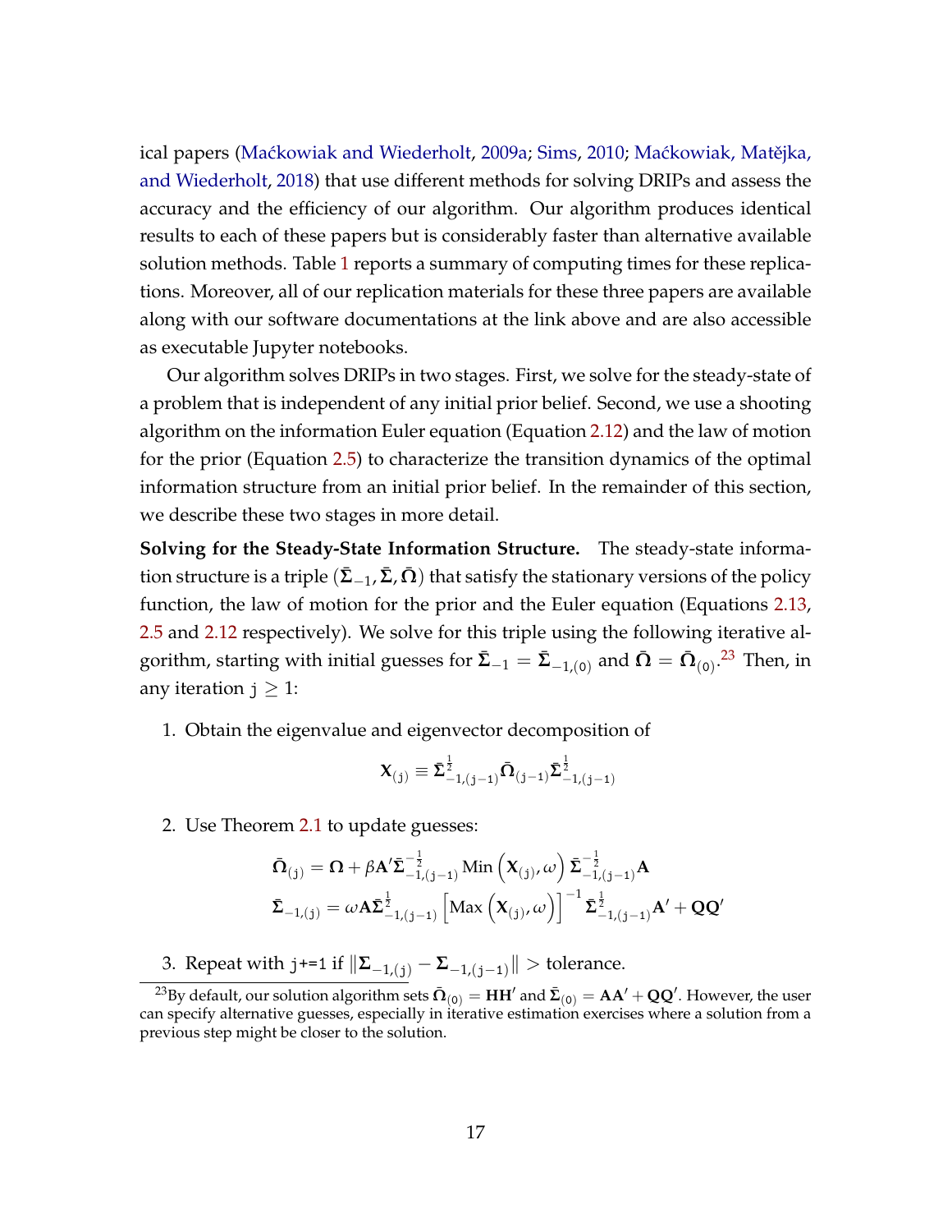ical papers (Maćkowiak and Wiederholt, 2009a; Sims, 2010; Maćkowiak, Matějka, and Wiederholt, 2018) that use different methods for solving DRIPs and assess the accuracy and the efficiency of our algorithm. Our algorithm produces identical results to each of these papers but is considerably faster than alternative available solution methods. Table 1 reports a summary of computing times for these replications. Moreover, all of our replication materials for these three papers are available along with our software documentations at the link above and are also accessible as executable Jupyter notebooks.

Our algorithm solves DRIPs in two stages. First, we solve for the steady-state of a problem that is independent of any initial prior belief. Second, we use a shooting algorithm on the information Euler equation (Equation 2.12) and the law of motion for the prior (Equation 2.5) to characterize the transition dynamics of the optimal information structure from an initial prior belief. In the remainder of this section, we describe these two stages in more detail.

**Solving for the Steady-State Information Structure.** The steady-state information structure is a triple $(\bar{\mathbf{\Sigma}}_{-1}, \bar{\mathbf{\Sigma}}, \bar{\mathbf{\Omega}})$ that satisfy the stationary versions of the policy function, the law of motion for the prior and the Euler equation (Equations 2.13, 2.5 and 2.12 respectively). We solve for this triple using the following iterative algorithm, starting with initial guesses for $\bar{\mathbf{\Sigma}}_{-1} = \bar{\mathbf{\Sigma}}_{-1,(0)}$ and $\bar{\mathbf{\Omega}} = \bar{\mathbf{\Omega}}_{(0)}$.[23] Then, in any iteration $j \geq 1$:

1. Obtain the eigenvalue and eigenvector decomposition of

$$\mathbf{X}_{(j)} \equiv \bar{\mathbf{\Sigma}}^{\frac{1}{2}}_{-1,(j-1)} \bar{\mathbf{\Omega}}_{(j-1)} \bar{\mathbf{\Sigma}}^{\frac{1}{2}}_{-1,(j-1)}$$

2. Use Theorem 2.1 to update guesses:

$$\bar{\mathbf{\Omega}}_{(j)} = \mathbf{\Omega} + \beta \mathbf{A}' \bar{\mathbf{\Sigma}}^{-\frac{1}{2}}_{-1,(j-1)} \operatorname{Min}\left(\mathbf{X}_{(j)}, \omega\right) \bar{\mathbf{\Sigma}}^{-\frac{1}{2}}_{-1,(j-1)} \mathbf{A}$$

$$\bar{\mathbf{\Sigma}}_{-1,(j)} = \omega \mathbf{A} \bar{\mathbf{\Sigma}}^{\frac{1}{2}}_{-1,(j-1)} \left[\operatorname{Max}\left(\mathbf{X}_{(j)}, \omega\right)\right]^{-1} \bar{\mathbf{\Sigma}}^{\frac{1}{2}}_{-1,(j-1)} \mathbf{A}' + \mathbf{Q}\mathbf{Q}'$$

3. Repeat with `j+=1` if $\|\mathbf{\Sigma}_{-1,(j)} - \mathbf{\Sigma}_{-1,(j-1)}\| >$ tolerance.

[23] By default, our solution algorithm sets $\bar{\mathbf{\Omega}}_{(0)} = \mathbf{H}\mathbf{H}'$ and $\bar{\mathbf{\Sigma}}_{(0)} = \mathbf{A}\mathbf{A}' + \mathbf{Q}\mathbf{Q}'$. However, the user can specify alternative guesses, especially in iterative estimation exercises where a solution from a previous step might be closer to the solution.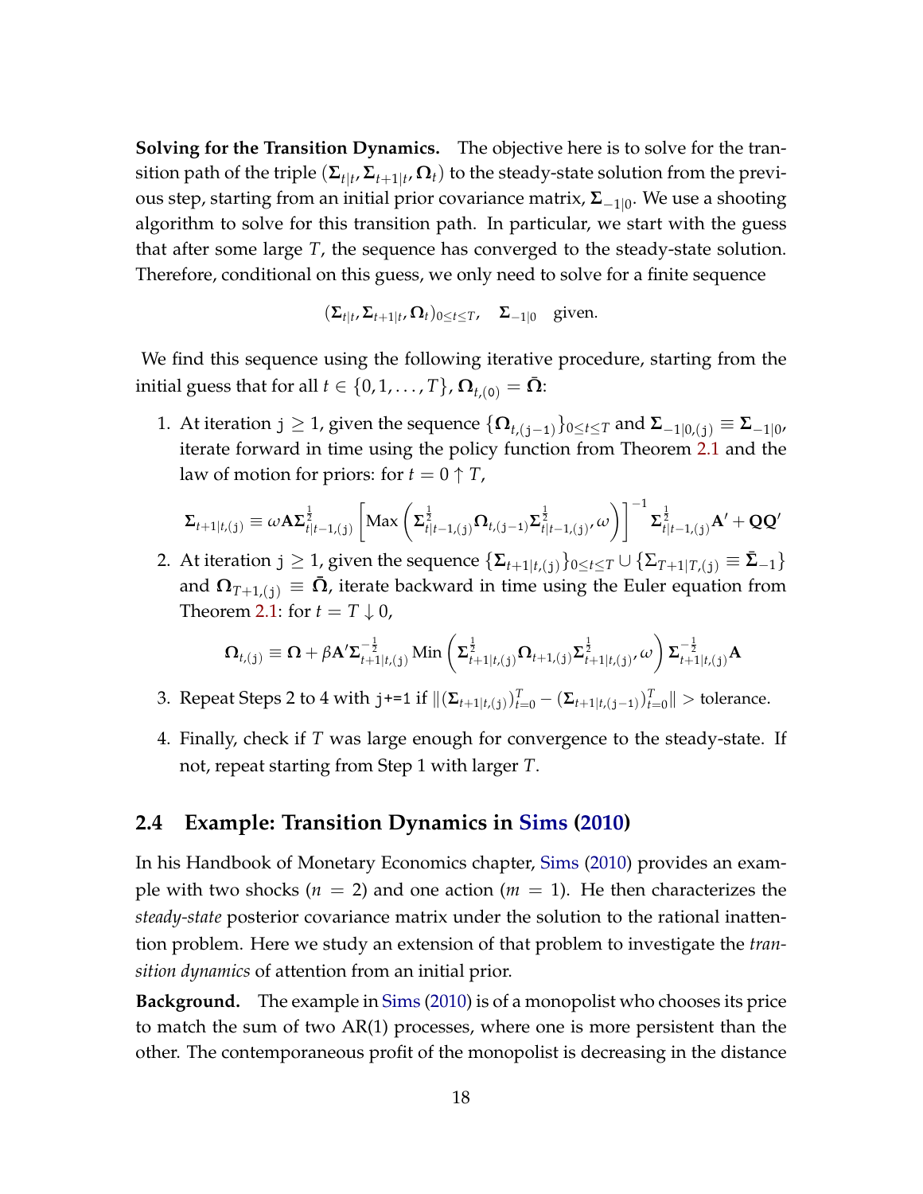**Solving for the Transition Dynamics.** The objective here is to solve for the transition path of the triple $(\mathbf{\Sigma}_{t|t}, \mathbf{\Sigma}_{t+1|t}, \mathbf{\Omega}_t)$ to the steady-state solution from the previous step, starting from an initial prior covariance matrix, $\mathbf{\Sigma}_{-1|0}$. We use a shooting algorithm to solve for this transition path. In particular, we start with the guess that after some large $T$, the sequence has converged to the steady-state solution. Therefore, conditional on this guess, we only need to solve for a finite sequence

$$(\mathbf{\Sigma}_{t|t}, \mathbf{\Sigma}_{t+1|t}, \mathbf{\Omega}_t)_{0 \le t \le T}, \quad \mathbf{\Sigma}_{-1|0} \quad \text{given.}$$

We find this sequence using the following iterative procedure, starting from the initial guess that for all $t \in \{0, 1, \dots, T\}$, $\mathbf{\Omega}_{t,(0)} = \bar{\mathbf{\Omega}}$:

1. At iteration $\mathrm{j} \geq 1$, given the sequence $\{\mathbf{\Omega}_{t,(\mathrm{j}-1)}\}_{0 \le t \le T}$ and $\mathbf{\Sigma}_{-1|0,(\mathrm{j})} \equiv \mathbf{\Sigma}_{-1|0}$, iterate forward in time using the policy function from Theorem 2.1 and the law of motion for priors: for $t = 0 \uparrow T$,

$$\mathbf{\Sigma}_{t+1|t,(\mathrm{j})} \equiv \omega \mathbf{A} \mathbf{\Sigma}^{\frac{1}{2}}_{t|t-1,(\mathrm{j})} \left[ \mathrm{Max}\left( \mathbf{\Sigma}^{\frac{1}{2}}_{t|t-1,(\mathrm{j})} \mathbf{\Omega}_{t,(\mathrm{j}-1)} \mathbf{\Sigma}^{\frac{1}{2}}_{t|t-1,(\mathrm{j})}, \omega \right) \right]^{-1} \mathbf{\Sigma}^{\frac{1}{2}}_{t|t-1,(\mathrm{j})} \mathbf{A}' + \mathbf{Q}\mathbf{Q}'$$

2. At iteration $\mathrm{j} \geq 1$, given the sequence $\{\mathbf{\Sigma}_{t+1|t,(\mathrm{j})}\}_{0 \le t \le T} \cup \{\Sigma_{T+1|T,(\mathrm{j})} \equiv \bar{\mathbf{\Sigma}}_{-1}\}$ and $\mathbf{\Omega}_{T+1,(\mathrm{j})} \equiv \bar{\mathbf{\Omega}}$, iterate backward in time using the Euler equation from Theorem 2.1: for $t = T \downarrow 0$,

$$\mathbf{\Omega}_{t,(\mathrm{j})} \equiv \mathbf{\Omega} + \beta \mathbf{A}' \mathbf{\Sigma}^{-\frac{1}{2}}_{t+1|t,(\mathrm{j})} \,\mathrm{Min}\left( \mathbf{\Sigma}^{\frac{1}{2}}_{t+1|t,(\mathrm{j})} \mathbf{\Omega}_{t+1,(\mathrm{j})} \mathbf{\Sigma}^{\frac{1}{2}}_{t+1|t,(\mathrm{j})}, \omega \right) \mathbf{\Sigma}^{-\frac{1}{2}}_{t+1|t,(\mathrm{j})} \mathbf{A}$$

3. Repeat Steps 2 to 4 with `j+=1` if $\|(\mathbf{\Sigma}_{t+1|t,(\mathrm{j})})_{t=0}^{T} - (\mathbf{\Sigma}_{t+1|t,(\mathrm{j}-1)})_{t=0}^{T}\| >$ tolerance.

4. Finally, check if $T$ was large enough for convergence to the steady-state. If not, repeat starting from Step 1 with larger $T$.

## 2.4 Example: Transition Dynamics in Sims (2010)

In his Handbook of Monetary Economics chapter, Sims (2010) provides an example with two shocks ($n = 2$) and one action ($m = 1$). He then characterizes the *steady-state* posterior covariance matrix under the solution to the rational inattention problem. Here we study an extension of that problem to investigate the *transition dynamics* of attention from an initial prior.

**Background.** The example in Sims (2010) is of a monopolist who chooses its price to match the sum of two AR(1) processes, where one is more persistent than the other. The contemporaneous profit of the monopolist is decreasing in the distance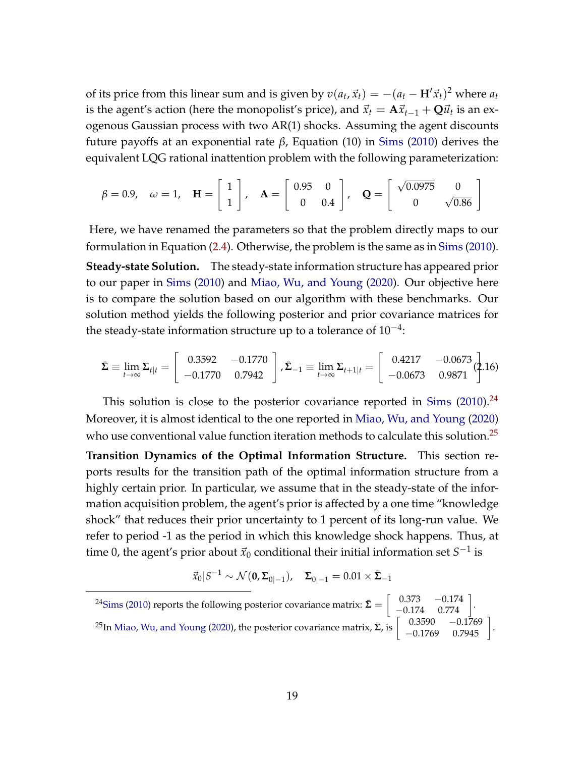of its price from this linear sum and is given by $v(a_t, \vec{x}_t) = -(a_t - \mathbf{H}'\vec{x}_t)^2$ where $a_t$ is the agent's action (here the monopolist's price), and $\vec{x}_t = \mathbf{A}\vec{x}_{t-1} + \mathbf{Q}\vec{u}_t$ is an exogenous Gaussian process with two AR(1) shocks. Assuming the agent discounts future payoffs at an exponential rate $\beta$, Equation (10) in Sims (2010) derives the equivalent LQG rational inattention problem with the following parameterization:

$$\beta = 0.9, \quad \omega = 1, \quad \mathbf{H} = \begin{bmatrix} 1 \\ 1 \end{bmatrix}, \quad \mathbf{A} = \begin{bmatrix} 0.95 & 0 \\ 0 & 0.4 \end{bmatrix}, \quad \mathbf{Q} = \begin{bmatrix} \sqrt{0.0975} & 0 \\ 0 & \sqrt{0.86} \end{bmatrix}$$

Here, we have renamed the parameters so that the problem directly maps to our formulation in Equation (2.4). Otherwise, the problem is the same as in Sims (2010).

**Steady-state Solution.** The steady-state information structure has appeared prior to our paper in Sims (2010) and Miao, Wu, and Young (2020). Our objective here is to compare the solution based on our algorithm with these benchmarks. Our solution method yields the following posterior and prior covariance matrices for the steady-state information structure up to a tolerance of $10^{-4}$:

$$\bar{\mathbf{\Sigma}} \equiv \lim_{t\to\infty} \mathbf{\Sigma}_{t|t} = \begin{bmatrix} 0.3592 & -0.1770 \\ -0.1770 & 0.7942 \end{bmatrix}, \bar{\mathbf{\Sigma}}_{-1} \equiv \lim_{t\to\infty} \mathbf{\Sigma}_{t+1|t} = \begin{bmatrix} 0.4217 & -0.0673 \\ -0.0673 & 0.9871 \end{bmatrix} \quad (2.16)$$

This solution is close to the posterior covariance reported in Sims (2010).[24] Moreover, it is almost identical to the one reported in Miao, Wu, and Young (2020) who use conventional value function iteration methods to calculate this solution.[25]

**Transition Dynamics of the Optimal Information Structure.** This section reports results for the transition path of the optimal information structure from a highly certain prior. In particular, we assume that in the steady-state of the information acquisition problem, the agent's prior is affected by a one time "knowledge shock" that reduces their prior uncertainty to 1 percent of its long-run value. We refer to period -1 as the period in which this knowledge shock happens. Thus, at time 0, the agent's prior about $\vec{x}_0$ conditional their initial information set $S^{-1}$ is

$$\vec{x}_0 | S^{-1} \sim \mathcal{N}(\mathbf{0}, \mathbf{\Sigma}_{0|-1}), \quad \mathbf{\Sigma}_{0|-1} = 0.01 \times \bar{\mathbf{\Sigma}}_{-1}$$

[24] Sims (2010) reports the following posterior covariance matrix: $\bar{\mathbf{\Sigma}} = \begin{bmatrix} 0.373 & -0.174 \\ -0.174 & 0.774 \end{bmatrix}$.

[25] In Miao, Wu, and Young (2020), the posterior covariance matrix, $\bar{\mathbf{\Sigma}}$, is $\begin{bmatrix} 0.3590 & -0.1769 \\ -0.1769 & 0.7945 \end{bmatrix}$.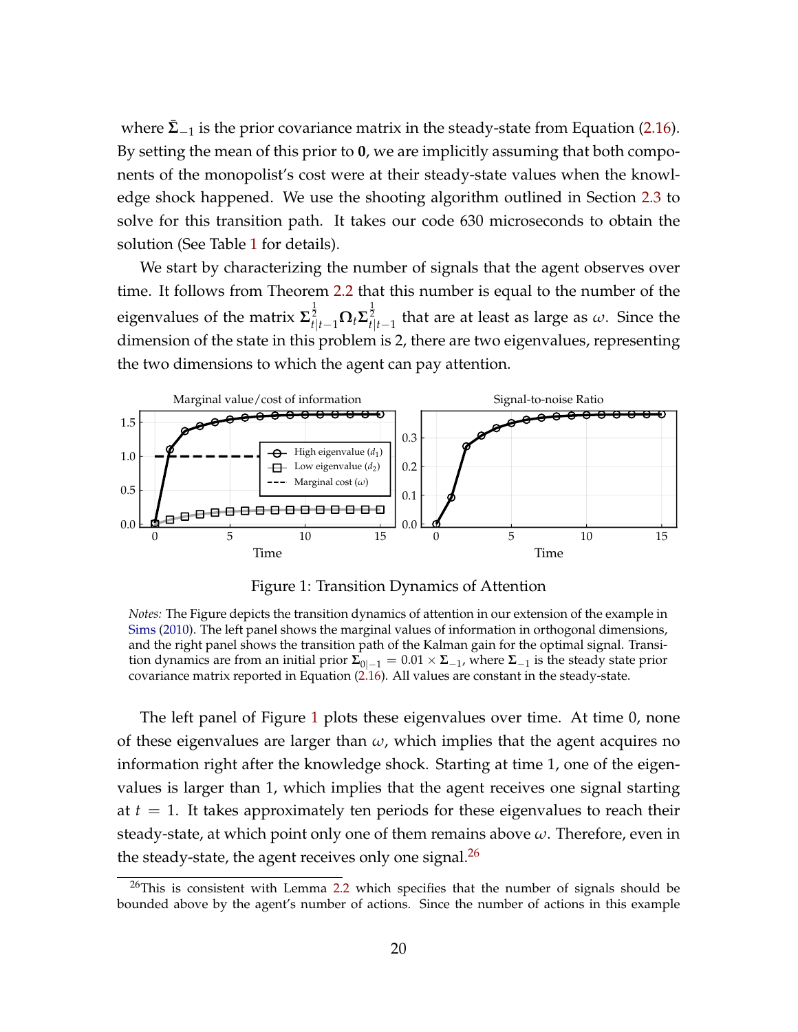where $\bar{\mathbf{\Sigma}}_{-1}$ is the prior covariance matrix in the steady-state from Equation (2.16). By setting the mean of this prior to $\mathbf{0}$, we are implicitly assuming that both components of the monopolist's cost were at their steady-state values when the knowledge shock happened. We use the shooting algorithm outlined in Section 2.3 to solve for this transition path. It takes our code 630 microseconds to obtain the solution (See Table 1 for details).

We start by characterizing the number of signals that the agent observes over time. It follows from Theorem 2.2 that this number is equal to the number of the eigenvalues of the matrix $\mathbf{\Sigma}_{t|t-1}^{\frac{1}{2}}\mathbf{\Omega}_t\mathbf{\Sigma}_{t|t-1}^{\frac{1}{2}}$ that are at least as large as $\omega$. Since the dimension of the state in this problem is 2, there are two eigenvalues, representing the two dimensions to which the agent can pay attention.

Figure 1: Transition Dynamics of Attention

*Notes:* The Figure depicts the transition dynamics of attention in our extension of the example in Sims (2010). The left panel shows the marginal values of information in orthogonal dimensions, and the right panel shows the transition path of the Kalman gain for the optimal signal. Transition dynamics are from an initial prior $\mathbf{\Sigma}_{0|-1} = 0.01 \times \mathbf{\Sigma}_{-1}$, where $\mathbf{\Sigma}_{-1}$ is the steady state prior covariance matrix reported in Equation (2.16). All values are constant in the steady-state.

The left panel of Figure 1 plots these eigenvalues over time. At time 0, none of these eigenvalues are larger than $\omega$, which implies that the agent acquires no information right after the knowledge shock. Starting at time 1, one of the eigenvalues is larger than 1, which implies that the agent receives one signal starting at $t = 1$. It takes approximately ten periods for these eigenvalues to reach their steady-state, at which point only one of them remains above $\omega$. Therefore, even in the steady-state, the agent receives only one signal.[26]

[26]This is consistent with Lemma 2.2 which specifies that the number of signals should be bounded above by the agent's number of actions. Since the number of actions in this example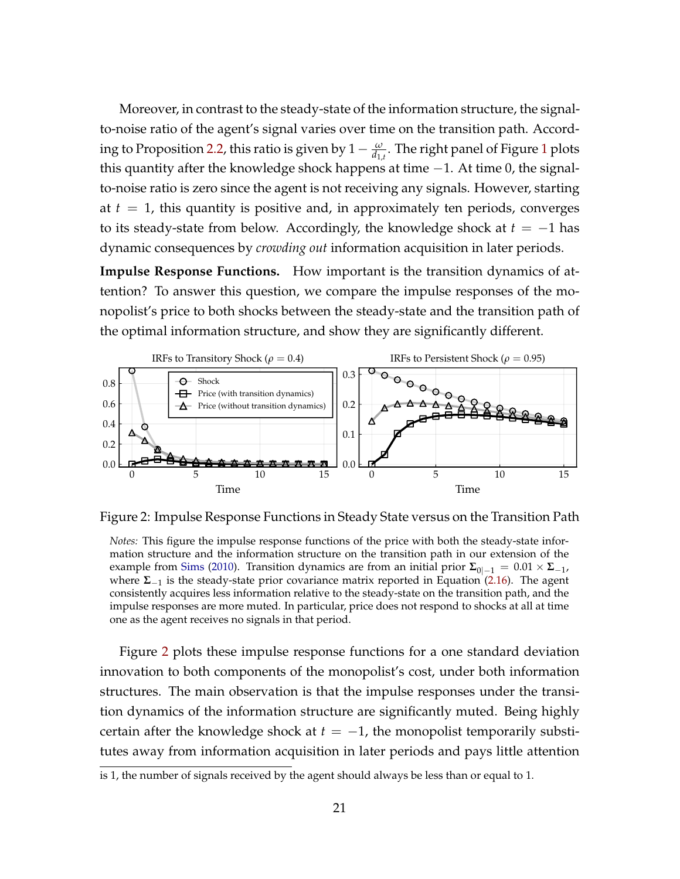Moreover, in contrast to the steady-state of the information structure, the signal-to-noise ratio of the agent's signal varies over time on the transition path. According to Proposition 2.2, this ratio is given by $1 - \frac{\omega}{d_{1,t}}$. The right panel of Figure 1 plots this quantity after the knowledge shock happens at time $-1$. At time 0, the signal-to-noise ratio is zero since the agent is not receiving any signals. However, starting at $t = 1$, this quantity is positive and, in approximately ten periods, converges to its steady-state from below. Accordingly, the knowledge shock at $t = -1$ has dynamic consequences by *crowding out* information acquisition in later periods.

**Impulse Response Functions.** How important is the transition dynamics of attention? To answer this question, we compare the impulse responses of the monopolist's price to both shocks between the steady-state and the transition path of the optimal information structure, and show they are significantly different.

Figure 2: Impulse Response Functions in Steady State versus on the Transition Path

*Notes:* This figure the impulse response functions of the price with both the steady-state information structure and the information structure on the transition path in our extension of the example from Sims (2010). Transition dynamics are from an initial prior $\mathbf{\Sigma}_{0|-1} = 0.01 \times \mathbf{\Sigma}_{-1}$, where $\mathbf{\Sigma}_{-1}$ is the steady-state prior covariance matrix reported in Equation (2.16). The agent consistently acquires less information relative to the steady-state on the transition path, and the impulse responses are more muted. In particular, price does not respond to shocks at all at time one as the agent receives no signals in that period.

Figure 2 plots these impulse response functions for a one standard deviation innovation to both components of the monopolist's cost, under both information structures. The main observation is that the impulse responses under the transition dynamics of the information structure are significantly muted. Being highly certain after the knowledge shock at $t = -1$, the monopolist temporarily substitutes away from information acquisition in later periods and pays little attention

is 1, the number of signals received by the agent should always be less than or equal to 1.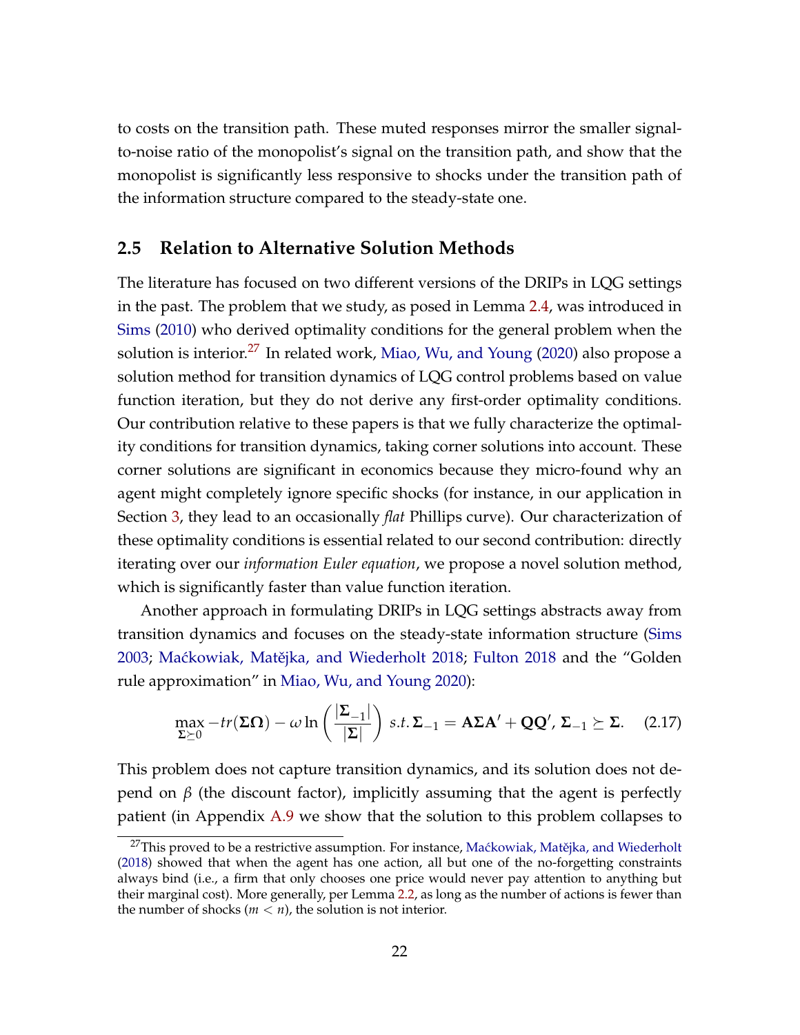to costs on the transition path. These muted responses mirror the smaller signal-to-noise ratio of the monopolist's signal on the transition path, and show that the monopolist is significantly less responsive to shocks under the transition path of the information structure compared to the steady-state one.

## 2.5 Relation to Alternative Solution Methods

The literature has focused on two different versions of the DRIPs in LQG settings in the past. The problem that we study, as posed in Lemma 2.4, was introduced in Sims (2010) who derived optimality conditions for the general problem when the solution is interior.[27] In related work, Miao, Wu, and Young (2020) also propose a solution method for transition dynamics of LQG control problems based on value function iteration, but they do not derive any first-order optimality conditions. Our contribution relative to these papers is that we fully characterize the optimality conditions for transition dynamics, taking corner solutions into account. These corner solutions are significant in economics because they micro-found why an agent might completely ignore specific shocks (for instance, in our application in Section 3, they lead to an occasionally *flat* Phillips curve). Our characterization of these optimality conditions is essential related to our second contribution: directly iterating over our *information Euler equation*, we propose a novel solution method, which is significantly faster than value function iteration.

Another approach in formulating DRIPs in LQG settings abstracts away from transition dynamics and focuses on the steady-state information structure (Sims 2003; Maćkowiak, Matějka, and Wiederholt 2018; Fulton 2018 and the "Golden rule approximation" in Miao, Wu, and Young 2020):

$$\max_{\mathbf{\Sigma}\succeq 0} -tr(\mathbf{\Sigma}\mathbf{\Omega}) - \omega \ln\left(\frac{|\mathbf{\Sigma}_{-1}|}{|\mathbf{\Sigma}|}\right) \; s.t.\, \mathbf{\Sigma}_{-1} = \mathbf{A}\mathbf{\Sigma}\mathbf{A}' + \mathbf{Q}\mathbf{Q}',\, \mathbf{\Sigma}_{-1} \succeq \mathbf{\Sigma}. \quad (2.17)$$

This problem does not capture transition dynamics, and its solution does not depend on $\beta$ (the discount factor), implicitly assuming that the agent is perfectly patient (in Appendix A.9 we show that the solution to this problem collapses to

[27] This proved to be a restrictive assumption. For instance, Maćkowiak, Matějka, and Wiederholt (2018) showed that when the agent has one action, all but one of the no-forgetting constraints always bind (i.e., a firm that only chooses one price would never pay attention to anything but their marginal cost). More generally, per Lemma 2.2, as long as the number of actions is fewer than the number of shocks ($m < n$), the solution is not interior.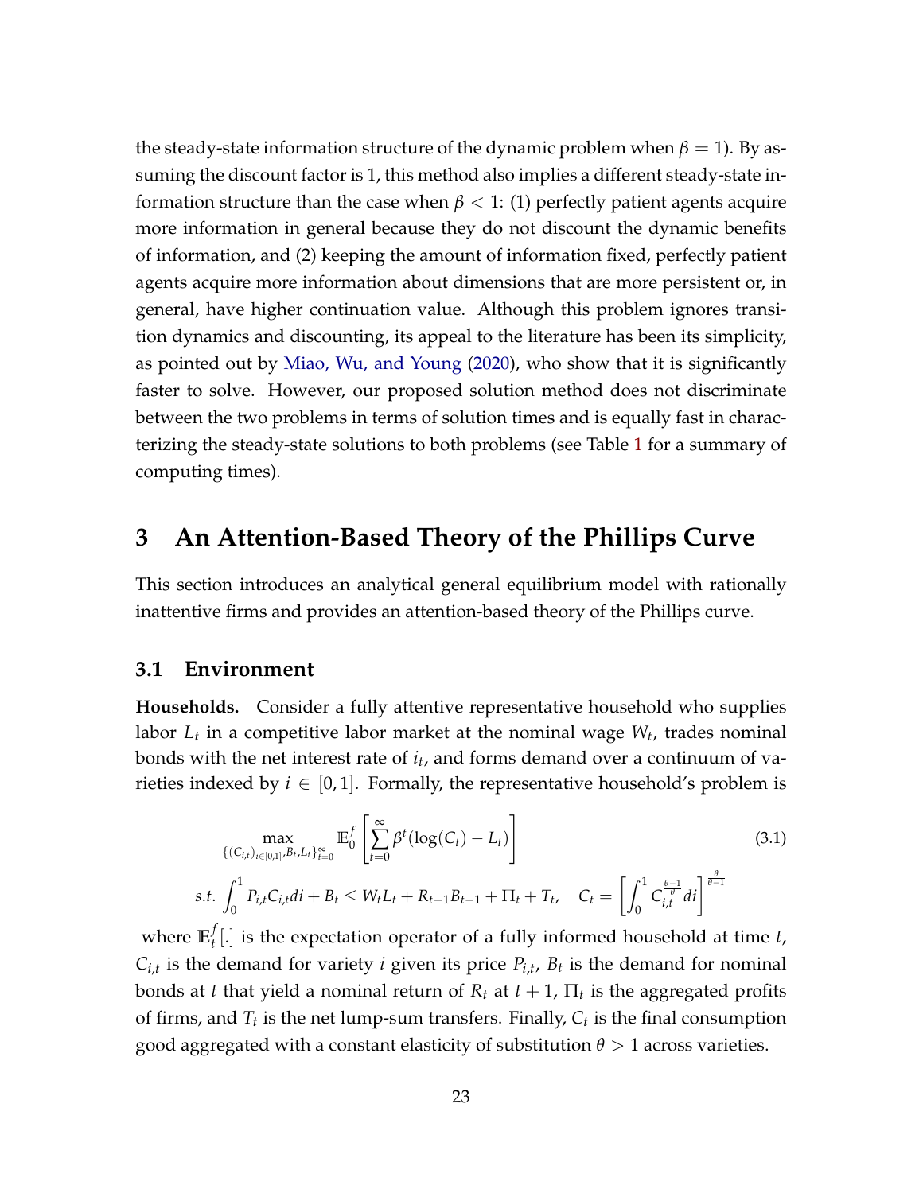the steady-state information structure of the dynamic problem when $\beta = 1$). By assuming the discount factor is 1, this method also implies a different steady-state information structure than the case when $\beta < 1$: (1) perfectly patient agents acquire more information in general because they do not discount the dynamic benefits of information, and (2) keeping the amount of information fixed, perfectly patient agents acquire more information about dimensions that are more persistent or, in general, have higher continuation value. Although this problem ignores transition dynamics and discounting, its appeal to the literature has been its simplicity, as pointed out by Miao, Wu, and Young (2020), who show that it is significantly faster to solve. However, our proposed solution method does not discriminate between the two problems in terms of solution times and is equally fast in characterizing the steady-state solutions to both problems (see Table 1 for a summary of computing times).

# 3 An Attention-Based Theory of the Phillips Curve

This section introduces an analytical general equilibrium model with rationally inattentive firms and provides an attention-based theory of the Phillips curve.

## 3.1 Environment

**Households.** Consider a fully attentive representative household who supplies labor $L_t$ in a competitive labor market at the nominal wage $W_t$, trades nominal bonds with the net interest rate of $i_t$, and forms demand over a continuum of varieties indexed by $i \in [0, 1]$. Formally, the representative household's problem is

$$
\max_{\{(C_{i,t})_{i\in[0,1]}, B_t, L_t\}_{t=0}^{\infty}} \mathbb{E}_0^f \left[ \sum_{t=0}^{\infty} \beta^t (\log(C_t) - L_t) \right] \tag{3.1}
$$

$$
s.t. \int_0^1 P_{i,t} C_{i,t} di + B_t \leq W_t L_t + R_{t-1} B_{t-1} + \Pi_t + T_t, \quad C_t = \left[ \int_0^1 C_{i,t}^{\frac{\theta-1}{\theta}} di \right]^{\frac{\theta}{\theta-1}}
$$

where $\mathbb{E}_t^f[.]$ is the expectation operator of a fully informed household at time $t$, $C_{i,t}$ is the demand for variety $i$ given its price $P_{i,t}$, $B_t$ is the demand for nominal bonds at $t$ that yield a nominal return of $R_t$ at $t+1$, $\Pi_t$ is the aggregated profits of firms, and $T_t$ is the net lump-sum transfers. Finally, $C_t$ is the final consumption good aggregated with a constant elasticity of substitution $\theta > 1$ across varieties.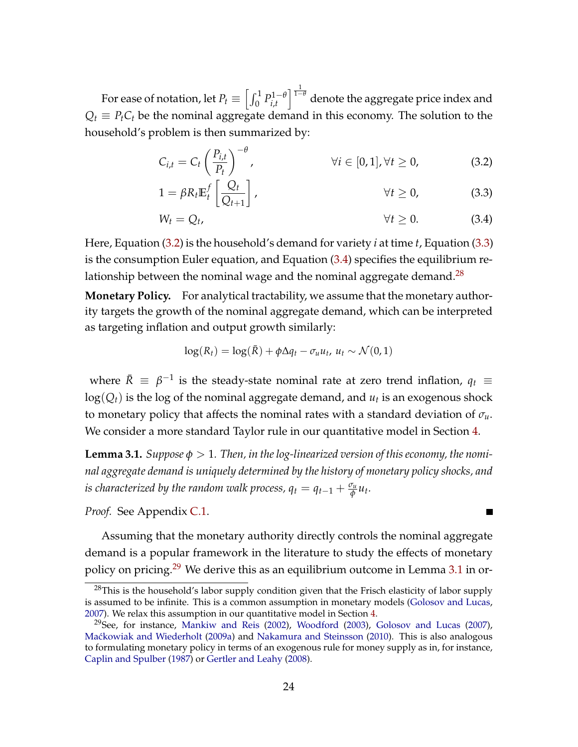For ease of notation, let $P_t \equiv \left[\int_0^1 P_{i,t}^{1-\theta}\right]^{\frac{1}{1-\theta}}$ denote the aggregate price index and $Q_t \equiv P_t C_t$ be the nominal aggregate demand in this economy. The solution to the household's problem is then summarized by:

$$C_{i,t} = C_t \left(\frac{P_{i,t}}{P_t}\right)^{-\theta}, \qquad \forall i \in [0,1], \forall t \geq 0, \tag{3.2}$$

$$1 = \beta R_t \mathbb{E}_t^f \left[\frac{Q_t}{Q_{t+1}}\right], \qquad \forall t \geq 0, \tag{3.3}$$

$$W_t = Q_t, \qquad \forall t \geq 0. \tag{3.4}$$

Here, Equation (3.2) is the household's demand for variety $i$ at time $t$, Equation (3.3) is the consumption Euler equation, and Equation (3.4) specifies the equilibrium relationship between the nominal wage and the nominal aggregate demand.[28]

**Monetary Policy.** For analytical tractability, we assume that the monetary authority targets the growth of the nominal aggregate demand, which can be interpreted as targeting inflation and output growth similarly:

$$\log(R_t) = \log(\bar{R}) + \phi \Delta q_t - \sigma_u u_t, \; u_t \sim \mathcal{N}(0,1)$$

where $\bar{R} \equiv \beta^{-1}$ is the steady-state nominal rate at zero trend inflation, $q_t \equiv \log(Q_t)$ is the log of the nominal aggregate demand, and $u_t$ is an exogenous shock to monetary policy that affects the nominal rates with a standard deviation of $\sigma_u$. We consider a more standard Taylor rule in our quantitative model in Section 4.

**Lemma 3.1.** *Suppose $\phi > 1$. Then, in the log-linearized version of this economy, the nominal aggregate demand is uniquely determined by the history of monetary policy shocks, and is characterized by the random walk process, $q_t = q_{t-1} + \frac{\sigma_u}{\phi} u_t$.*

*Proof.* See Appendix C.1. ∎

Assuming that the monetary authority directly controls the nominal aggregate demand is a popular framework in the literature to study the effects of monetary policy on pricing.[29] We derive this as an equilibrium outcome in Lemma 3.1 in or-

[28] This is the household's labor supply condition given that the Frisch elasticity of labor supply is assumed to be infinite. This is a common assumption in monetary models (Golosov and Lucas, 2007). We relax this assumption in our quantitative model in Section 4.

[29] See, for instance, Mankiw and Reis (2002), Woodford (2003), Golosov and Lucas (2007), Maćkowiak and Wiederholt (2009a) and Nakamura and Steinsson (2010). This is also analogous to formulating monetary policy in terms of an exogenous rule for money supply as in, for instance, Caplin and Spulber (1987) or Gertler and Leahy (2008).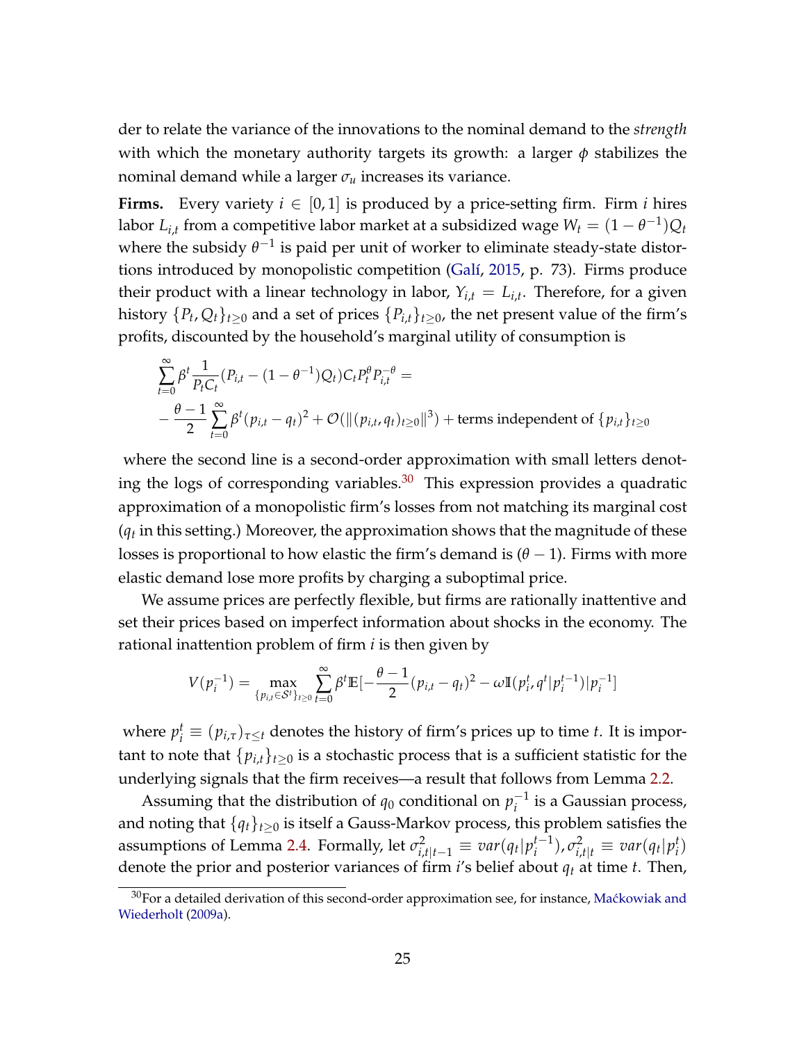der to relate the variance of the innovations to the nominal demand to the *strength* with which the monetary authority targets its growth: a larger $\phi$ stabilizes the nominal demand while a larger $\sigma_u$ increases its variance.

**Firms.** Every variety $i \in [0,1]$ is produced by a price-setting firm. Firm $i$ hires labor $L_{i,t}$ from a competitive labor market at a subsidized wage $W_t = (1-\theta^{-1})Q_t$ where the subsidy $\theta^{-1}$ is paid per unit of worker to eliminate steady-state distortions introduced by monopolistic competition (Galí, 2015, p. 73). Firms produce their product with a linear technology in labor, $Y_{i,t} = L_{i,t}$. Therefore, for a given history $\{P_t, Q_t\}_{t\geq 0}$ and a set of prices $\{P_{i,t}\}_{t\geq 0}$, the net present value of the firm's profits, discounted by the household's marginal utility of consumption is

$$
\begin{aligned}
&\sum_{t=0}^{\infty} \beta^t \frac{1}{P_t C_t}(P_{i,t} - (1-\theta^{-1})Q_t) C_t P_t^{\theta} P_{i,t}^{-\theta} = \\
&-\frac{\theta-1}{2}\sum_{t=0}^{\infty}\beta^t (p_{i,t} - q_t)^2 + \mathcal{O}(\|(p_{i,t}, q_t)_{t\geq 0}\|^3) + \text{terms independent of } \{p_{i,t}\}_{t\geq 0}
\end{aligned}
$$

where the second line is a second-order approximation with small letters denoting the logs of corresponding variables.[30] This expression provides a quadratic approximation of a monopolistic firm's losses from not matching its marginal cost ($q_t$ in this setting.) Moreover, the approximation shows that the magnitude of these losses is proportional to how elastic the firm's demand is ($\theta - 1$). Firms with more elastic demand lose more profits by charging a suboptimal price.

We assume prices are perfectly flexible, but firms are rationally inattentive and set their prices based on imperfect information about shocks in the economy. The rational inattention problem of firm $i$ is then given by

$$
V(p_i^{-1}) = \max_{\{p_{i,t} \in \mathcal{S}^t\}_{t\geq 0}} \sum_{t=0}^{\infty} \beta^t \mathbb{E}[-\frac{\theta-1}{2}(p_{i,t} - q_t)^2 - \omega \mathbb{I}(p_i^t, q^t | p_i^{t-1}) | p_i^{-1}]
$$

where $p_i^t \equiv (p_{i,\tau})_{\tau \leq t}$ denotes the history of firm's prices up to time $t$. It is important to note that $\{p_{i,t}\}_{t\geq 0}$ is a stochastic process that is a sufficient statistic for the underlying signals that the firm receives—a result that follows from Lemma 2.2.

Assuming that the distribution of $q_0$ conditional on $p_i^{-1}$ is a Gaussian process, and noting that $\{q_t\}_{t\geq 0}$ is itself a Gauss-Markov process, this problem satisfies the assumptions of Lemma 2.4. Formally, let $\sigma^2_{i,t|t-1} \equiv var(q_t | p_i^{t-1}), \sigma^2_{i,t|t} \equiv var(q_t | p_i^t)$ denote the prior and posterior variances of firm $i$'s belief about $q_t$ at time $t$. Then,

[30] For a detailed derivation of this second-order approximation see, for instance, Maćkowiak and Wiederholt (2009a).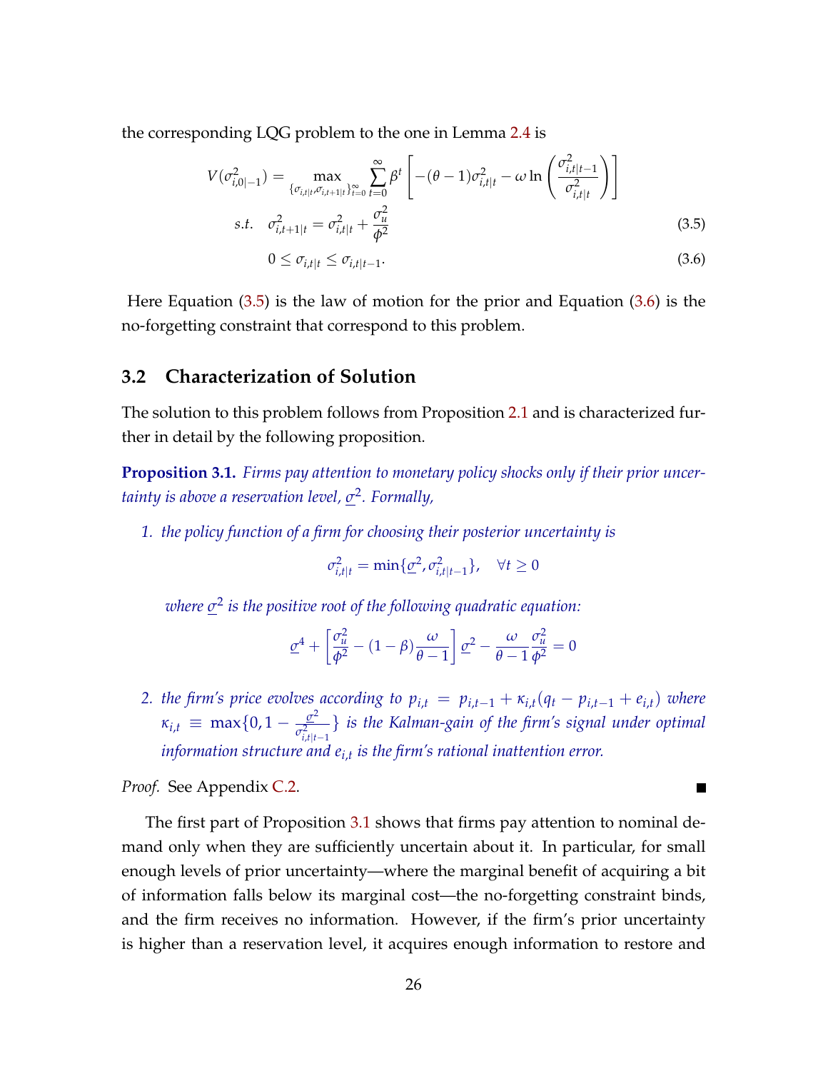the corresponding LQG problem to the one in Lemma 2.4 is

$$V(\sigma^2_{i,0|-1}) = \max_{\{\sigma_{i,t|t},\sigma_{i,t+1|t}\}_{t=0}^{\infty}} \sum_{t=0}^{\infty} \beta^t \left[ -(\theta-1)\sigma^2_{i,t|t} - \omega \ln\left(\frac{\sigma^2_{i,t|t-1}}{\sigma^2_{i,t|t}}\right)\right]$$

$$s.t. \quad \sigma^2_{i,t+1|t} = \sigma^2_{i,t|t} + \frac{\sigma^2_u}{\phi^2} \tag{3.5}$$

$$0 \le \sigma_{i,t|t} \le \sigma_{i,t|t-1}. \tag{3.6}$$

Here Equation (3.5) is the law of motion for the prior and Equation (3.6) is the no-forgetting constraint that correspond to this problem.

## 3.2 Characterization of Solution

The solution to this problem follows from Proposition 2.1 and is characterized further in detail by the following proposition.

**Proposition 3.1.** *Firms pay attention to monetary policy shocks only if their prior uncertainty is above a reservation level, $\underline{\sigma}^2$. Formally,*

1. *the policy function of a firm for choosing their posterior uncertainty is*

   $$\sigma^2_{i,t|t} = \min\{\underline{\sigma}^2, \sigma^2_{i,t|t-1}\}, \quad \forall t \ge 0$$

   *where $\underline{\sigma}^2$ is the positive root of the following quadratic equation:*

   $$\underline{\sigma}^4 + \left[\frac{\sigma^2_u}{\phi^2} - (1-\beta)\frac{\omega}{\theta-1}\right]\underline{\sigma}^2 - \frac{\omega}{\theta-1}\frac{\sigma^2_u}{\phi^2} = 0$$

2. *the firm's price evolves according to $p_{i,t} = p_{i,t-1} + \kappa_{i,t}(q_t - p_{i,t-1} + e_{i,t})$ where $\kappa_{i,t} \equiv \max\{0, 1 - \frac{\underline{\sigma}^2}{\sigma^2_{i,t|t-1}}\}$ is the Kalman-gain of the firm's signal under optimal information structure and $e_{i,t}$ is the firm's rational inattention error.*

*Proof.* See Appendix C.2. ∎

The first part of Proposition 3.1 shows that firms pay attention to nominal demand only when they are sufficiently uncertain about it. In particular, for small enough levels of prior uncertainty—where the marginal benefit of acquiring a bit of information falls below its marginal cost—the no-forgetting constraint binds, and the firm receives no information. However, if the firm's prior uncertainty is higher than a reservation level, it acquires enough information to restore and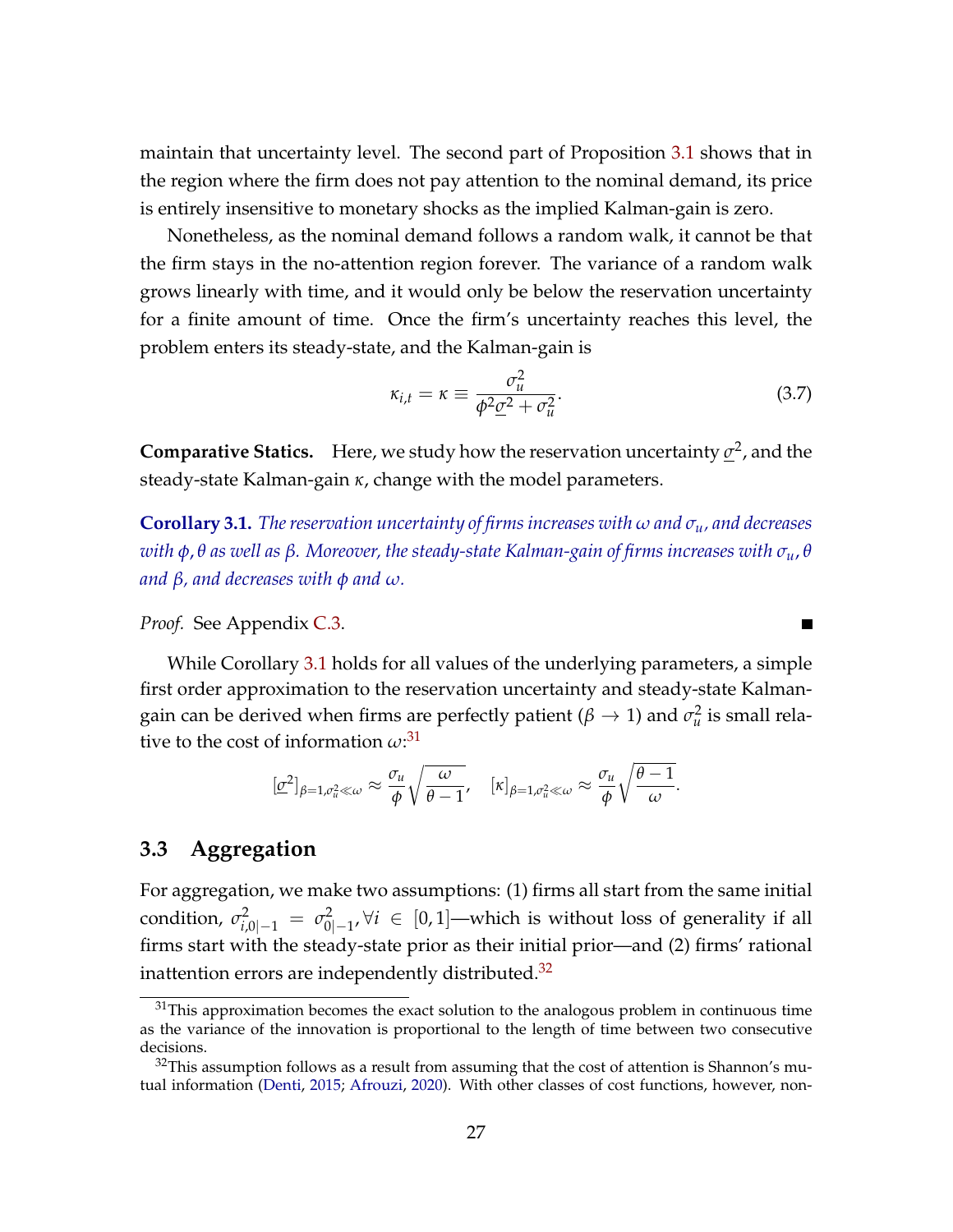maintain that uncertainty level. The second part of Proposition 3.1 shows that in the region where the firm does not pay attention to the nominal demand, its price is entirely insensitive to monetary shocks as the implied Kalman-gain is zero.

Nonetheless, as the nominal demand follows a random walk, it cannot be that the firm stays in the no-attention region forever. The variance of a random walk grows linearly with time, and it would only be below the reservation uncertainty for a finite amount of time. Once the firm's uncertainty reaches this level, the problem enters its steady-state, and the Kalman-gain is

$$\kappa_{i,t} = \kappa \equiv \frac{\sigma_u^2}{\phi^2 \underline{\sigma}^2 + \sigma_u^2}. \tag{3.7}$$

**Comparative Statics.** Here, we study how the reservation uncertainty $\underline{\sigma}^2$, and the steady-state Kalman-gain $\kappa$, change with the model parameters.

**Corollary 3.1.** *The reservation uncertainty of firms increases with $\omega$ and $\sigma_u$, and decreases with $\phi, \theta$ as well as $\beta$. Moreover, the steady-state Kalman-gain of firms increases with $\sigma_u, \theta$ and $\beta$, and decreases with $\phi$ and $\omega$.*

*Proof.* See Appendix C.3. ∎

While Corollary 3.1 holds for all values of the underlying parameters, a simple first order approximation to the reservation uncertainty and steady-state Kalman-gain can be derived when firms are perfectly patient ($\beta \to 1$) and $\sigma_u^2$ is small relative to the cost of information $\omega$:[31]

$$[\underline{\sigma}^2]_{\beta=1,\sigma_u^2 \ll \omega} \approx \frac{\sigma_u}{\phi}\sqrt{\frac{\omega}{\theta-1}}, \quad [\kappa]_{\beta=1,\sigma_u^2 \ll \omega} \approx \frac{\sigma_u}{\phi}\sqrt{\frac{\theta-1}{\omega}}.$$

## 3.3 Aggregation

For aggregation, we make two assumptions: (1) firms all start from the same initial condition, $\sigma_{i,0|-1}^2 = \sigma_{0|-1}^2, \forall i \in [0,1]$—which is without loss of generality if all firms start with the steady-state prior as their initial prior—and (2) firms' rational inattention errors are independently distributed.[32]

[31] This approximation becomes the exact solution to the analogous problem in continuous time as the variance of the innovation is proportional to the length of time between two consecutive decisions.

[32] This assumption follows as a result from assuming that the cost of attention is Shannon's mutual information (Denti, 2015; Afrouzi, 2020). With other classes of cost functions, however, non-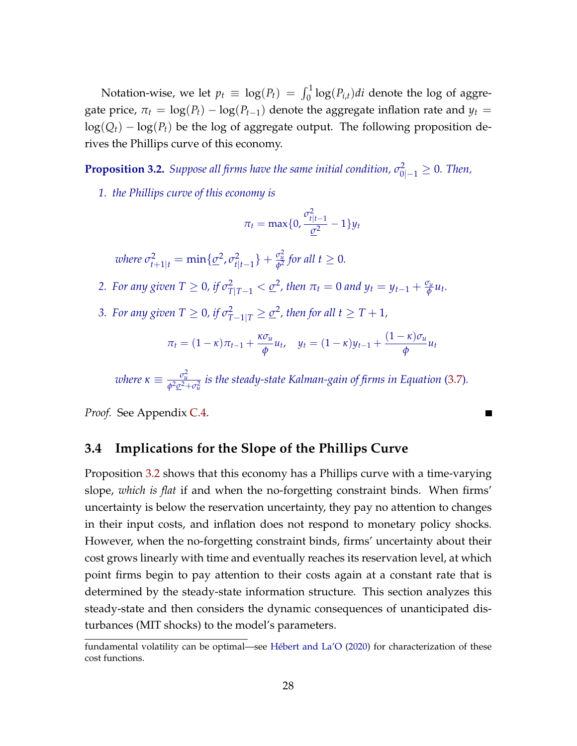Notation-wise, we let $p_t \equiv \log(P_t) = \int_0^1 \log(P_{i,t})di$ denote the log of aggregate price, $\pi_t = \log(P_t) - \log(P_{t-1})$ denote the aggregate inflation rate and $y_t = \log(Q_t) - \log(P_t)$ be the log of aggregate output. The following proposition derives the Phillips curve of this economy.

**Proposition 3.2.** *Suppose all firms have the same initial condition, $\sigma^2_{0|-1} \geq 0$. Then,*

1. *the Phillips curve of this economy is*

$$\pi_t = \max\{0, \frac{\sigma^2_{t|t-1}}{\underline{\sigma}^2} - 1\} y_t$$

*where $\sigma^2_{t+1|t} = \min\{\underline{\sigma}^2, \sigma^2_{t|t-1}\} + \frac{\sigma_u^2}{\phi^2}$ for all $t \geq 0$.*

2. *For any given $T \geq 0$, if $\sigma^2_{T|T-1} < \underline{\sigma}^2$, then $\pi_t = 0$ and $y_t = y_{t-1} + \frac{\sigma_u}{\phi} u_t$.*

3. *For any given $T \geq 0$, if $\sigma^2_{T-1|T} \geq \underline{\sigma}^2$, then for all $t \geq T+1$,*

$$\pi_t = (1-\kappa)\pi_{t-1} + \frac{\kappa \sigma_u}{\phi} u_t, \quad y_t = (1-\kappa) y_{t-1} + \frac{(1-\kappa)\sigma_u}{\phi} u_t$$

*where $\kappa \equiv \frac{\sigma_u^2}{\phi^2 \underline{\sigma}^2 + \sigma_u^2}$ is the steady-state Kalman-gain of firms in Equation (3.7).*

*Proof.* See Appendix C.4. ■

## 3.4 Implications for the Slope of the Phillips Curve

Proposition 3.2 shows that this economy has a Phillips curve with a time-varying slope, *which is flat* if and when the no-forgetting constraint binds. When firms' uncertainty is below the reservation uncertainty, they pay no attention to changes in their input costs, and inflation does not respond to monetary policy shocks. However, when the no-forgetting constraint binds, firms' uncertainty about their cost grows linearly with time and eventually reaches its reservation level, at which point firms begin to pay attention to their costs again at a constant rate that is determined by the steady-state information structure. This section analyzes this steady-state and then considers the dynamic consequences of unanticipated disturbances (MIT shocks) to the model's parameters.

fundamental volatility can be optimal—see Hébert and La'O (2020) for characterization of these cost functions.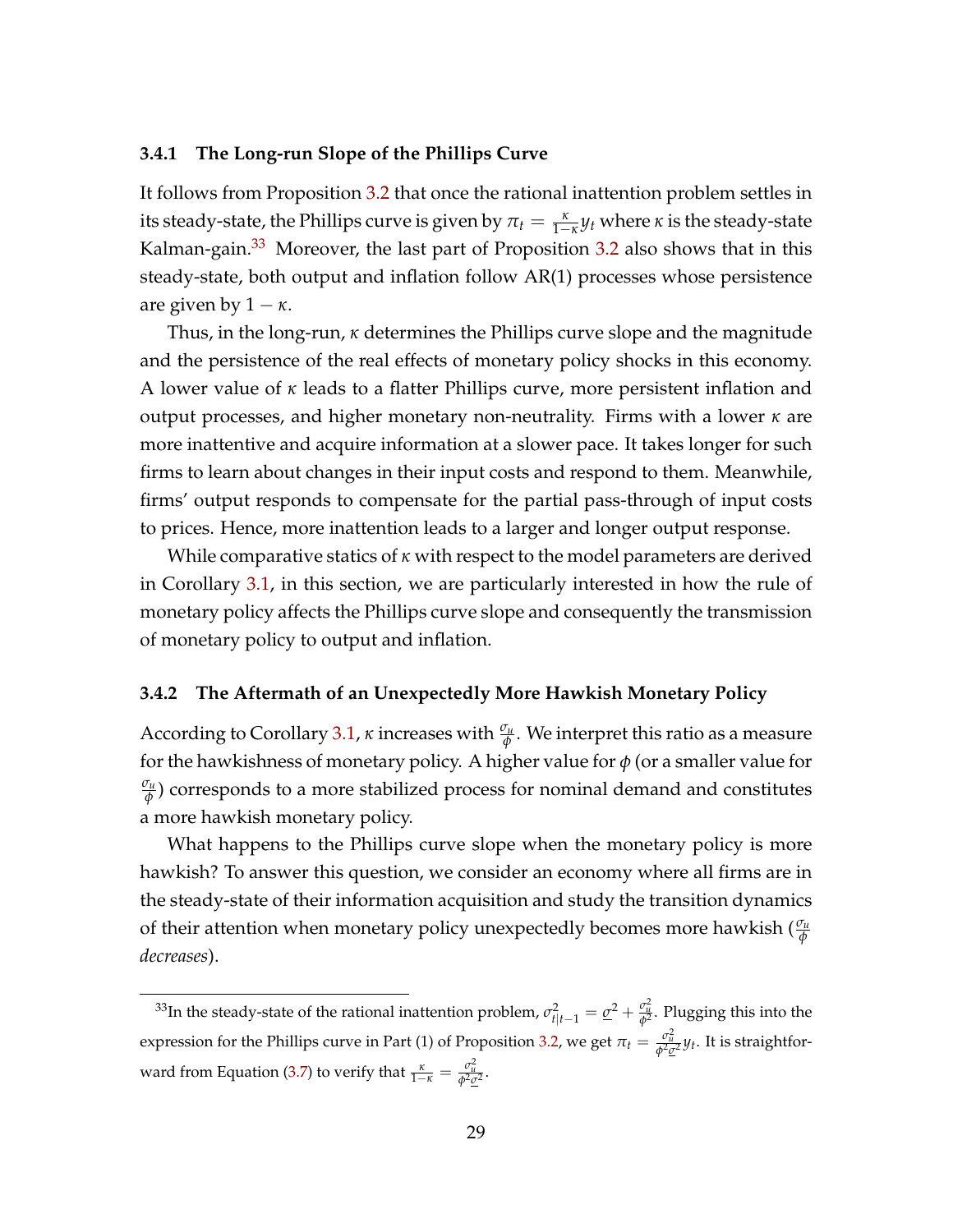### 3.4.1 The Long-run Slope of the Phillips Curve

It follows from Proposition 3.2 that once the rational inattention problem settles in its steady-state, the Phillips curve is given by $\pi_t = \frac{\kappa}{1-\kappa} y_t$ where $\kappa$ is the steady-state Kalman-gain.[33] Moreover, the last part of Proposition 3.2 also shows that in this steady-state, both output and inflation follow AR(1) processes whose persistence are given by $1 - \kappa$.

Thus, in the long-run, $\kappa$ determines the Phillips curve slope and the magnitude and the persistence of the real effects of monetary policy shocks in this economy. A lower value of $\kappa$ leads to a flatter Phillips curve, more persistent inflation and output processes, and higher monetary non-neutrality. Firms with a lower $\kappa$ are more inattentive and acquire information at a slower pace. It takes longer for such firms to learn about changes in their input costs and respond to them. Meanwhile, firms' output responds to compensate for the partial pass-through of input costs to prices. Hence, more inattention leads to a larger and longer output response.

While comparative statics of $\kappa$ with respect to the model parameters are derived in Corollary 3.1, in this section, we are particularly interested in how the rule of monetary policy affects the Phillips curve slope and consequently the transmission of monetary policy to output and inflation.

### 3.4.2 The Aftermath of an Unexpectedly More Hawkish Monetary Policy

According to Corollary 3.1, $\kappa$ increases with $\frac{\sigma_u}{\phi}$. We interpret this ratio as a measure for the hawkishness of monetary policy. A higher value for $\phi$ (or a smaller value for $\frac{\sigma_u}{\phi}$) corresponds to a more stabilized process for nominal demand and constitutes a more hawkish monetary policy.

What happens to the Phillips curve slope when the monetary policy is more hawkish? To answer this question, we consider an economy where all firms are in the steady-state of their information acquisition and study the transition dynamics of their attention when monetary policy unexpectedly becomes more hawkish ($\frac{\sigma_u}{\phi}$ *decreases*).

[33] In the steady-state of the rational inattention problem, $\sigma^2_{t|t-1} = \underline{\sigma}^2 + \frac{\sigma_u^2}{\phi^2}$. Plugging this into the expression for the Phillips curve in Part (1) of Proposition 3.2, we get $\pi_t = \frac{\sigma_u^2}{\phi^2 \underline{\sigma}^2} y_t$. It is straightforward from Equation (3.7) to verify that $\frac{\kappa}{1-\kappa} = \frac{\sigma_u^2}{\phi^2 \underline{\sigma}^2}$.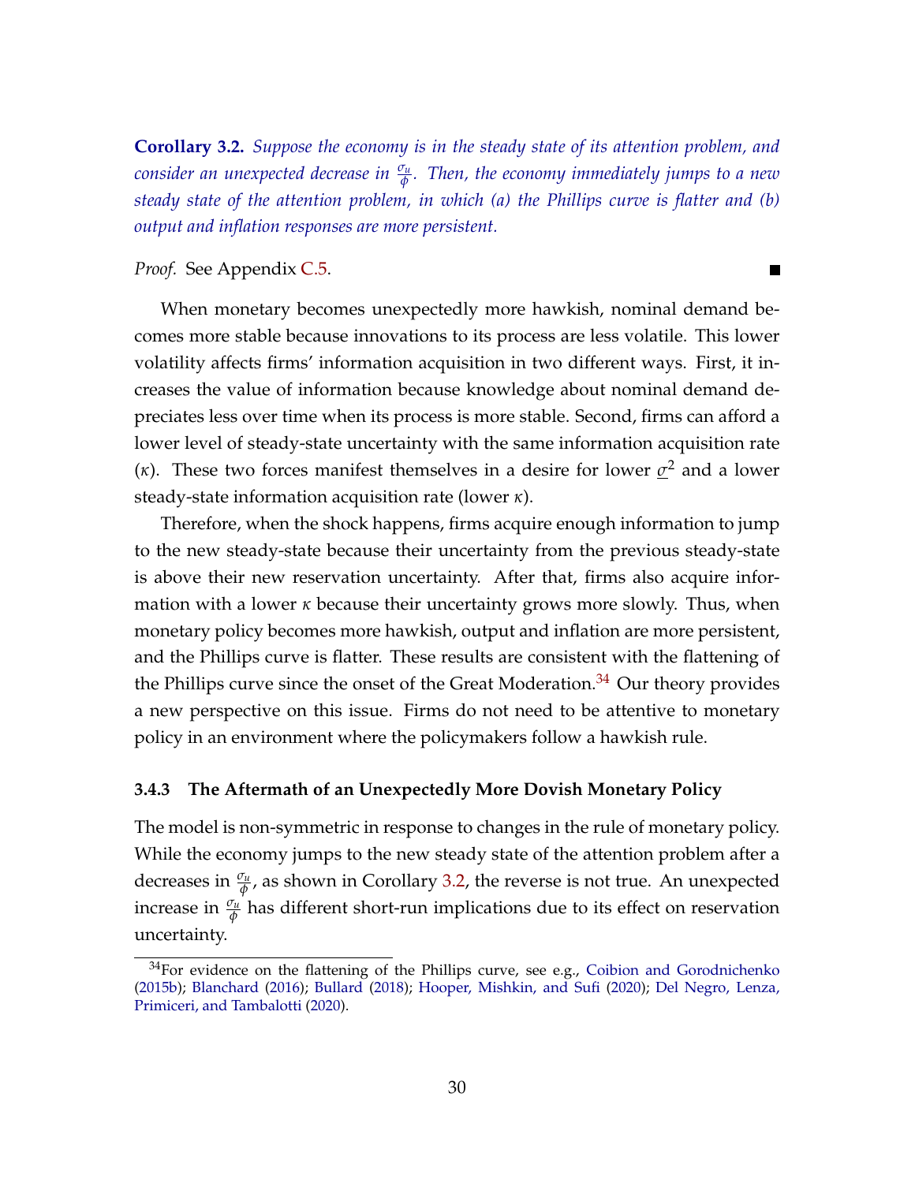**Corollary 3.2.** *Suppose the economy is in the steady state of its attention problem, and consider an unexpected decrease in $\frac{\sigma_u}{\phi}$. Then, the economy immediately jumps to a new steady state of the attention problem, in which (a) the Phillips curve is flatter and (b) output and inflation responses are more persistent.*

*Proof.* See Appendix C.5. ∎

When monetary becomes unexpectedly more hawkish, nominal demand becomes more stable because innovations to its process are less volatile. This lower volatility affects firms' information acquisition in two different ways. First, it increases the value of information because knowledge about nominal demand depreciates less over time when its process is more stable. Second, firms can afford a lower level of steady-state uncertainty with the same information acquisition rate ($\kappa$). These two forces manifest themselves in a desire for lower $\underline{\sigma}^2$ and a lower steady-state information acquisition rate (lower $\kappa$).

Therefore, when the shock happens, firms acquire enough information to jump to the new steady-state because their uncertainty from the previous steady-state is above their new reservation uncertainty. After that, firms also acquire information with a lower $\kappa$ because their uncertainty grows more slowly. Thus, when monetary policy becomes more hawkish, output and inflation are more persistent, and the Phillips curve is flatter. These results are consistent with the flattening of the Phillips curve since the onset of the Great Moderation.[34] Our theory provides a new perspective on this issue. Firms do not need to be attentive to monetary policy in an environment where the policymakers follow a hawkish rule.

### 3.4.3 The Aftermath of an Unexpectedly More Dovish Monetary Policy

The model is non-symmetric in response to changes in the rule of monetary policy. While the economy jumps to the new steady state of the attention problem after a decreases in $\frac{\sigma_u}{\phi}$, as shown in Corollary 3.2, the reverse is not true. An unexpected increase in $\frac{\sigma_u}{\phi}$ has different short-run implications due to its effect on reservation uncertainty.

[34] For evidence on the flattening of the Phillips curve, see e.g., Coibion and Gorodnichenko (2015b); Blanchard (2016); Bullard (2018); Hooper, Mishkin, and Sufi (2020); Del Negro, Lenza, Primiceri, and Tambalotti (2020).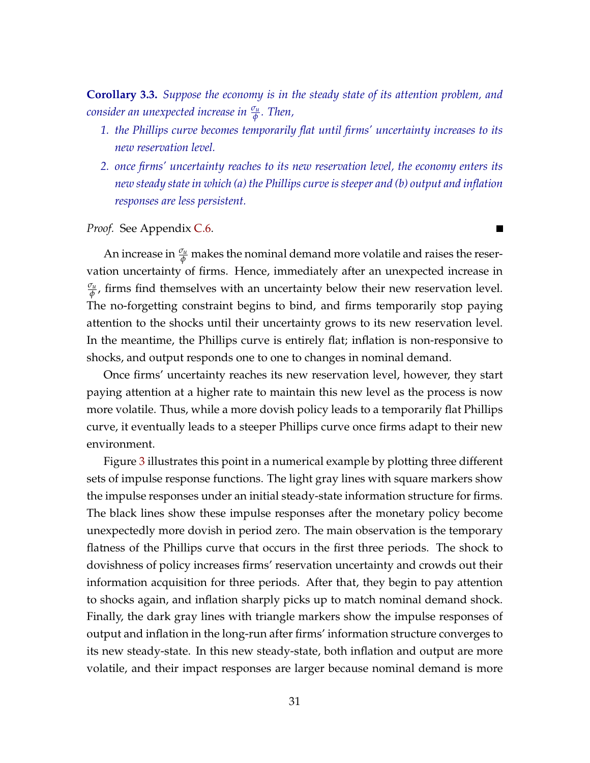**Corollary 3.3.** *Suppose the economy is in the steady state of its attention problem, and consider an unexpected increase in $\frac{\sigma_u}{\phi}$. Then,*

1. *the Phillips curve becomes temporarily flat until firms' uncertainty increases to its new reservation level.*
2. *once firms' uncertainty reaches to its new reservation level, the economy enters its new steady state in which (a) the Phillips curve is steeper and (b) output and inflation responses are less persistent.*

*Proof.* See Appendix C.6. ■

An increase in $\frac{\sigma_u}{\phi}$ makes the nominal demand more volatile and raises the reservation uncertainty of firms. Hence, immediately after an unexpected increase in $\frac{\sigma_u}{\phi}$, firms find themselves with an uncertainty below their new reservation level. The no-forgetting constraint begins to bind, and firms temporarily stop paying attention to the shocks until their uncertainty grows to its new reservation level. In the meantime, the Phillips curve is entirely flat; inflation is non-responsive to shocks, and output responds one to one to changes in nominal demand.

Once firms' uncertainty reaches its new reservation level, however, they start paying attention at a higher rate to maintain this new level as the process is now more volatile. Thus, while a more dovish policy leads to a temporarily flat Phillips curve, it eventually leads to a steeper Phillips curve once firms adapt to their new environment.

Figure 3 illustrates this point in a numerical example by plotting three different sets of impulse response functions. The light gray lines with square markers show the impulse responses under an initial steady-state information structure for firms. The black lines show these impulse responses after the monetary policy become unexpectedly more dovish in period zero. The main observation is the temporary flatness of the Phillips curve that occurs in the first three periods. The shock to dovishness of policy increases firms' reservation uncertainty and crowds out their information acquisition for three periods. After that, they begin to pay attention to shocks again, and inflation sharply picks up to match nominal demand shock. Finally, the dark gray lines with triangle markers show the impulse responses of output and inflation in the long-run after firms' information structure converges to its new steady-state. In this new steady-state, both inflation and output are more volatile, and their impact responses are larger because nominal demand is more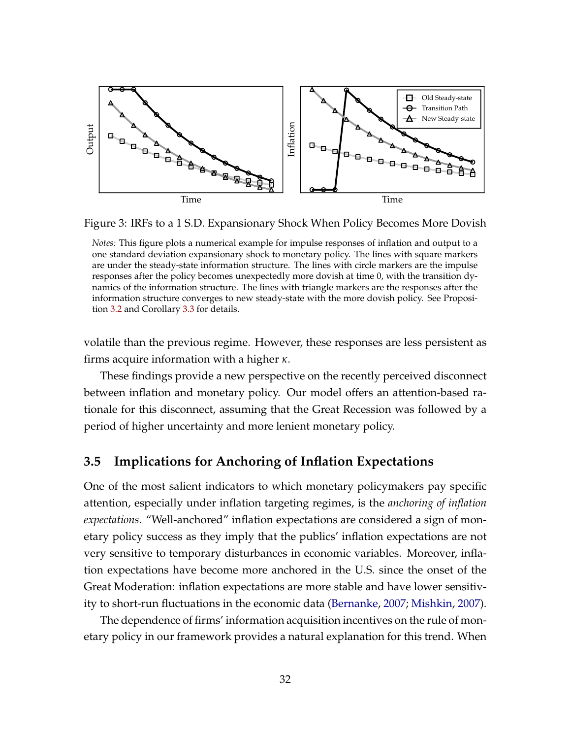Figure 3: IRFs to a 1 S.D. Expansionary Shock When Policy Becomes More Dovish

*Notes:* This figure plots a numerical example for impulse responses of inflation and output to a one standard deviation expansionary shock to monetary policy. The lines with square markers are under the steady-state information structure. The lines with circle markers are the impulse responses after the policy becomes unexpectedly more dovish at time 0, with the transition dynamics of the information structure. The lines with triangle markers are the responses after the information structure converges to new steady-state with the more dovish policy. See Proposition 3.2 and Corollary 3.3 for details.

volatile than the previous regime. However, these responses are less persistent as firms acquire information with a higher $\kappa$.

These findings provide a new perspective on the recently perceived disconnect between inflation and monetary policy. Our model offers an attention-based rationale for this disconnect, assuming that the Great Recession was followed by a period of higher uncertainty and more lenient monetary policy.

### 3.5 Implications for Anchoring of Inflation Expectations

One of the most salient indicators to which monetary policymakers pay specific attention, especially under inflation targeting regimes, is the *anchoring of inflation expectations*. "Well-anchored" inflation expectations are considered a sign of monetary policy success as they imply that the publics' inflation expectations are not very sensitive to temporary disturbances in economic variables. Moreover, inflation expectations have become more anchored in the U.S. since the onset of the Great Moderation: inflation expectations are more stable and have lower sensitivity to short-run fluctuations in the economic data (Bernanke, 2007; Mishkin, 2007).

The dependence of firms' information acquisition incentives on the rule of monetary policy in our framework provides a natural explanation for this trend. When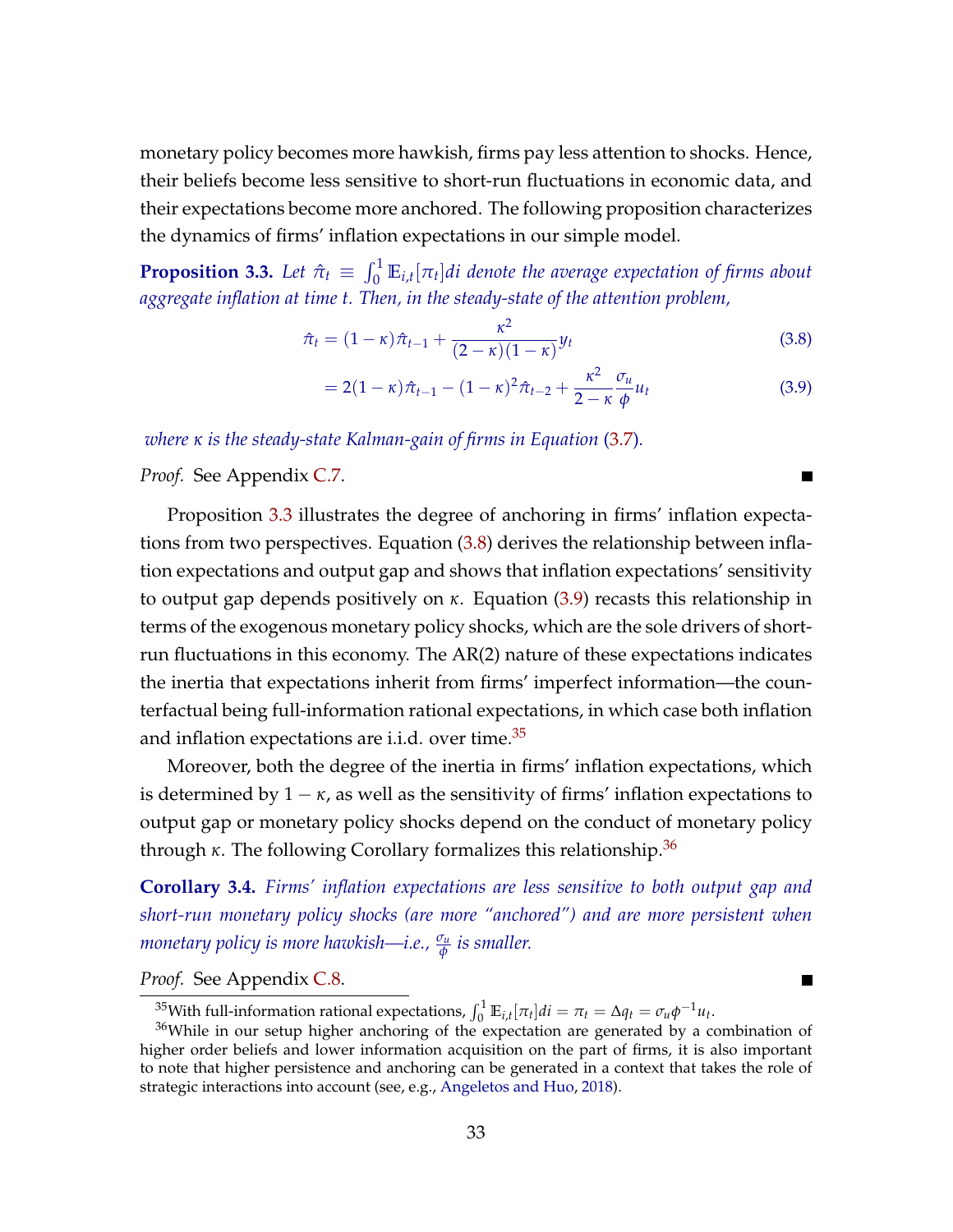monetary policy becomes more hawkish, firms pay less attention to shocks. Hence, their beliefs become less sensitive to short-run fluctuations in economic data, and their expectations become more anchored. The following proposition characterizes the dynamics of firms' inflation expectations in our simple model.

**Proposition 3.3.** *Let $\hat{\pi}_t \equiv \int_0^1 \mathbb{E}_{i,t}[\pi_t]di$ denote the average expectation of firms about aggregate inflation at time t. Then, in the steady-state of the attention problem,*

$$\hat{\pi}_t = (1-\kappa)\hat{\pi}_{t-1} + \frac{\kappa^2}{(2-\kappa)(1-\kappa)} y_t \tag{3.8}$$

$$= 2(1-\kappa)\hat{\pi}_{t-1} - (1-\kappa)^2\hat{\pi}_{t-2} + \frac{\kappa^2}{2-\kappa}\frac{\sigma_u}{\phi} u_t \tag{3.9}$$

*where $\kappa$ is the steady-state Kalman-gain of firms in Equation (3.7).*

*Proof.* See Appendix C.7. ■

Proposition 3.3 illustrates the degree of anchoring in firms' inflation expectations from two perspectives. Equation (3.8) derives the relationship between inflation expectations and output gap and shows that inflation expectations' sensitivity to output gap depends positively on $\kappa$. Equation (3.9) recasts this relationship in terms of the exogenous monetary policy shocks, which are the sole drivers of short-run fluctuations in this economy. The AR(2) nature of these expectations indicates the inertia that expectations inherit from firms' imperfect information—the counterfactual being full-information rational expectations, in which case both inflation and inflation expectations are i.i.d. over time.[35]

Moreover, both the degree of the inertia in firms' inflation expectations, which is determined by $1-\kappa$, as well as the sensitivity of firms' inflation expectations to output gap or monetary policy shocks depend on the conduct of monetary policy through $\kappa$. The following Corollary formalizes this relationship.[36]

**Corollary 3.4.** *Firms' inflation expectations are less sensitive to both output gap and short-run monetary policy shocks (are more "anchored") and are more persistent when monetary policy is more hawkish—i.e., $\frac{\sigma_u}{\phi}$ is smaller.*

*Proof.* See Appendix C.8. ■

[35] With full-information rational expectations, $\int_0^1 \mathbb{E}_{i,t}[\pi_t]di = \pi_t = \Delta q_t = \sigma_u\phi^{-1}u_t$.

[36] While in our setup higher anchoring of the expectation are generated by a combination of higher order beliefs and lower information acquisition on the part of firms, it is also important to note that higher persistence and anchoring can be generated in a context that takes the role of strategic interactions into account (see, e.g., Angeletos and Huo, 2018).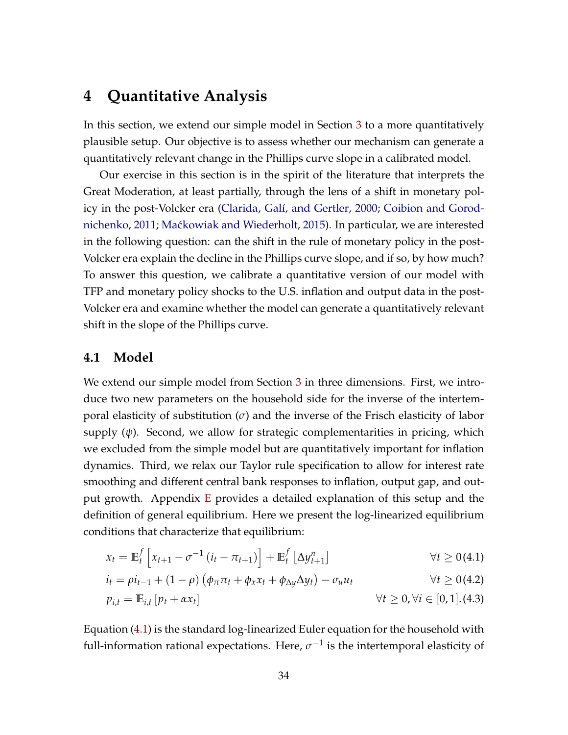# 4 Quantitative Analysis

In this section, we extend our simple model in Section 3 to a more quantitatively plausible setup. Our objective is to assess whether our mechanism can generate a quantitatively relevant change in the Phillips curve slope in a calibrated model.

Our exercise in this section is in the spirit of the literature that interprets the Great Moderation, at least partially, through the lens of a shift in monetary policy in the post-Volcker era (Clarida, Galí, and Gertler, 2000; Coibion and Gorodnichenko, 2011; Maćkowiak and Wiederholt, 2015). In particular, we are interested in the following question: can the shift in the rule of monetary policy in the post-Volcker era explain the decline in the Phillips curve slope, and if so, by how much? To answer this question, we calibrate a quantitative version of our model with TFP and monetary policy shocks to the U.S. inflation and output data in the post-Volcker era and examine whether the model can generate a quantitatively relevant shift in the slope of the Phillips curve.

## 4.1 Model

We extend our simple model from Section 3 in three dimensions. First, we introduce two new parameters on the household side for the inverse of the intertemporal elasticity of substitution ($\sigma$) and the inverse of the Frisch elasticity of labor supply ($\psi$). Second, we allow for strategic complementarities in pricing, which we excluded from the simple model but are quantitatively important for inflation dynamics. Third, we relax our Taylor rule specification to allow for interest rate smoothing and different central bank responses to inflation, output gap, and output growth. Appendix E provides a detailed explanation of this setup and the definition of general equilibrium. Here we present the log-linearized equilibrium conditions that characterize that equilibrium:

$$x_t = \mathbb{E}_t^f \left[ x_{t+1} - \sigma^{-1} \left( i_t - \pi_{t+1} \right) \right] + \mathbb{E}_t^f \left[ \Delta y_{t+1}^n \right] \qquad \forall t \geq 0 \quad (4.1)$$

$$i_t = \rho i_{t-1} + (1-\rho) \left( \phi_\pi \pi_t + \phi_x x_t + \phi_{\Delta y} \Delta y_t \right) - \sigma_u u_t \qquad \forall t \geq 0 \quad (4.2)$$

$$p_{i,t} = \mathbb{E}_{i,t} \left[ p_t + \alpha x_t \right] \qquad \forall t \geq 0, \forall i \in [0,1]. \quad (4.3)$$

Equation (4.1) is the standard log-linearized Euler equation for the household with full-information rational expectations. Here, $\sigma^{-1}$ is the intertemporal elasticity of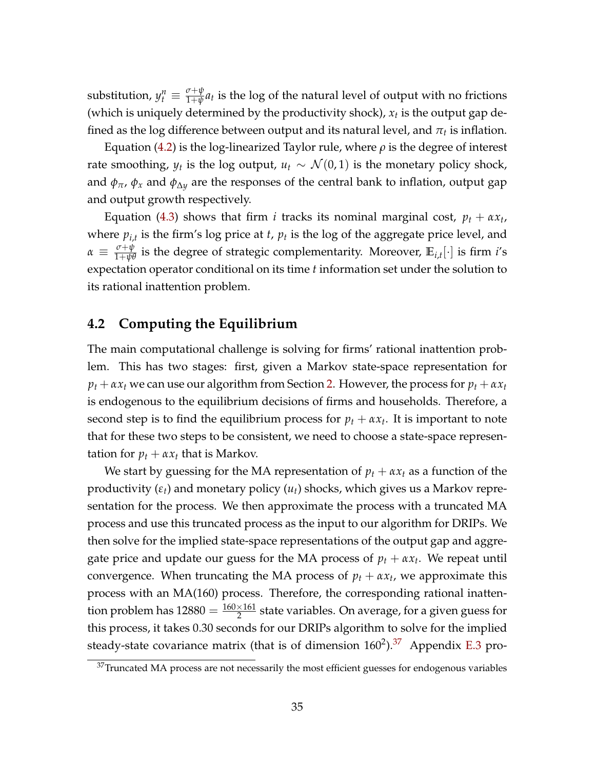substitution, $y_t^n \equiv \frac{\sigma+\psi}{1+\psi}a_t$ is the log of the natural level of output with no frictions (which is uniquely determined by the productivity shock), $x_t$ is the output gap defined as the log difference between output and its natural level, and $\pi_t$ is inflation.

Equation (4.2) is the log-linearized Taylor rule, where $\rho$ is the degree of interest rate smoothing, $y_t$ is the log output, $u_t \sim \mathcal{N}(0,1)$ is the monetary policy shock, and $\phi_\pi$, $\phi_x$ and $\phi_{\Delta y}$ are the responses of the central bank to inflation, output gap and output growth respectively.

Equation (4.3) shows that firm $i$ tracks its nominal marginal cost, $p_t + \alpha x_t$, where $p_{i,t}$ is the firm's log price at $t$, $p_t$ is the log of the aggregate price level, and $\alpha \equiv \frac{\sigma+\psi}{1+\psi\theta}$ is the degree of strategic complementarity. Moreover, $\mathbb{E}_{i,t}[\cdot]$ is firm $i$'s expectation operator conditional on its time $t$ information set under the solution to its rational inattention problem.

## 4.2 Computing the Equilibrium

The main computational challenge is solving for firms' rational inattention problem. This has two stages: first, given a Markov state-space representation for $p_t + \alpha x_t$ we can use our algorithm from Section 2. However, the process for $p_t + \alpha x_t$ is endogenous to the equilibrium decisions of firms and households. Therefore, a second step is to find the equilibrium process for $p_t + \alpha x_t$. It is important to note that for these two steps to be consistent, we need to choose a state-space representation for $p_t + \alpha x_t$ that is Markov.

We start by guessing for the MA representation of $p_t + \alpha x_t$ as a function of the productivity ($\varepsilon_t$) and monetary policy ($u_t$) shocks, which gives us a Markov representation for the process. We then approximate the process with a truncated MA process and use this truncated process as the input to our algorithm for DRIPs. We then solve for the implied state-space representations of the output gap and aggregate price and update our guess for the MA process of $p_t + \alpha x_t$. We repeat until convergence. When truncating the MA process of $p_t + \alpha x_t$, we approximate this process with an MA(160) process. Therefore, the corresponding rational inattention problem has $12880 = \frac{160\times 161}{2}$ state variables. On average, for a given guess for this process, it takes 0.30 seconds for our DRIPs algorithm to solve for the implied steady-state covariance matrix (that is of dimension $160^2$).[37] Appendix E.3 pro-

[37] Truncated MA process are not necessarily the most efficient guesses for endogenous variables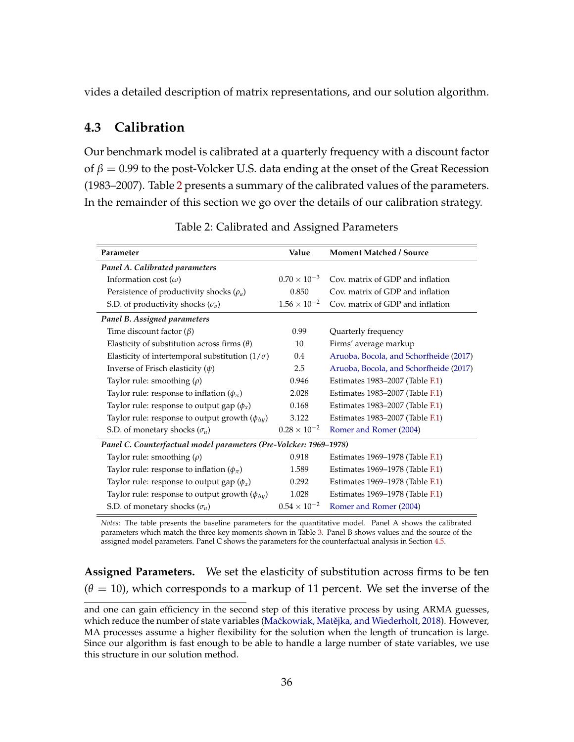vides a detailed description of matrix representations, and our solution algorithm.

### 4.3 Calibration

Our benchmark model is calibrated at a quarterly frequency with a discount factor of $\beta = 0.99$ to the post-Volcker U.S. data ending at the onset of the Great Recession (1983–2007). Table 2 presents a summary of the calibrated values of the parameters. In the remainder of this section we go over the details of our calibration strategy.

Table 2: Calibrated and Assigned Parameters

| Parameter | Value | Moment Matched / Source |
|---|---|---|
| ***Panel A. Calibrated parameters*** | | |
| Information cost ($\omega$) | $0.70 \times 10^{-3}$ | Cov. matrix of GDP and inflation |
| Persistence of productivity shocks ($\rho_a$) | 0.850 | Cov. matrix of GDP and inflation |
| S.D. of productivity shocks ($\sigma_a$) | $1.56 \times 10^{-2}$ | Cov. matrix of GDP and inflation |
| ***Panel B. Assigned parameters*** | | |
| Time discount factor ($\beta$) | 0.99 | Quarterly frequency |
| Elasticity of substitution across firms ($\theta$) | 10 | Firms' average markup |
| Elasticity of intertemporal substitution ($1/\sigma$) | 0.4 | Aruoba, Bocola, and Schorfheide (2017) |
| Inverse of Frisch elasticity ($\psi$) | 2.5 | Aruoba, Bocola, and Schorfheide (2017) |
| Taylor rule: smoothing ($\rho$) | 0.946 | Estimates 1983–2007 (Table F.1) |
| Taylor rule: response to inflation ($\phi_\pi$) | 2.028 | Estimates 1983–2007 (Table F.1) |
| Taylor rule: response to output gap ($\phi_x$) | 0.168 | Estimates 1983–2007 (Table F.1) |
| Taylor rule: response to output growth ($\phi_{\Delta y}$) | 3.122 | Estimates 1983–2007 (Table F.1) |
| S.D. of monetary shocks ($\sigma_u$) | $0.28 \times 10^{-2}$ | Romer and Romer (2004) |
| ***Panel C. Counterfactual model parameters (Pre-Volcker: 1969–1978)*** | | |
| Taylor rule: smoothing ($\rho$) | 0.918 | Estimates 1969–1978 (Table F.1) |
| Taylor rule: response to inflation ($\phi_\pi$) | 1.589 | Estimates 1969–1978 (Table F.1) |
| Taylor rule: response to output gap ($\phi_x$) | 0.292 | Estimates 1969–1978 (Table F.1) |
| Taylor rule: response to output growth ($\phi_{\Delta y}$) | 1.028 | Estimates 1969–1978 (Table F.1) |
| S.D. of monetary shocks ($\sigma_u$) | $0.54 \times 10^{-2}$ | Romer and Romer (2004) |

*Notes:* The table presents the baseline parameters for the quantitative model. Panel A shows the calibrated parameters which match the three key moments shown in Table 3. Panel B shows values and the source of the assigned model parameters. Panel C shows the parameters for the counterfactual analysis in Section 4.5.

**Assigned Parameters.** We set the elasticity of substitution across firms to be ten ($\theta = 10$), which corresponds to a markup of 11 percent. We set the inverse of the

---

and one can gain efficiency in the second step of this iterative process by using ARMA guesses, which reduce the number of state variables (Maćkowiak, Matějka, and Wiederholt, 2018). However, MA processes assume a higher flexibility for the solution when the length of truncation is large. Since our algorithm is fast enough to be able to handle a large number of state variables, we use this structure in our solution method.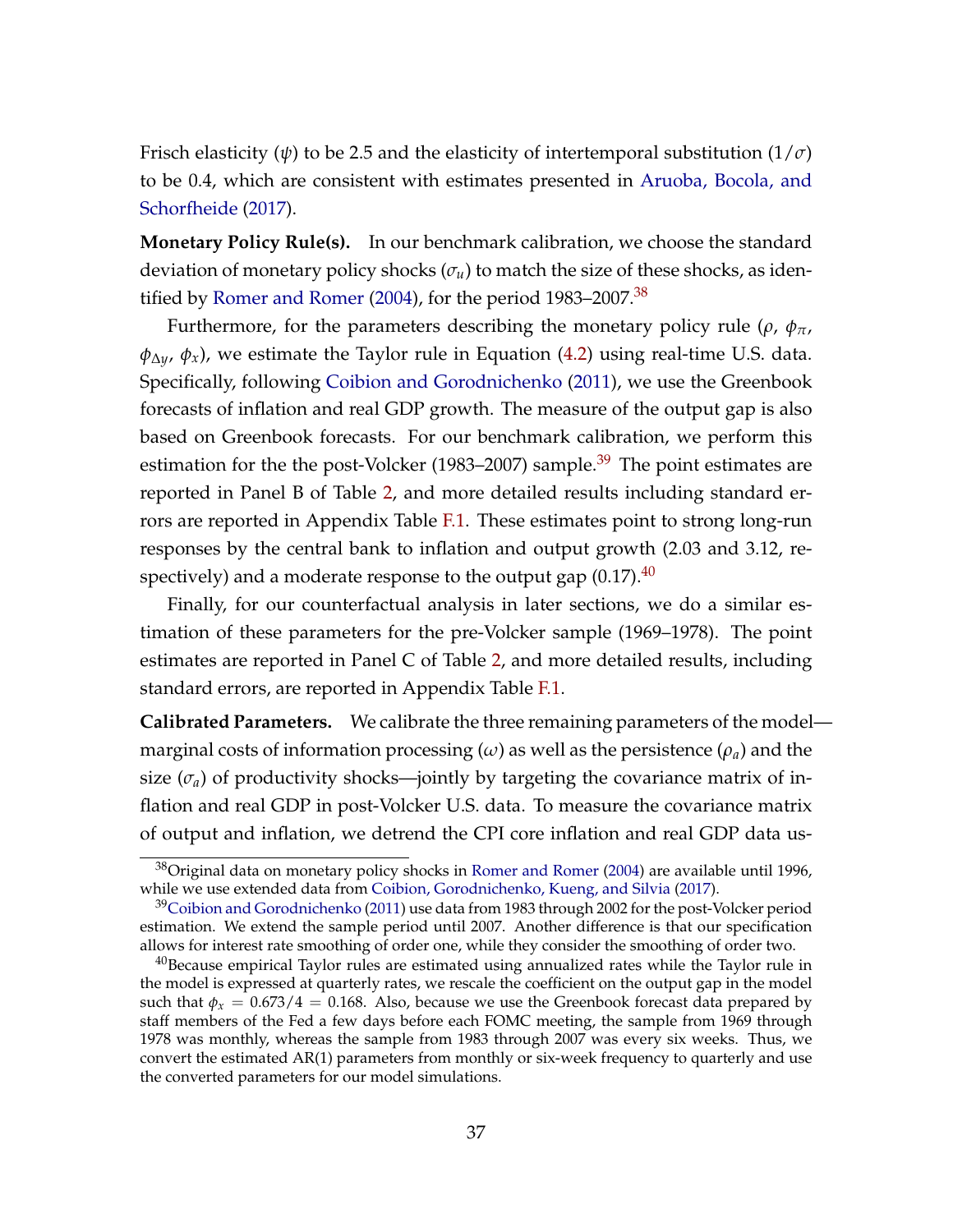Frisch elasticity ($\psi$) to be 2.5 and the elasticity of intertemporal substitution ($1/\sigma$) to be 0.4, which are consistent with estimates presented in Aruoba, Bocola, and Schorfheide (2017).

**Monetary Policy Rule(s).** In our benchmark calibration, we choose the standard deviation of monetary policy shocks ($\sigma_u$) to match the size of these shocks, as identified by Romer and Romer (2004), for the period 1983–2007.[38]

Furthermore, for the parameters describing the monetary policy rule ($\rho$, $\phi_\pi$, $\phi_{\Delta y}$, $\phi_x$), we estimate the Taylor rule in Equation (4.2) using real-time U.S. data. Specifically, following Coibion and Gorodnichenko (2011), we use the Greenbook forecasts of inflation and real GDP growth. The measure of the output gap is also based on Greenbook forecasts. For our benchmark calibration, we perform this estimation for the the post-Volcker (1983–2007) sample.[39] The point estimates are reported in Panel B of Table 2, and more detailed results including standard errors are reported in Appendix Table F.1. These estimates point to strong long-run responses by the central bank to inflation and output growth (2.03 and 3.12, respectively) and a moderate response to the output gap (0.17).[40]

Finally, for our counterfactual analysis in later sections, we do a similar estimation of these parameters for the pre-Volcker sample (1969–1978). The point estimates are reported in Panel C of Table 2, and more detailed results, including standard errors, are reported in Appendix Table F.1.

**Calibrated Parameters.** We calibrate the three remaining parameters of the model—marginal costs of information processing ($\omega$) as well as the persistence ($\rho_a$) and the size ($\sigma_a$) of productivity shocks—jointly by targeting the covariance matrix of inflation and real GDP in post-Volcker U.S. data. To measure the covariance matrix of output and inflation, we detrend the CPI core inflation and real GDP data us-

---

[38] Original data on monetary policy shocks in Romer and Romer (2004) are available until 1996, while we use extended data from Coibion, Gorodnichenko, Kueng, and Silvia (2017).

[39] Coibion and Gorodnichenko (2011) use data from 1983 through 2002 for the post-Volcker period estimation. We extend the sample period until 2007. Another difference is that our specification allows for interest rate smoothing of order one, while they consider the smoothing of order two.

[40] Because empirical Taylor rules are estimated using annualized rates while the Taylor rule in the model is expressed at quarterly rates, we rescale the coefficient on the output gap in the model such that $\phi_x = 0.673/4 = 0.168$. Also, because we use the Greenbook forecast data prepared by staff members of the Fed a few days before each FOMC meeting, the sample from 1969 through 1978 was monthly, whereas the sample from 1983 through 2007 was every six weeks. Thus, we convert the estimated AR(1) parameters from monthly or six-week frequency to quarterly and use the converted parameters for our model simulations.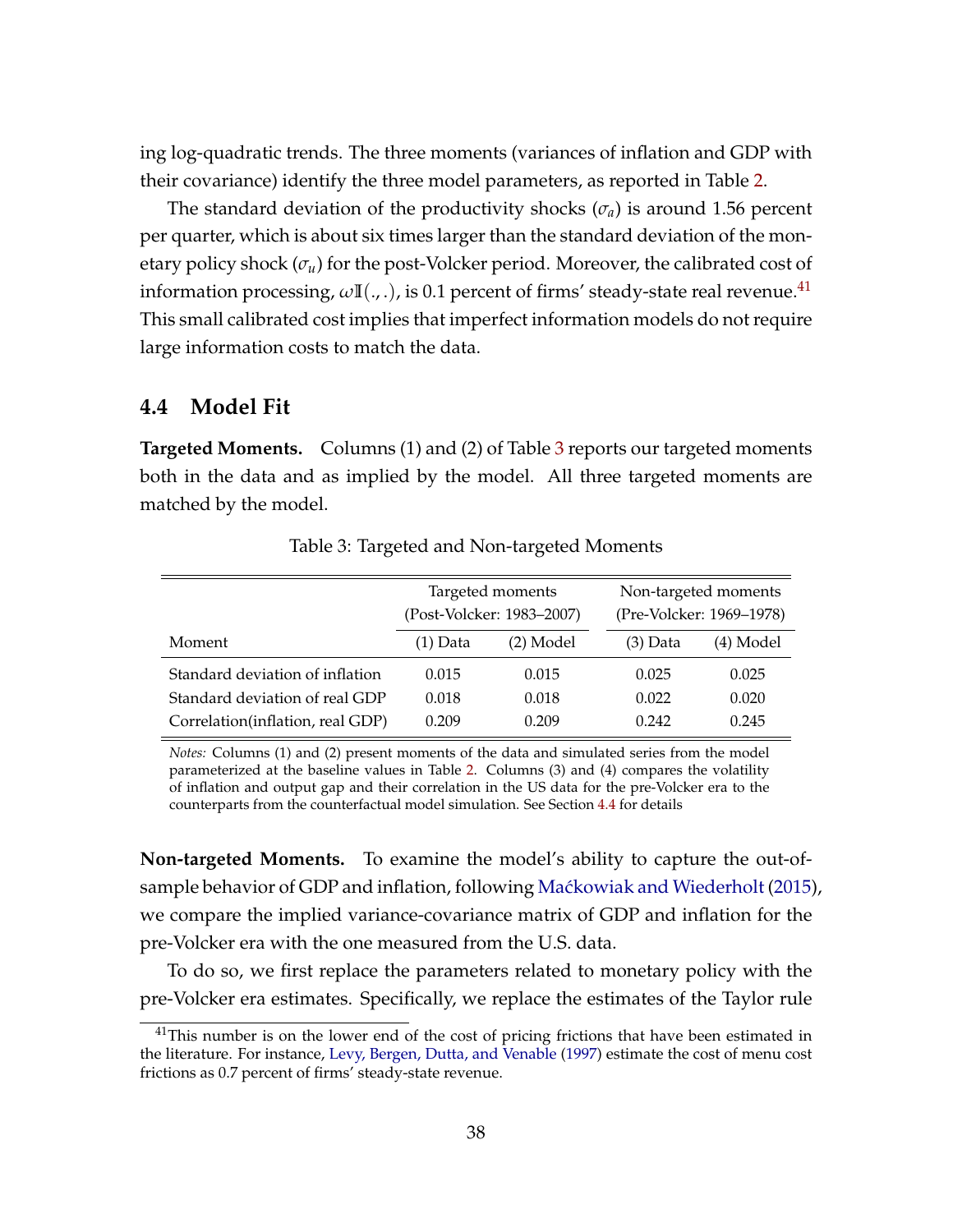ing log-quadratic trends. The three moments (variances of inflation and GDP with their covariance) identify the three model parameters, as reported in Table 2.

The standard deviation of the productivity shocks ($\sigma_a$) is around 1.56 percent per quarter, which is about six times larger than the standard deviation of the monetary policy shock ($\sigma_u$) for the post-Volcker period. Moreover, the calibrated cost of information processing, $\omega \mathbb{I}(.,.)$, is 0.1 percent of firms' steady-state real revenue.[41] This small calibrated cost implies that imperfect information models do not require large information costs to match the data.

## 4.4 Model Fit

**Targeted Moments.** Columns (1) and (2) of Table 3 reports our targeted moments both in the data and as implied by the model. All three targeted moments are matched by the model.

Table 3: Targeted and Non-targeted Moments

| | Targeted moments (Post-Volcker: 1983–2007) | | Non-targeted moments (Pre-Volcker: 1969–1978) | |
|---|---|---|---|---|
| Moment | (1) Data | (2) Model | (3) Data | (4) Model |
| Standard deviation of inflation | 0.015 | 0.015 | 0.025 | 0.025 |
| Standard deviation of real GDP | 0.018 | 0.018 | 0.022 | 0.020 |
| Correlation(inflation, real GDP) | 0.209 | 0.209 | 0.242 | 0.245 |

*Notes:* Columns (1) and (2) present moments of the data and simulated series from the model parameterized at the baseline values in Table 2. Columns (3) and (4) compares the volatility of inflation and output gap and their correlation in the US data for the pre-Volcker era to the counterparts from the counterfactual model simulation. See Section 4.4 for details

**Non-targeted Moments.** To examine the model's ability to capture the out-of-sample behavior of GDP and inflation, following Maćkowiak and Wiederholt (2015), we compare the implied variance-covariance matrix of GDP and inflation for the pre-Volcker era with the one measured from the U.S. data.

To do so, we first replace the parameters related to monetary policy with the pre-Volcker era estimates. Specifically, we replace the estimates of the Taylor rule

[41] This number is on the lower end of the cost of pricing frictions that have been estimated in the literature. For instance, Levy, Bergen, Dutta, and Venable (1997) estimate the cost of menu cost frictions as 0.7 percent of firms' steady-state revenue.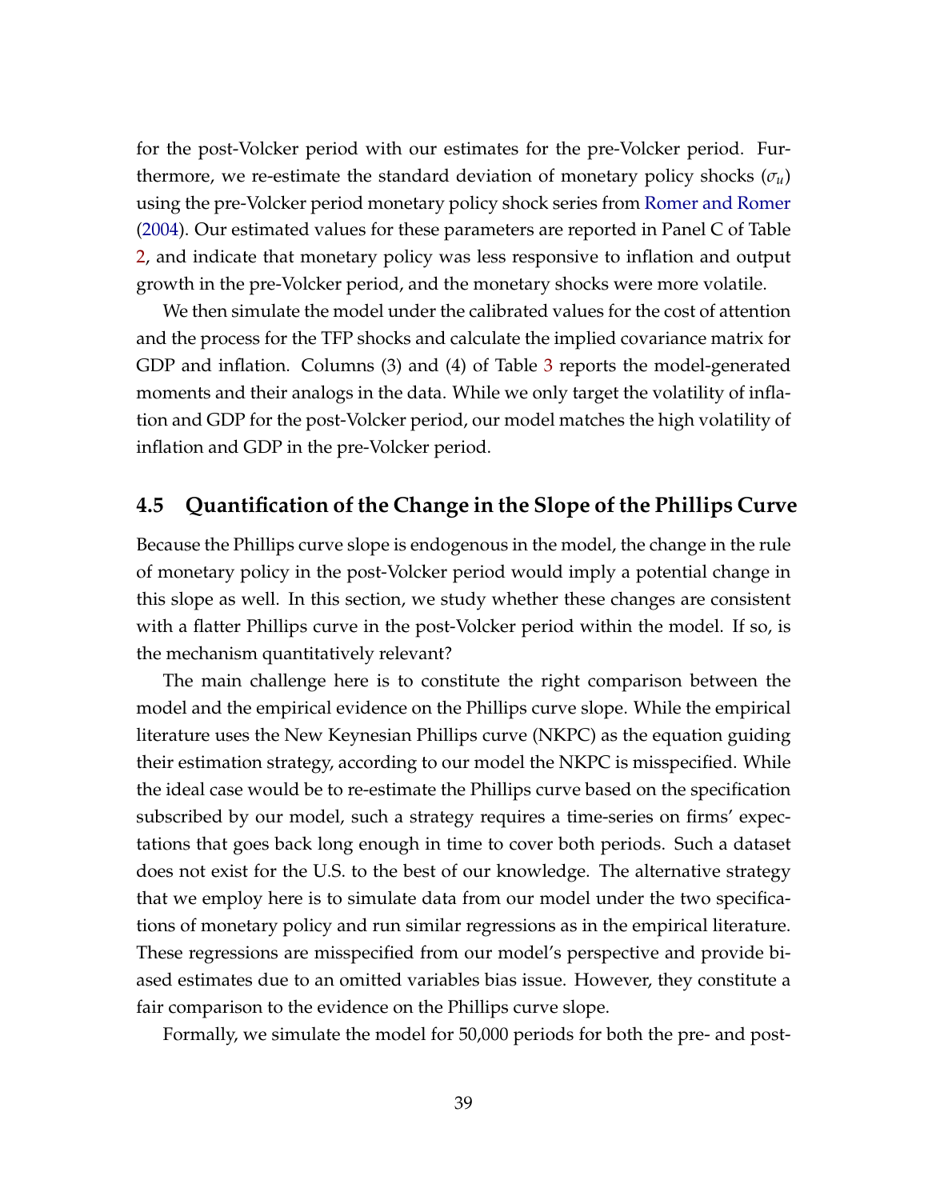for the post-Volcker period with our estimates for the pre-Volcker period. Furthermore, we re-estimate the standard deviation of monetary policy shocks ($\sigma_u$) using the pre-Volcker period monetary policy shock series from Romer and Romer (2004). Our estimated values for these parameters are reported in Panel C of Table 2, and indicate that monetary policy was less responsive to inflation and output growth in the pre-Volcker period, and the monetary shocks were more volatile.

We then simulate the model under the calibrated values for the cost of attention and the process for the TFP shocks and calculate the implied covariance matrix for GDP and inflation. Columns (3) and (4) of Table 3 reports the model-generated moments and their analogs in the data. While we only target the volatility of inflation and GDP for the post-Volcker period, our model matches the high volatility of inflation and GDP in the pre-Volcker period.

## 4.5 Quantification of the Change in the Slope of the Phillips Curve

Because the Phillips curve slope is endogenous in the model, the change in the rule of monetary policy in the post-Volcker period would imply a potential change in this slope as well. In this section, we study whether these changes are consistent with a flatter Phillips curve in the post-Volcker period within the model. If so, is the mechanism quantitatively relevant?

The main challenge here is to constitute the right comparison between the model and the empirical evidence on the Phillips curve slope. While the empirical literature uses the New Keynesian Phillips curve (NKPC) as the equation guiding their estimation strategy, according to our model the NKPC is misspecified. While the ideal case would be to re-estimate the Phillips curve based on the specification subscribed by our model, such a strategy requires a time-series on firms' expectations that goes back long enough in time to cover both periods. Such a dataset does not exist for the U.S. to the best of our knowledge. The alternative strategy that we employ here is to simulate data from our model under the two specifications of monetary policy and run similar regressions as in the empirical literature. These regressions are misspecified from our model's perspective and provide biased estimates due to an omitted variables bias issue. However, they constitute a fair comparison to the evidence on the Phillips curve slope.

Formally, we simulate the model for 50,000 periods for both the pre- and post-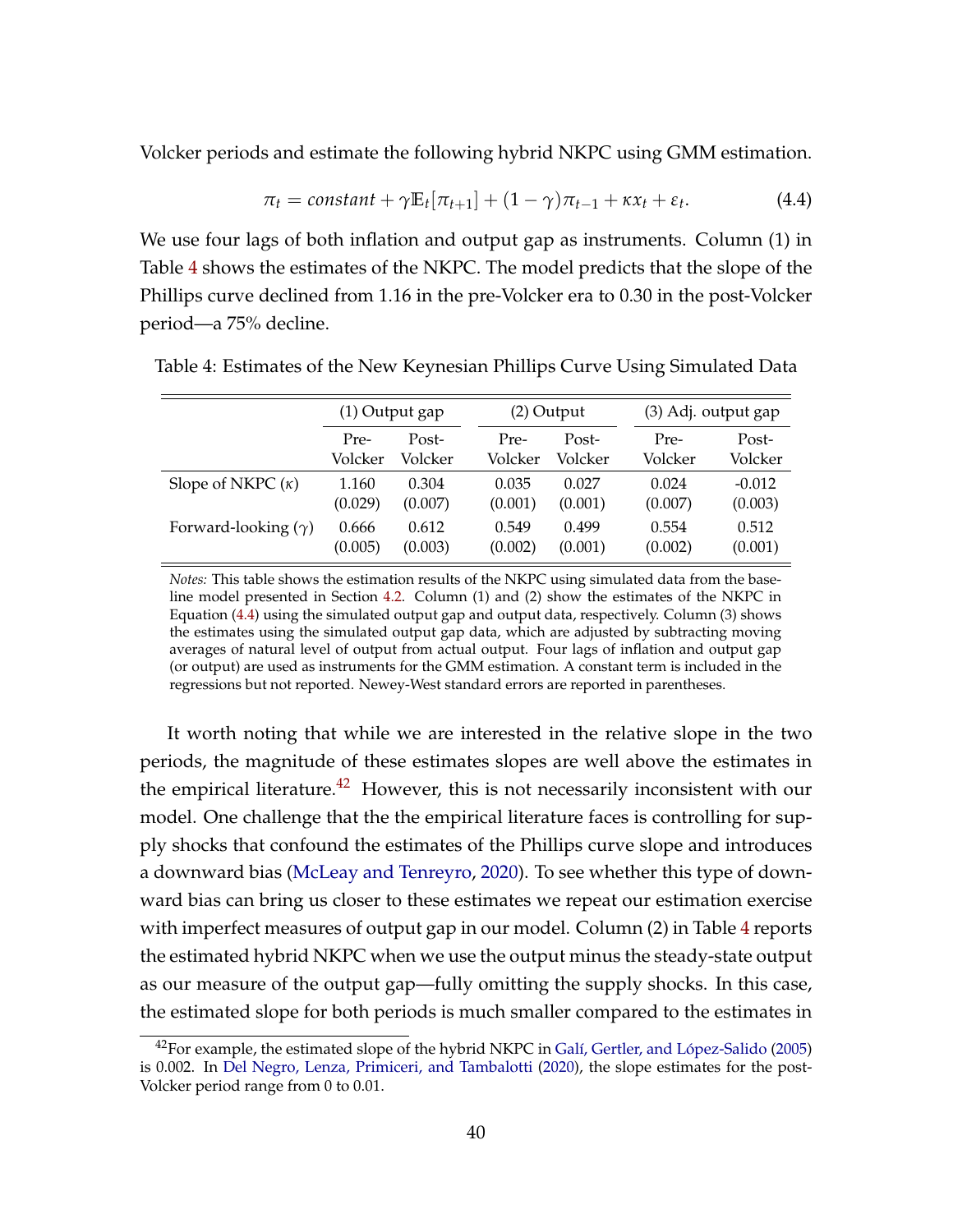Volcker periods and estimate the following hybrid NKPC using GMM estimation.

$$\pi_t = constant + \gamma \mathbb{E}_t[\pi_{t+1}] + (1-\gamma)\pi_{t-1} + \kappa x_t + \varepsilon_t. \tag{4.4}$$

We use four lags of both inflation and output gap as instruments. Column (1) in Table 4 shows the estimates of the NKPC. The model predicts that the slope of the Phillips curve declined from 1.16 in the pre-Volcker era to 0.30 in the post-Volcker period—a 75% decline.

Table 4: Estimates of the New Keynesian Phillips Curve Using Simulated Data

| | (1) Output gap | | (2) Output | | (3) Adj. output gap | |
|---|---|---|---|---|---|---|
| | Pre-Volcker | Post-Volcker | Pre-Volcker | Post-Volcker | Pre-Volcker | Post-Volcker |
| Slope of NKPC ($\kappa$) | 1.160 | 0.304 | 0.035 | 0.027 | 0.024 | -0.012 |
| | (0.029) | (0.007) | (0.001) | (0.001) | (0.007) | (0.003) |
| Forward-looking ($\gamma$) | 0.666 | 0.612 | 0.549 | 0.499 | 0.554 | 0.512 |
| | (0.005) | (0.003) | (0.002) | (0.001) | (0.002) | (0.001) |

*Notes:* This table shows the estimation results of the NKPC using simulated data from the baseline model presented in Section 4.2. Column (1) and (2) show the estimates of the NKPC in Equation (4.4) using the simulated output gap and output data, respectively. Column (3) shows the estimates using the simulated output gap data, which are adjusted by subtracting moving averages of natural level of output from actual output. Four lags of inflation and output gap (or output) are used as instruments for the GMM estimation. A constant term is included in the regressions but not reported. Newey-West standard errors are reported in parentheses.

It worth noting that while we are interested in the relative slope in the two periods, the magnitude of these estimates slopes are well above the estimates in the empirical literature.[42] However, this is not necessarily inconsistent with our model. One challenge that the the empirical literature faces is controlling for supply shocks that confound the estimates of the Phillips curve slope and introduces a downward bias (McLeay and Tenreyro, 2020). To see whether this type of downward bias can bring us closer to these estimates we repeat our estimation exercise with imperfect measures of output gap in our model. Column (2) in Table 4 reports the estimated hybrid NKPC when we use the output minus the steady-state output as our measure of the output gap—fully omitting the supply shocks. In this case, the estimated slope for both periods is much smaller compared to the estimates in

[42] For example, the estimated slope of the hybrid NKPC in Galí, Gertler, and López-Salido (2005) is 0.002. In Del Negro, Lenza, Primiceri, and Tambalotti (2020), the slope estimates for the post-Volcker period range from 0 to 0.01.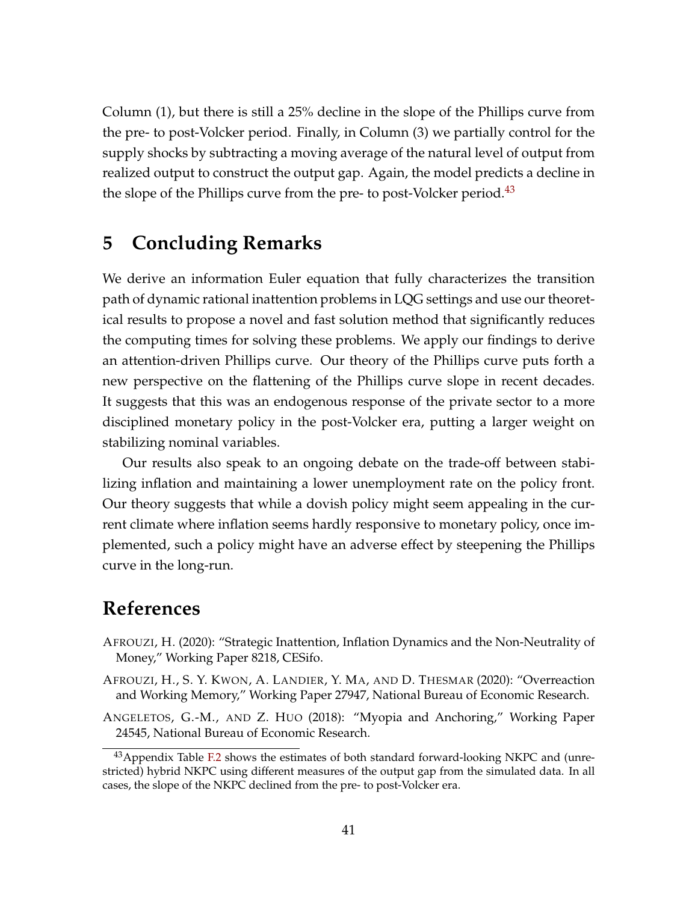Column (1), but there is still a 25% decline in the slope of the Phillips curve from the pre- to post-Volcker period. Finally, in Column (3) we partially control for the supply shocks by subtracting a moving average of the natural level of output from realized output to construct the output gap. Again, the model predicts a decline in the slope of the Phillips curve from the pre- to post-Volcker period.[43]

# 5 Concluding Remarks

We derive an information Euler equation that fully characterizes the transition path of dynamic rational inattention problems in LQG settings and use our theoretical results to propose a novel and fast solution method that significantly reduces the computing times for solving these problems. We apply our findings to derive an attention-driven Phillips curve. Our theory of the Phillips curve puts forth a new perspective on the flattening of the Phillips curve slope in recent decades. It suggests that this was an endogenous response of the private sector to a more disciplined monetary policy in the post-Volcker era, putting a larger weight on stabilizing nominal variables.

Our results also speak to an ongoing debate on the trade-off between stabilizing inflation and maintaining a lower unemployment rate on the policy front. Our theory suggests that while a dovish policy might seem appealing in the current climate where inflation seems hardly responsive to monetary policy, once implemented, such a policy might have an adverse effect by steepening the Phillips curve in the long-run.

# References

AFROUZI, H. (2020): "Strategic Inattention, Inflation Dynamics and the Non-Neutrality of Money," Working Paper 8218, CESifo.

AFROUZI, H., S. Y. KWON, A. LANDIER, Y. MA, AND D. THESMAR (2020): "Overreaction and Working Memory," Working Paper 27947, National Bureau of Economic Research.

ANGELETOS, G.-M., AND Z. HUO (2018): "Myopia and Anchoring," Working Paper 24545, National Bureau of Economic Research.

[43] Appendix Table F.2 shows the estimates of both standard forward-looking NKPC and (unrestricted) hybrid NKPC using different measures of the output gap from the simulated data. In all cases, the slope of the NKPC declined from the pre- to post-Volcker era.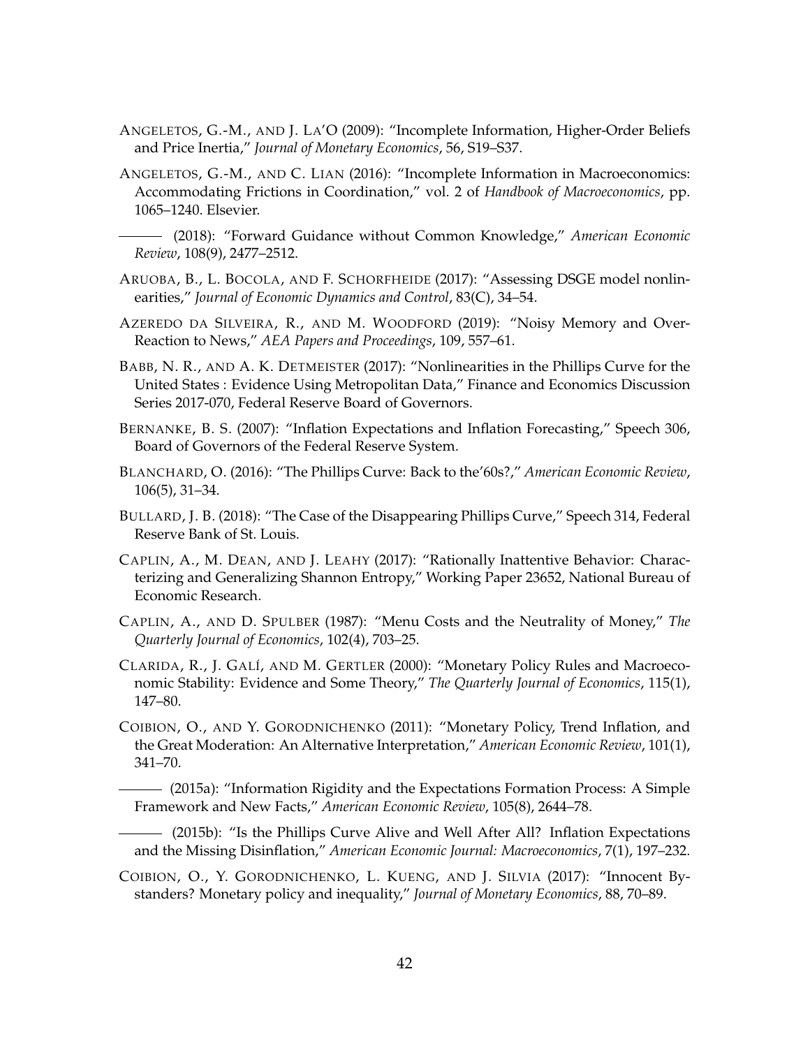ANGELETOS, G.-M., AND J. LA'O (2009): "Incomplete Information, Higher-Order Beliefs and Price Inertia," *Journal of Monetary Economics*, 56, S19–S37.

ANGELETOS, G.-M., AND C. LIAN (2016): "Incomplete Information in Macroeconomics: Accommodating Frictions in Coordination," vol. 2 of *Handbook of Macroeconomics*, pp. 1065–1240. Elsevier.

——— (2018): "Forward Guidance without Common Knowledge," *American Economic Review*, 108(9), 2477–2512.

ARUOBA, B., L. BOCOLA, AND F. SCHORFHEIDE (2017): "Assessing DSGE model nonlinearities," *Journal of Economic Dynamics and Control*, 83(C), 34–54.

AZEREDO DA SILVEIRA, R., AND M. WOODFORD (2019): "Noisy Memory and Over-Reaction to News," *AEA Papers and Proceedings*, 109, 557–61.

BABB, N. R., AND A. K. DETMEISTER (2017): "Nonlinearities in the Phillips Curve for the United States : Evidence Using Metropolitan Data," Finance and Economics Discussion Series 2017-070, Federal Reserve Board of Governors.

BERNANKE, B. S. (2007): "Inflation Expectations and Inflation Forecasting," Speech 306, Board of Governors of the Federal Reserve System.

BLANCHARD, O. (2016): "The Phillips Curve: Back to the'60s?," *American Economic Review*, 106(5), 31–34.

BULLARD, J. B. (2018): "The Case of the Disappearing Phillips Curve," Speech 314, Federal Reserve Bank of St. Louis.

CAPLIN, A., M. DEAN, AND J. LEAHY (2017): "Rationally Inattentive Behavior: Characterizing and Generalizing Shannon Entropy," Working Paper 23652, National Bureau of Economic Research.

CAPLIN, A., AND D. SPULBER (1987): "Menu Costs and the Neutrality of Money," *The Quarterly Journal of Economics*, 102(4), 703–25.

CLARIDA, R., J. GALÍ, AND M. GERTLER (2000): "Monetary Policy Rules and Macroeconomic Stability: Evidence and Some Theory," *The Quarterly Journal of Economics*, 115(1), 147–80.

COIBION, O., AND Y. GORODNICHENKO (2011): "Monetary Policy, Trend Inflation, and the Great Moderation: An Alternative Interpretation," *American Economic Review*, 101(1), 341–70.

——— (2015a): "Information Rigidity and the Expectations Formation Process: A Simple Framework and New Facts," *American Economic Review*, 105(8), 2644–78.

——— (2015b): "Is the Phillips Curve Alive and Well After All? Inflation Expectations and the Missing Disinflation," *American Economic Journal: Macroeconomics*, 7(1), 197–232.

COIBION, O., Y. GORODNICHENKO, L. KUENG, AND J. SILVIA (2017): "Innocent Bystanders? Monetary policy and inequality," *Journal of Monetary Economics*, 88, 70–89.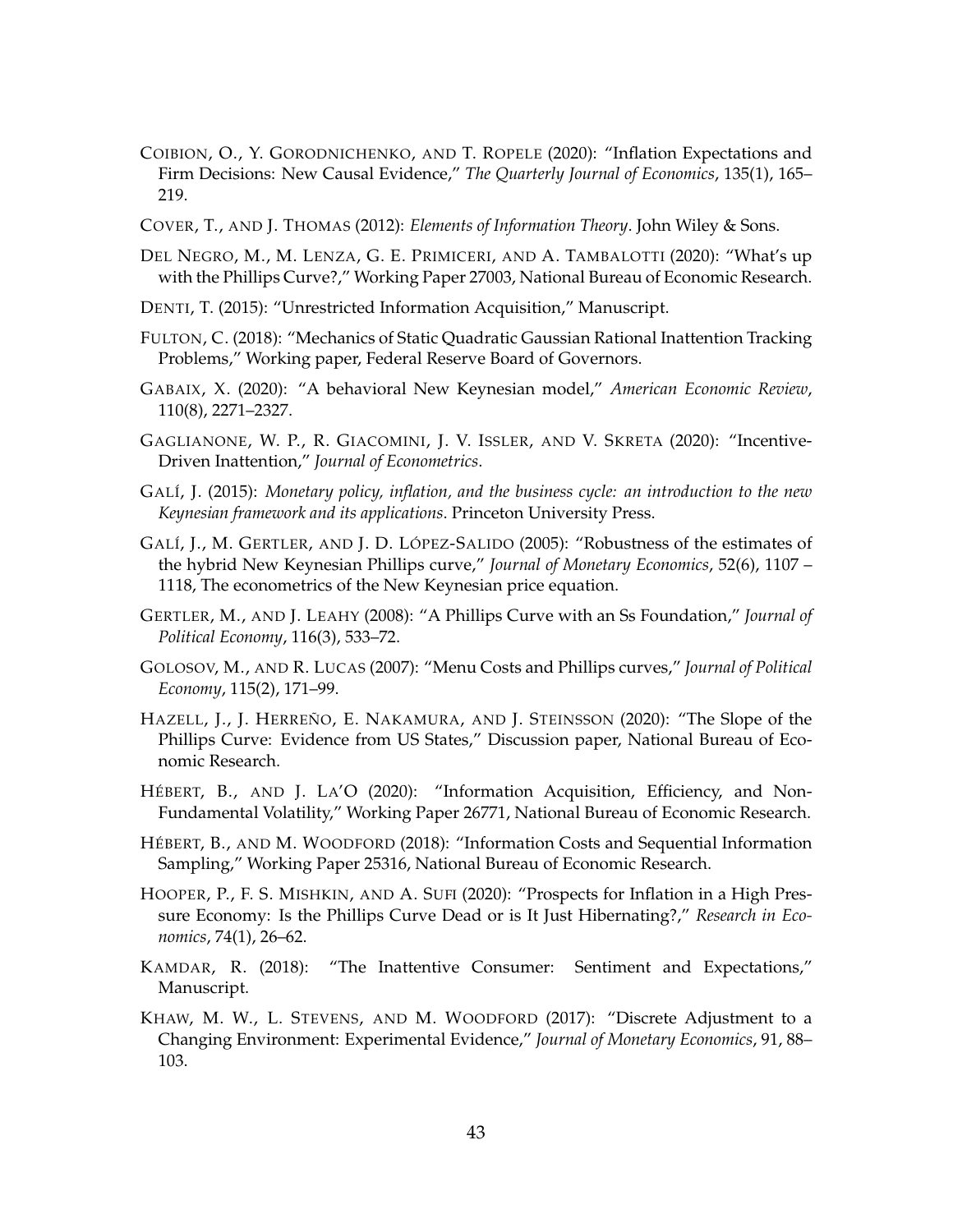COIBION, O., Y. GORODNICHENKO, AND T. ROPELE (2020): "Inflation Expectations and Firm Decisions: New Causal Evidence," *The Quarterly Journal of Economics*, 135(1), 165–219.

COVER, T., AND J. THOMAS (2012): *Elements of Information Theory*. John Wiley & Sons.

DEL NEGRO, M., M. LENZA, G. E. PRIMICERI, AND A. TAMBALOTTI (2020): "What's up with the Phillips Curve?," Working Paper 27003, National Bureau of Economic Research.

DENTI, T. (2015): "Unrestricted Information Acquisition," Manuscript.

FULTON, C. (2018): "Mechanics of Static Quadratic Gaussian Rational Inattention Tracking Problems," Working paper, Federal Reserve Board of Governors.

GABAIX, X. (2020): "A behavioral New Keynesian model," *American Economic Review*, 110(8), 2271–2327.

GAGLIANONE, W. P., R. GIACOMINI, J. V. ISSLER, AND V. SKRETA (2020): "Incentive-Driven Inattention," *Journal of Econometrics*.

GALÍ, J. (2015): *Monetary policy, inflation, and the business cycle: an introduction to the new Keynesian framework and its applications*. Princeton University Press.

GALÍ, J., M. GERTLER, AND J. D. LÓPEZ-SALIDO (2005): "Robustness of the estimates of the hybrid New Keynesian Phillips curve," *Journal of Monetary Economics*, 52(6), 1107 – 1118, The econometrics of the New Keynesian price equation.

GERTLER, M., AND J. LEAHY (2008): "A Phillips Curve with an Ss Foundation," *Journal of Political Economy*, 116(3), 533–72.

GOLOSOV, M., AND R. LUCAS (2007): "Menu Costs and Phillips curves," *Journal of Political Economy*, 115(2), 171–99.

HAZELL, J., J. HERREÑO, E. NAKAMURA, AND J. STEINSSON (2020): "The Slope of the Phillips Curve: Evidence from US States," Discussion paper, National Bureau of Economic Research.

HÉBERT, B., AND J. LA'O (2020): "Information Acquisition, Efficiency, and Non-Fundamental Volatility," Working Paper 26771, National Bureau of Economic Research.

HÉBERT, B., AND M. WOODFORD (2018): "Information Costs and Sequential Information Sampling," Working Paper 25316, National Bureau of Economic Research.

HOOPER, P., F. S. MISHKIN, AND A. SUFI (2020): "Prospects for Inflation in a High Pressure Economy: Is the Phillips Curve Dead or is It Just Hibernating?," *Research in Economics*, 74(1), 26–62.

KAMDAR, R. (2018): "The Inattentive Consumer: Sentiment and Expectations," Manuscript.

KHAW, M. W., L. STEVENS, AND M. WOODFORD (2017): "Discrete Adjustment to a Changing Environment: Experimental Evidence," *Journal of Monetary Economics*, 91, 88–103.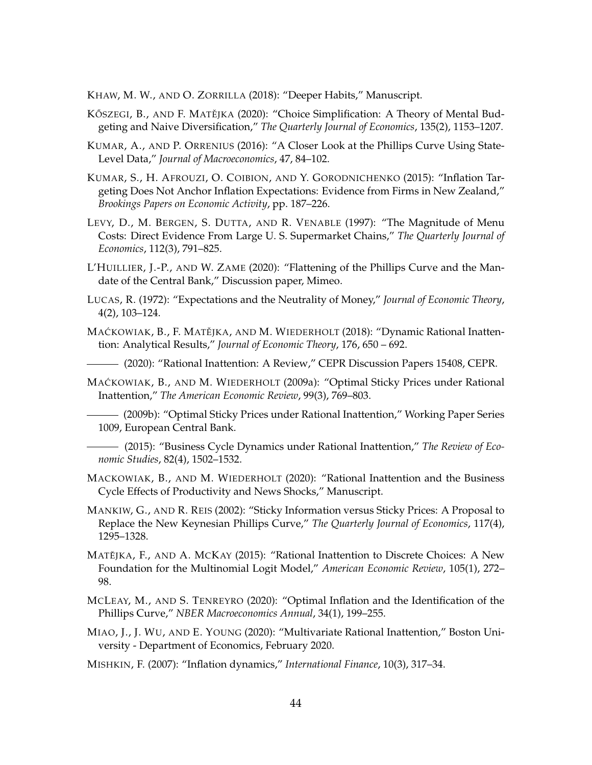KHAW, M. W., AND O. ZORRILLA (2018): "Deeper Habits," Manuscript.

KŐSZEGI, B., AND F. MATĚJKA (2020): "Choice Simplification: A Theory of Mental Budgeting and Naive Diversification," *The Quarterly Journal of Economics*, 135(2), 1153–1207.

KUMAR, A., AND P. ORRENIUS (2016): "A Closer Look at the Phillips Curve Using State-Level Data," *Journal of Macroeconomics*, 47, 84–102.

KUMAR, S., H. AFROUZI, O. COIBION, AND Y. GORODNICHENKO (2015): "Inflation Targeting Does Not Anchor Inflation Expectations: Evidence from Firms in New Zealand," *Brookings Papers on Economic Activity*, pp. 187–226.

LEVY, D., M. BERGEN, S. DUTTA, AND R. VENABLE (1997): "The Magnitude of Menu Costs: Direct Evidence From Large U. S. Supermarket Chains," *The Quarterly Journal of Economics*, 112(3), 791–825.

L'HUILLIER, J.-P., AND W. ZAME (2020): "Flattening of the Phillips Curve and the Mandate of the Central Bank," Discussion paper, Mimeo.

LUCAS, R. (1972): "Expectations and the Neutrality of Money," *Journal of Economic Theory*, 4(2), 103–124.

MAĆKOWIAK, B., F. MATĚJKA, AND M. WIEDERHOLT (2018): "Dynamic Rational Inattention: Analytical Results," *Journal of Economic Theory*, 176, 650 – 692.

——— (2020): "Rational Inattention: A Review," CEPR Discussion Papers 15408, CEPR.

MAĆKOWIAK, B., AND M. WIEDERHOLT (2009a): "Optimal Sticky Prices under Rational Inattention," *The American Economic Review*, 99(3), 769–803.

——— (2009b): "Optimal Sticky Prices under Rational Inattention," Working Paper Series 1009, European Central Bank.

——— (2015): "Business Cycle Dynamics under Rational Inattention," *The Review of Economic Studies*, 82(4), 1502–1532.

MACKOWIAK, B., AND M. WIEDERHOLT (2020): "Rational Inattention and the Business Cycle Effects of Productivity and News Shocks," Manuscript.

MANKIW, G., AND R. REIS (2002): "Sticky Information versus Sticky Prices: A Proposal to Replace the New Keynesian Phillips Curve," *The Quarterly Journal of Economics*, 117(4), 1295–1328.

MATĚJKA, F., AND A. MCKAY (2015): "Rational Inattention to Discrete Choices: A New Foundation for the Multinomial Logit Model," *American Economic Review*, 105(1), 272–98.

MCLEAY, M., AND S. TENREYRO (2020): "Optimal Inflation and the Identification of the Phillips Curve," *NBER Macroeconomics Annual*, 34(1), 199–255.

MIAO, J., J. WU, AND E. YOUNG (2020): "Multivariate Rational Inattention," Boston University - Department of Economics, February 2020.

MISHKIN, F. (2007): "Inflation dynamics," *International Finance*, 10(3), 317–34.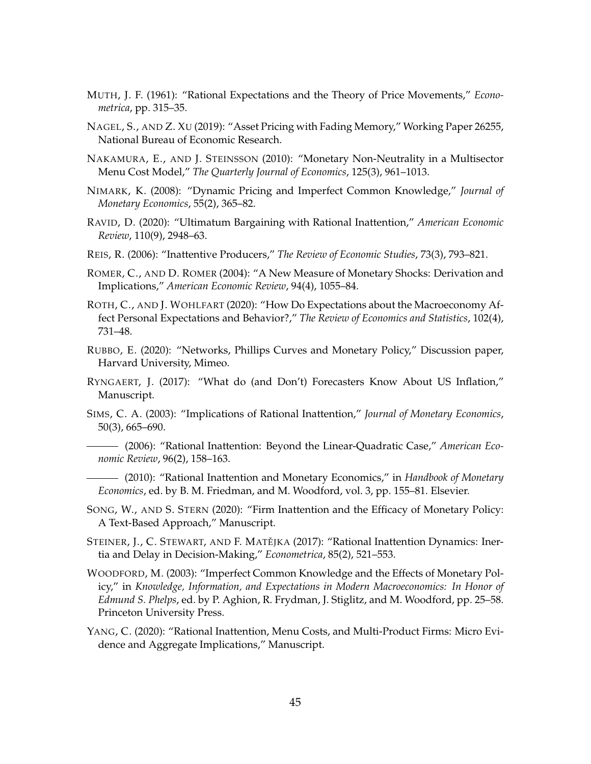MUTH, J. F. (1961): "Rational Expectations and the Theory of Price Movements," *Econometrica*, pp. 315–35.

NAGEL, S., AND Z. XU (2019): "Asset Pricing with Fading Memory," Working Paper 26255, National Bureau of Economic Research.

NAKAMURA, E., AND J. STEINSSON (2010): "Monetary Non-Neutrality in a Multisector Menu Cost Model," *The Quarterly Journal of Economics*, 125(3), 961–1013.

NIMARK, K. (2008): "Dynamic Pricing and Imperfect Common Knowledge," *Journal of Monetary Economics*, 55(2), 365–82.

RAVID, D. (2020): "Ultimatum Bargaining with Rational Inattention," *American Economic Review*, 110(9), 2948–63.

REIS, R. (2006): "Inattentive Producers," *The Review of Economic Studies*, 73(3), 793–821.

ROMER, C., AND D. ROMER (2004): "A New Measure of Monetary Shocks: Derivation and Implications," *American Economic Review*, 94(4), 1055–84.

ROTH, C., AND J. WOHLFART (2020): "How Do Expectations about the Macroeconomy Affect Personal Expectations and Behavior?," *The Review of Economics and Statistics*, 102(4), 731–48.

RUBBO, E. (2020): "Networks, Phillips Curves and Monetary Policy," Discussion paper, Harvard University, Mimeo.

RYNGAERT, J. (2017): "What do (and Don't) Forecasters Know About US Inflation," Manuscript.

SIMS, C. A. (2003): "Implications of Rational Inattention," *Journal of Monetary Economics*, 50(3), 665–690.

——— (2006): "Rational Inattention: Beyond the Linear-Quadratic Case," *American Economic Review*, 96(2), 158–163.

——— (2010): "Rational Inattention and Monetary Economics," in *Handbook of Monetary Economics*, ed. by B. M. Friedman, and M. Woodford, vol. 3, pp. 155–81. Elsevier.

SONG, W., AND S. STERN (2020): "Firm Inattention and the Efficacy of Monetary Policy: A Text-Based Approach," Manuscript.

STEINER, J., C. STEWART, AND F. MATĚJKA (2017): "Rational Inattention Dynamics: Inertia and Delay in Decision-Making," *Econometrica*, 85(2), 521–553.

WOODFORD, M. (2003): "Imperfect Common Knowledge and the Effects of Monetary Policy," in *Knowledge, Information, and Expectations in Modern Macroeconomics: In Honor of Edmund S. Phelps*, ed. by P. Aghion, R. Frydman, J. Stiglitz, and M. Woodford, pp. 25–58. Princeton University Press.

YANG, C. (2020): "Rational Inattention, Menu Costs, and Multi-Product Firms: Micro Evidence and Aggregate Implications," Manuscript.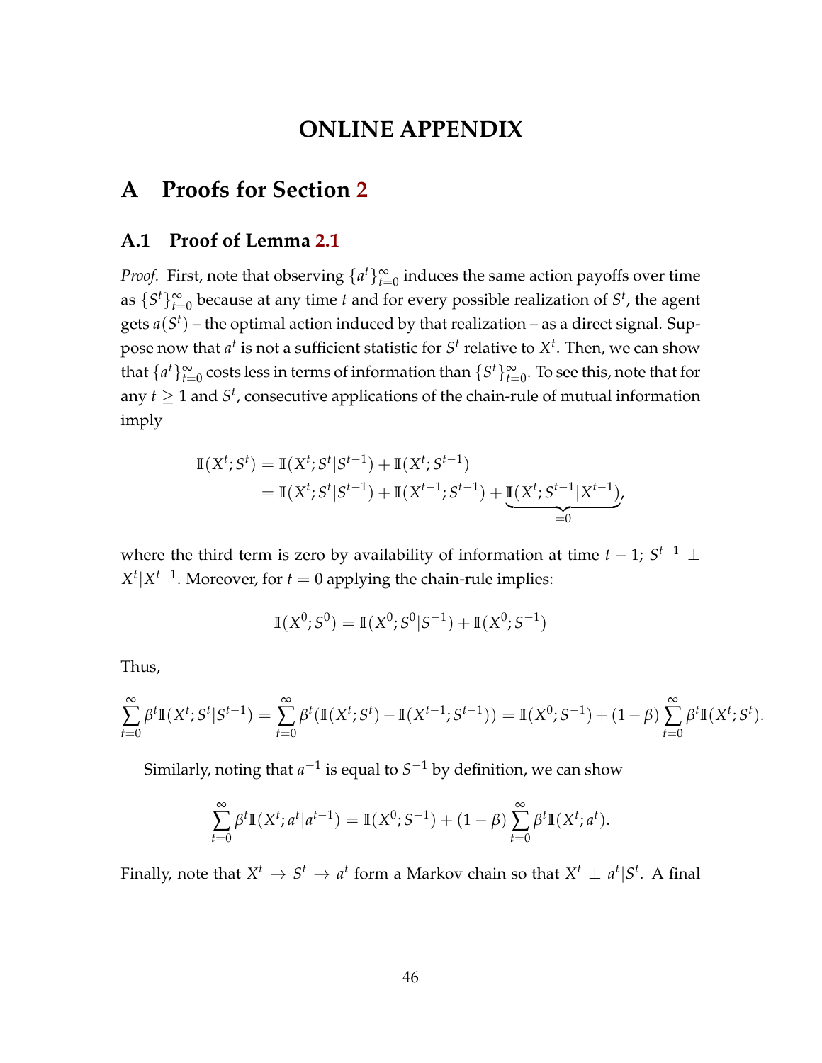# ONLINE APPENDIX

## A Proofs for Section 2

### A.1 Proof of Lemma 2.1

*Proof.* First, note that observing $\{a^t\}_{t=0}^{\infty}$ induces the same action payoffs over time as $\{S^t\}_{t=0}^{\infty}$ because at any time $t$ and for every possible realization of $S^t$, the agent gets $a(S^t)$ – the optimal action induced by that realization – as a direct signal. Suppose now that $a^t$ is not a sufficient statistic for $S^t$ relative to $X^t$. Then, we can show that $\{a^t\}_{t=0}^{\infty}$ costs less in terms of information than $\{S^t\}_{t=0}^{\infty}$. To see this, note that for any $t \geq 1$ and $S^t$, consecutive applications of the chain-rule of mutual information imply

$$
\begin{aligned}
\mathbb{I}(X^t; S^t) &= \mathbb{I}(X^t; S^t | S^{t-1}) + \mathbb{I}(X^t; S^{t-1}) \\
&= \mathbb{I}(X^t; S^t | S^{t-1}) + \mathbb{I}(X^{t-1}; S^{t-1}) + \underbrace{\mathbb{I}(X^t; S^{t-1} | X^{t-1})}_{=0},
\end{aligned}
$$

where the third term is zero by availability of information at time $t-1$; $S^{t-1} \perp X^t | X^{t-1}$. Moreover, for $t = 0$ applying the chain-rule implies:

$$
\mathbb{I}(X^0; S^0) = \mathbb{I}(X^0; S^0 | S^{-1}) + \mathbb{I}(X^0; S^{-1})
$$

Thus,

$$
\sum_{t=0}^{\infty} \beta^t \mathbb{I}(X^t; S^t | S^{t-1}) = \sum_{t=0}^{\infty} \beta^t (\mathbb{I}(X^t; S^t) - \mathbb{I}(X^{t-1}; S^{t-1})) = \mathbb{I}(X^0; S^{-1}) + (1-\beta) \sum_{t=0}^{\infty} \beta^t \mathbb{I}(X^t; S^t).
$$

Similarly, noting that $a^{-1}$ is equal to $S^{-1}$ by definition, we can show

$$
\sum_{t=0}^{\infty} \beta^t \mathbb{I}(X^t; a^t | a^{t-1}) = \mathbb{I}(X^0; S^{-1}) + (1-\beta) \sum_{t=0}^{\infty} \beta^t \mathbb{I}(X^t; a^t).
$$

Finally, note that $X^t \to S^t \to a^t$ form a Markov chain so that $X^t \perp a^t | S^t$. A final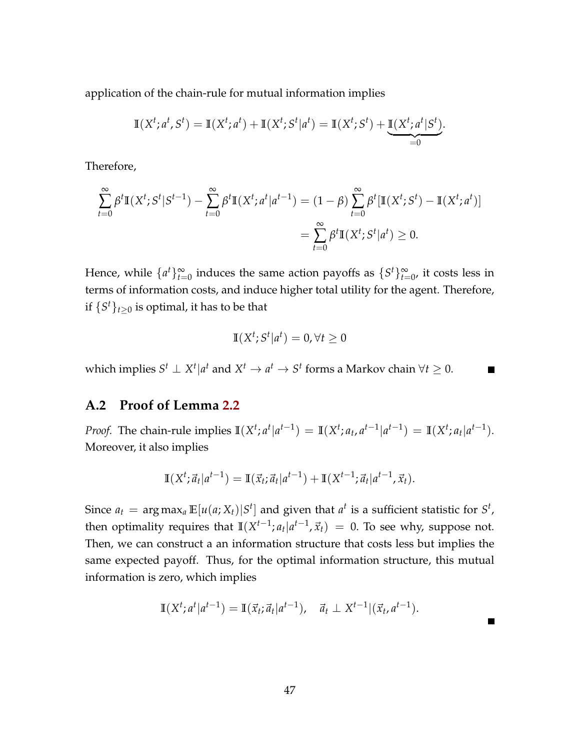application of the chain-rule for mutual information implies

$$\mathbb{I}(X^t; a^t, S^t) = \mathbb{I}(X^t; a^t) + \mathbb{I}(X^t; S^t | a^t) = \mathbb{I}(X^t; S^t) + \underbrace{\mathbb{I}(X^t; a^t | S^t)}_{=0}.$$

Therefore,

$$\begin{aligned}
\sum_{t=0}^{\infty} \beta^t \mathbb{I}(X^t; S^t | S^{t-1}) - \sum_{t=0}^{\infty} \beta^t \mathbb{I}(X^t; a^t | a^{t-1}) &= (1-\beta) \sum_{t=0}^{\infty} \beta^t [\mathbb{I}(X^t; S^t) - \mathbb{I}(X^t; a^t)] \\
&= \sum_{t=0}^{\infty} \beta^t \mathbb{I}(X^t; S^t | a^t) \geq 0.
\end{aligned}$$

Hence, while $\{a^t\}_{t=0}^{\infty}$ induces the same action payoffs as $\{S^t\}_{t=0}^{\infty}$, it costs less in terms of information costs, and induce higher total utility for the agent. Therefore, if $\{S^t\}_{t\geq 0}$ is optimal, it has to be that

$$\mathbb{I}(X^t; S^t | a^t) = 0, \forall t \geq 0$$

which implies $S^t \perp X^t | a^t$ and $X^t \to a^t \to S^t$ forms a Markov chain $\forall t \geq 0$. ■

## A.2 Proof of Lemma 2.2

*Proof.* The chain-rule implies $\mathbb{I}(X^t; a^t | a^{t-1}) = \mathbb{I}(X^t; a_t, a^{t-1} | a^{t-1}) = \mathbb{I}(X^t; a_t | a^{t-1})$. Moreover, it also implies

$$\mathbb{I}(X^t; \vec{a}_t | a^{t-1}) = \mathbb{I}(\vec{x}_t; \vec{a}_t | a^{t-1}) + \mathbb{I}(X^{t-1}; \vec{a}_t | a^{t-1}, \vec{x}_t).$$

Since $a_t = \arg\max_a \mathbb{E}[u(a; X_t) | S^t]$ and given that $a^t$ is a sufficient statistic for $S^t$, then optimality requires that $\mathbb{I}(X^{t-1}; a_t | a^{t-1}, \vec{x}_t) = 0$. To see why, suppose not. Then, we can construct a an information structure that costs less but implies the same expected payoff. Thus, for the optimal information structure, this mutual information is zero, which implies

$$\mathbb{I}(X^t; a^t | a^{t-1}) = \mathbb{I}(\vec{x}_t; \vec{a}_t | a^{t-1}), \quad \vec{a}_t \perp X^{t-1} | (\vec{x}_t, a^{t-1}).$$

■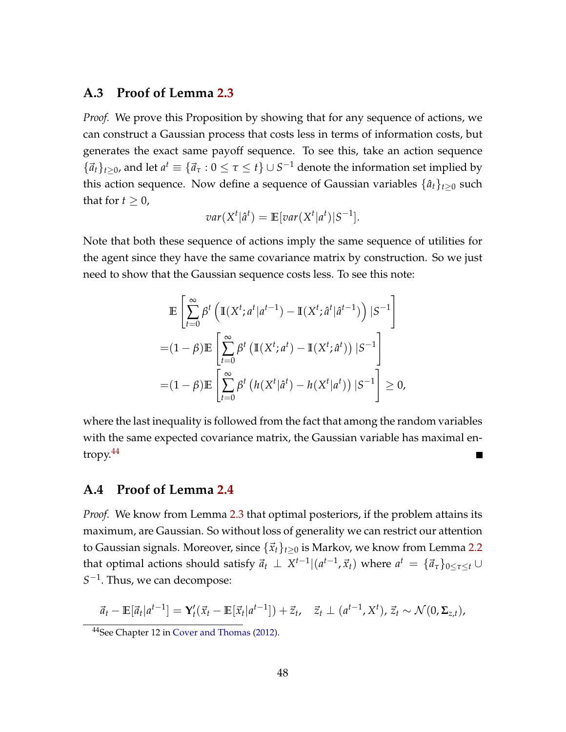### A.3 Proof of Lemma 2.3

*Proof.* We prove this Proposition by showing that for any sequence of actions, we can construct a Gaussian process that costs less in terms of information costs, but generates the exact same payoff sequence. To see this, take an action sequence $\{\vec{a}_t\}_{t\geq 0}$, and let $a^t \equiv \{\vec{a}_\tau : 0 \leq \tau \leq t\} \cup S^{-1}$ denote the information set implied by this action sequence. Now define a sequence of Gaussian variables $\{\hat{a}_t\}_{t\geq 0}$ such that for $t \geq 0$,

$$var(X^t|\hat{a}^t) = \mathbb{E}[var(X^t|a^t)|S^{-1}].$$

Note that both these sequence of actions imply the same sequence of utilities for the agent since they have the same covariance matrix by construction. So we just need to show that the Gaussian sequence costs less. To see this note:

$$\begin{aligned}
&\mathbb{E}\left[\sum_{t=0}^{\infty}\beta^t\left(\mathbb{I}(X^t;a^t|a^{t-1}) - \mathbb{I}(X^t;\hat{a}^t|\hat{a}^{t-1})\right)|S^{-1}\right] \\
=&(1-\beta)\mathbb{E}\left[\sum_{t=0}^{\infty}\beta^t\left(\mathbb{I}(X^t;a^t) - \mathbb{I}(X^t;\hat{a}^t)\right)|S^{-1}\right] \\
=&(1-\beta)\mathbb{E}\left[\sum_{t=0}^{\infty}\beta^t\left(h(X^t|\hat{a}^t) - h(X^t|a^t)\right)|S^{-1}\right] \geq 0,
\end{aligned}$$

where the last inequality is followed from the fact that among the random variables with the same expected covariance matrix, the Gaussian variable has maximal entropy.[44] ■

### A.4 Proof of Lemma 2.4

*Proof.* We know from Lemma 2.3 that optimal posteriors, if the problem attains its maximum, are Gaussian. So without loss of generality we can restrict our attention to Gaussian signals. Moreover, since $\{\vec{x}_t\}_{t\geq 0}$ is Markov, we know from Lemma 2.2 that optimal actions should satisfy $\vec{a}_t \perp X^{t-1}|(a^{t-1},\vec{x}_t)$ where $a^t = \{\vec{a}_\tau\}_{0\leq\tau\leq t} \cup S^{-1}$. Thus, we can decompose:

$$\vec{a}_t - \mathbb{E}[\vec{a}_t|a^{t-1}] = \mathbf{Y}_t'(\vec{x}_t - \mathbb{E}[\vec{x}_t|a^{t-1}]) + \vec{z}_t, \quad \vec{z}_t \perp (a^{t-1}, X^t),\ \vec{z}_t \sim \mathcal{N}(0, \mathbf{\Sigma}_{z,t}),$$

[44] See Chapter 12 in Cover and Thomas (2012).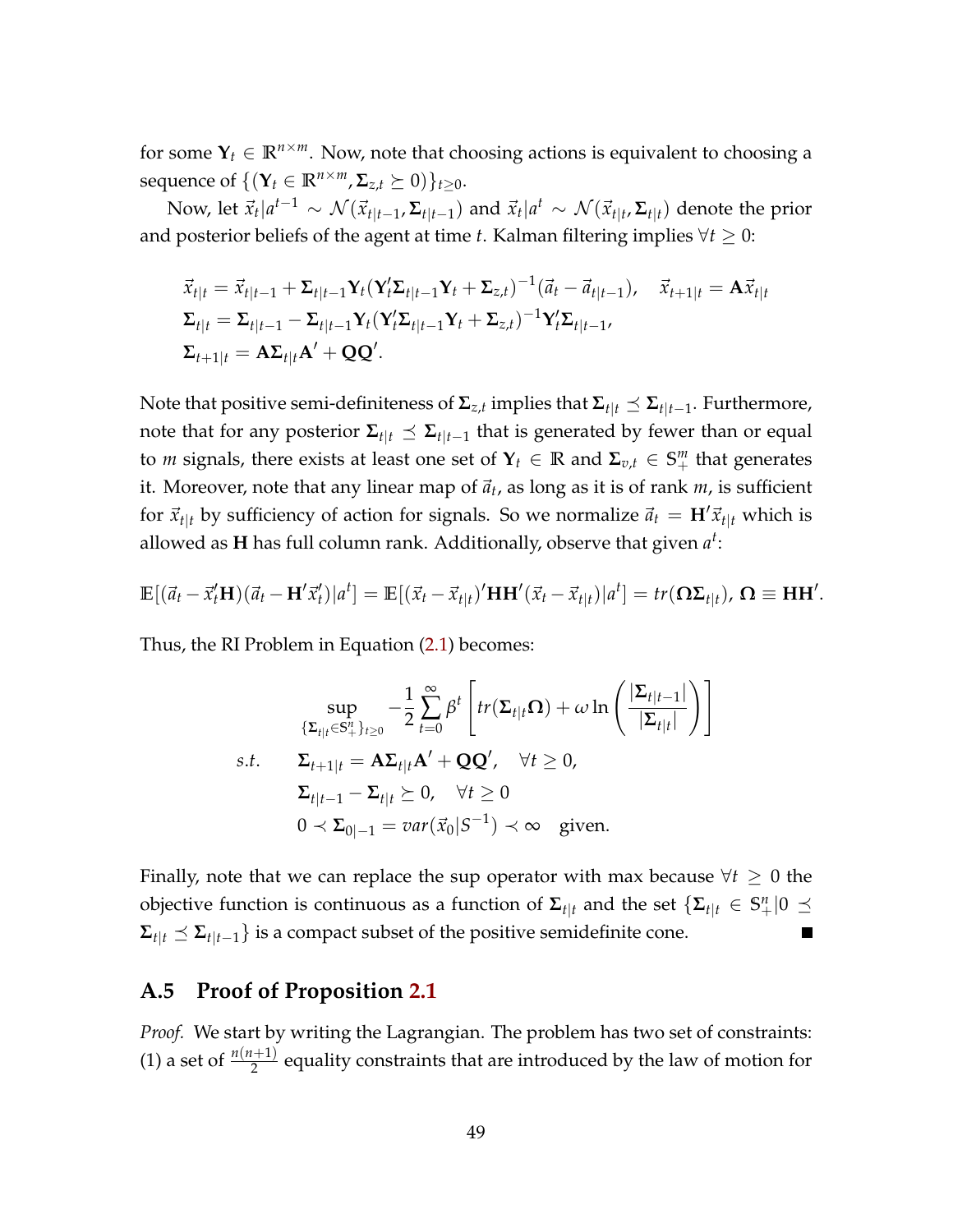for some $\mathbf{Y}_t \in \mathbb{R}^{n\times m}$. Now, note that choosing actions is equivalent to choosing a sequence of $\{(\mathbf{Y}_t \in \mathbb{R}^{n\times m}, \mathbf{\Sigma}_{z,t} \succeq 0)\}_{t\geq 0}$.

Now, let $\vec{x}_t|a^{t-1} \sim \mathcal{N}(\vec{x}_{t|t-1}, \mathbf{\Sigma}_{t|t-1})$ and $\vec{x}_t|a^t \sim \mathcal{N}(\vec{x}_{t|t}, \mathbf{\Sigma}_{t|t})$ denote the prior and posterior beliefs of the agent at time $t$. Kalman filtering implies $\forall t \geq 0$:

$$
\begin{aligned}
&\vec{x}_{t|t} = \vec{x}_{t|t-1} + \mathbf{\Sigma}_{t|t-1}\mathbf{Y}_t(\mathbf{Y}_t'\mathbf{\Sigma}_{t|t-1}\mathbf{Y}_t + \mathbf{\Sigma}_{z,t})^{-1}(\vec{a}_t - \vec{a}_{t|t-1}), \quad \vec{x}_{t+1|t} = \mathbf{A}\vec{x}_{t|t} \\
&\mathbf{\Sigma}_{t|t} = \mathbf{\Sigma}_{t|t-1} - \mathbf{\Sigma}_{t|t-1}\mathbf{Y}_t(\mathbf{Y}_t'\mathbf{\Sigma}_{t|t-1}\mathbf{Y}_t + \mathbf{\Sigma}_{z,t})^{-1}\mathbf{Y}_t'\mathbf{\Sigma}_{t|t-1}, \\
&\mathbf{\Sigma}_{t+1|t} = \mathbf{A}\mathbf{\Sigma}_{t|t}\mathbf{A}' + \mathbf{Q}\mathbf{Q}'.
\end{aligned}
$$

Note that positive semi-definiteness of $\mathbf{\Sigma}_{z,t}$ implies that $\mathbf{\Sigma}_{t|t} \preceq \mathbf{\Sigma}_{t|t-1}$. Furthermore, note that for any posterior $\mathbf{\Sigma}_{t|t} \preceq \mathbf{\Sigma}_{t|t-1}$ that is generated by fewer than or equal to $m$ signals, there exists at least one set of $\mathbf{Y}_t \in \mathbb{R}$ and $\mathbf{\Sigma}_{v,t} \in \mathbb{S}^m_+$ that generates it. Moreover, note that any linear map of $\vec{a}_t$, as long as it is of rank $m$, is sufficient for $\vec{x}_{t|t}$ by sufficiency of action for signals. So we normalize $\vec{a}_t = \mathbf{H}'\vec{x}_{t|t}$ which is allowed as $\mathbf{H}$ has full column rank. Additionally, observe that given $a^t$:

$$
\mathbb{E}[(\vec{a}_t - \vec{x}_t'\mathbf{H})(\vec{a}_t - \mathbf{H}'\vec{x}_t')|a^t] = \mathbb{E}[(\vec{x}_t - \vec{x}_{t|t})'\mathbf{H}\mathbf{H}'(\vec{x}_t - \vec{x}_{t|t})|a^t] = tr(\mathbf{\Omega}\mathbf{\Sigma}_{t|t}),\ \mathbf{\Omega} \equiv \mathbf{H}\mathbf{H}'.
$$

Thus, the RI Problem in Equation (2.1) becomes:

$$
\begin{aligned}
&\sup_{\{\mathbf{\Sigma}_{t|t}\in\mathbb{S}^n_+\}_{t\geq 0}} -\frac{1}{2}\sum_{t=0}^{\infty}\beta^t\left[tr(\mathbf{\Sigma}_{t|t}\mathbf{\Omega}) + \omega\ln\left(\frac{|\mathbf{\Sigma}_{t|t-1}|}{|\mathbf{\Sigma}_{t|t}|}\right)\right] \\
s.t. \quad &\mathbf{\Sigma}_{t+1|t} = \mathbf{A}\mathbf{\Sigma}_{t|t}\mathbf{A}' + \mathbf{Q}\mathbf{Q}', \quad \forall t \geq 0, \\
&\mathbf{\Sigma}_{t|t-1} - \mathbf{\Sigma}_{t|t} \succeq 0, \quad \forall t \geq 0 \\
&0 \prec \mathbf{\Sigma}_{0|-1} = var(\vec{x}_0|S^{-1}) \prec \infty \quad \text{given.}
\end{aligned}
$$

Finally, note that we can replace the sup operator with max because $\forall t \geq 0$ the objective function is continuous as a function of $\mathbf{\Sigma}_{t|t}$ and the set $\{\mathbf{\Sigma}_{t|t} \in \mathbb{S}^n_+ | 0 \preceq \mathbf{\Sigma}_{t|t} \preceq \mathbf{\Sigma}_{t|t-1}\}$ is a compact subset of the positive semidefinite cone. ■

## A.5 Proof of Proposition 2.1

*Proof.* We start by writing the Lagrangian. The problem has two set of constraints: (1) a set of $\frac{n(n+1)}{2}$ equality constraints that are introduced by the law of motion for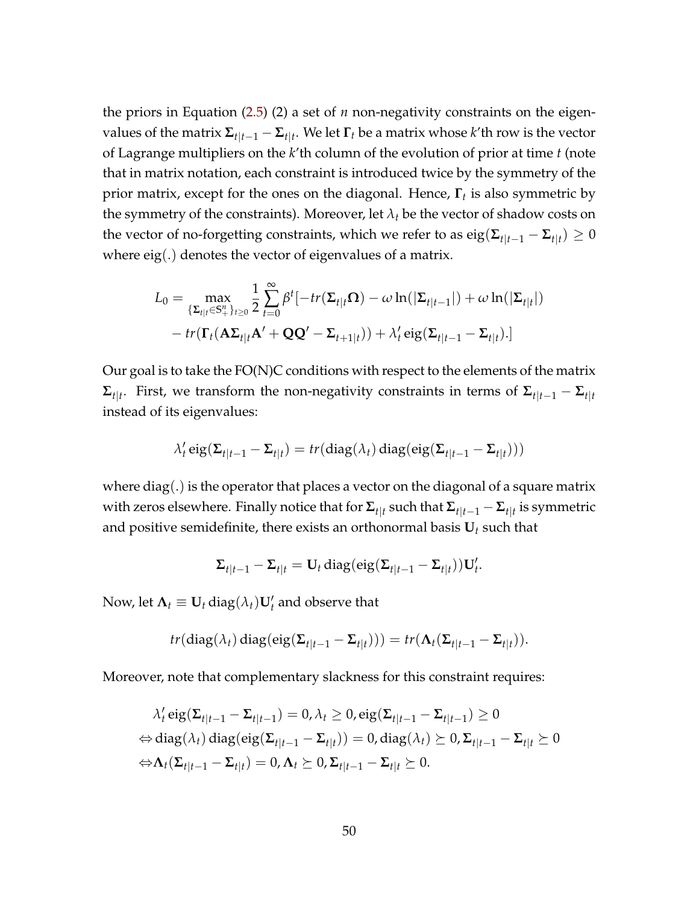the priors in Equation (2.5) (2) a set of $n$ non-negativity constraints on the eigenvalues of the matrix $\mathbf{\Sigma}_{t|t-1} - \mathbf{\Sigma}_{t|t}$. We let $\mathbf{\Gamma}_t$ be a matrix whose $k$'th row is the vector of Lagrange multipliers on the $k$'th column of the evolution of prior at time $t$ (note that in matrix notation, each constraint is introduced twice by the symmetry of the prior matrix, except for the ones on the diagonal. Hence, $\mathbf{\Gamma}_t$ is also symmetric by the symmetry of the constraints). Moreover, let $\lambda_t$ be the vector of shadow costs on the vector of no-forgetting constraints, which we refer to as $\text{eig}(\mathbf{\Sigma}_{t|t-1} - \mathbf{\Sigma}_{t|t}) \geq 0$ where $\text{eig}(.)$ denotes the vector of eigenvalues of a matrix.

$$
\begin{aligned}
L_0 = \max_{\{\mathbf{\Sigma}_{t|t} \in \mathbb{S}_+^n\}_{t \geq 0}} \frac{1}{2} \sum_{t=0}^{\infty} \beta^t [&-tr(\mathbf{\Sigma}_{t|t}\mathbf{\Omega}) - \omega \ln(|\mathbf{\Sigma}_{t|t-1}|) + \omega \ln(|\mathbf{\Sigma}_{t|t}|) \\
&- tr(\mathbf{\Gamma}_t(\mathbf{A}\mathbf{\Sigma}_{t|t}\mathbf{A}' + \mathbf{Q}\mathbf{Q}' - \mathbf{\Sigma}_{t+1|t})) + \lambda_t' \,\text{eig}(\mathbf{\Sigma}_{t|t-1} - \mathbf{\Sigma}_{t|t}).]
\end{aligned}
$$

Our goal is to take the FO(N)C conditions with respect to the elements of the matrix $\mathbf{\Sigma}_{t|t}$. First, we transform the non-negativity constraints in terms of $\mathbf{\Sigma}_{t|t-1} - \mathbf{\Sigma}_{t|t}$ instead of its eigenvalues:

$$
\lambda_t' \,\text{eig}(\mathbf{\Sigma}_{t|t-1} - \mathbf{\Sigma}_{t|t}) = tr(\text{diag}(\lambda_t)\,\text{diag}(\text{eig}(\mathbf{\Sigma}_{t|t-1} - \mathbf{\Sigma}_{t|t})))
$$

where $\text{diag}(.)$ is the operator that places a vector on the diagonal of a square matrix with zeros elsewhere. Finally notice that for $\mathbf{\Sigma}_{t|t}$ such that $\mathbf{\Sigma}_{t|t-1} - \mathbf{\Sigma}_{t|t}$ is symmetric and positive semidefinite, there exists an orthonormal basis $\mathbf{U}_t$ such that

$$
\mathbf{\Sigma}_{t|t-1} - \mathbf{\Sigma}_{t|t} = \mathbf{U}_t \,\text{diag}(\text{eig}(\mathbf{\Sigma}_{t|t-1} - \mathbf{\Sigma}_{t|t}))\mathbf{U}_t'.
$$

Now, let $\mathbf{\Lambda}_t \equiv \mathbf{U}_t \,\text{diag}(\lambda_t)\mathbf{U}_t'$ and observe that

$$
tr(\text{diag}(\lambda_t)\,\text{diag}(\text{eig}(\mathbf{\Sigma}_{t|t-1} - \mathbf{\Sigma}_{t|t}))) = tr(\mathbf{\Lambda}_t(\mathbf{\Sigma}_{t|t-1} - \mathbf{\Sigma}_{t|t})).
$$

Moreover, note that complementary slackness for this constraint requires:

$$
\begin{aligned}
&\lambda_t' \,\text{eig}(\mathbf{\Sigma}_{t|t-1} - \mathbf{\Sigma}_{t|t-1}) = 0, \lambda_t \geq 0, \text{eig}(\mathbf{\Sigma}_{t|t-1} - \mathbf{\Sigma}_{t|t-1}) \geq 0 \\
\Leftrightarrow &\,\text{diag}(\lambda_t)\,\text{diag}(\text{eig}(\mathbf{\Sigma}_{t|t-1} - \mathbf{\Sigma}_{t|t})) = 0, \text{diag}(\lambda_t) \succeq 0, \mathbf{\Sigma}_{t|t-1} - \mathbf{\Sigma}_{t|t} \succeq 0 \\
\Leftrightarrow &\mathbf{\Lambda}_t(\mathbf{\Sigma}_{t|t-1} - \mathbf{\Sigma}_{t|t}) = 0, \mathbf{\Lambda}_t \succeq 0, \mathbf{\Sigma}_{t|t-1} - \mathbf{\Sigma}_{t|t} \succeq 0.
\end{aligned}
$$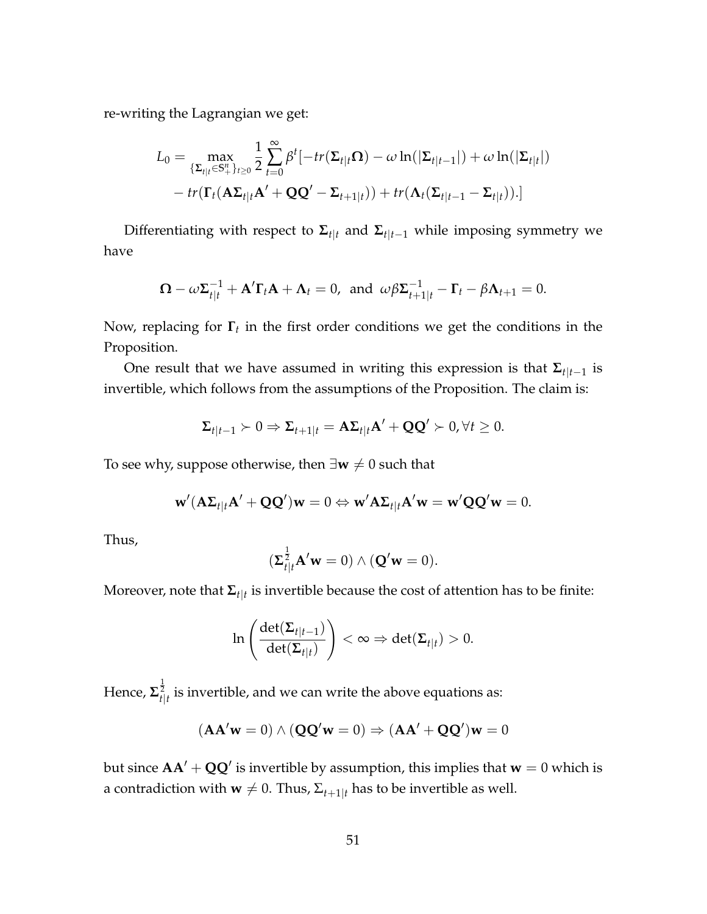re-writing the Lagrangian we get:

$$
\begin{aligned}
L_0 = \max_{\{\mathbf{\Sigma}_{t|t} \in \mathbb{S}_+^n\}_{t\geq 0}} \frac{1}{2} \sum_{t=0}^{\infty} \beta^t [ & -tr(\mathbf{\Sigma}_{t|t}\mathbf{\Omega}) - \omega \ln(|\mathbf{\Sigma}_{t|t-1}|) + \omega \ln(|\mathbf{\Sigma}_{t|t}|) \\
& - tr(\mathbf{\Gamma}_t(\mathbf{A}\mathbf{\Sigma}_{t|t}\mathbf{A}' + \mathbf{Q}\mathbf{Q}' - \mathbf{\Sigma}_{t+1|t})) + tr(\mathbf{\Lambda}_t(\mathbf{\Sigma}_{t|t-1} - \mathbf{\Sigma}_{t|t})).]
\end{aligned}
$$

Differentiating with respect to $\mathbf{\Sigma}_{t|t}$ and $\mathbf{\Sigma}_{t|t-1}$ while imposing symmetry we have

$$
\mathbf{\Omega} - \omega\mathbf{\Sigma}_{t|t}^{-1} + \mathbf{A}'\mathbf{\Gamma}_t\mathbf{A} + \mathbf{\Lambda}_t = 0, \text{ and } \omega\beta\mathbf{\Sigma}_{t+1|t}^{-1} - \mathbf{\Gamma}_t - \beta\mathbf{\Lambda}_{t+1} = 0.
$$

Now, replacing for $\mathbf{\Gamma}_t$ in the first order conditions we get the conditions in the Proposition.

One result that we have assumed in writing this expression is that $\mathbf{\Sigma}_{t|t-1}$ is invertible, which follows from the assumptions of the Proposition. The claim is:

$$
\mathbf{\Sigma}_{t|t-1} \succ 0 \Rightarrow \mathbf{\Sigma}_{t+1|t} = \mathbf{A}\mathbf{\Sigma}_{t|t}\mathbf{A}' + \mathbf{Q}\mathbf{Q}' \succ 0, \forall t \geq 0.
$$

To see why, suppose otherwise, then $\exists \mathbf{w} \neq 0$ such that

$$
\mathbf{w}'(\mathbf{A}\mathbf{\Sigma}_{t|t}\mathbf{A}' + \mathbf{Q}\mathbf{Q}')\mathbf{w} = 0 \Leftrightarrow \mathbf{w}'\mathbf{A}\mathbf{\Sigma}_{t|t}\mathbf{A}'\mathbf{w} = \mathbf{w}'\mathbf{Q}\mathbf{Q}'\mathbf{w} = 0.
$$

Thus,

$$
(\mathbf{\Sigma}_{t|t}^{\frac{1}{2}}\mathbf{A}'\mathbf{w} = 0) \wedge (\mathbf{Q}'\mathbf{w} = 0).
$$

Moreover, note that $\mathbf{\Sigma}_{t|t}$ is invertible because the cost of attention has to be finite:

$$
\ln\left(\frac{\det(\mathbf{\Sigma}_{t|t-1})}{\det(\mathbf{\Sigma}_{t|t})}\right) < \infty \Rightarrow \det(\mathbf{\Sigma}_{t|t}) > 0.
$$

Hence, $\mathbf{\Sigma}_{t|t}^{\frac{1}{2}}$ is invertible, and we can write the above equations as:

$$
(\mathbf{A}\mathbf{A}'\mathbf{w} = 0) \wedge (\mathbf{Q}\mathbf{Q}'\mathbf{w} = 0) \Rightarrow (\mathbf{A}\mathbf{A}' + \mathbf{Q}\mathbf{Q}')\mathbf{w} = 0
$$

but since $\mathbf{A}\mathbf{A}' + \mathbf{Q}\mathbf{Q}'$ is invertible by assumption, this implies that $\mathbf{w} = 0$ which is a contradiction with $\mathbf{w} \neq 0$. Thus, $\Sigma_{t+1|t}$ has to be invertible as well.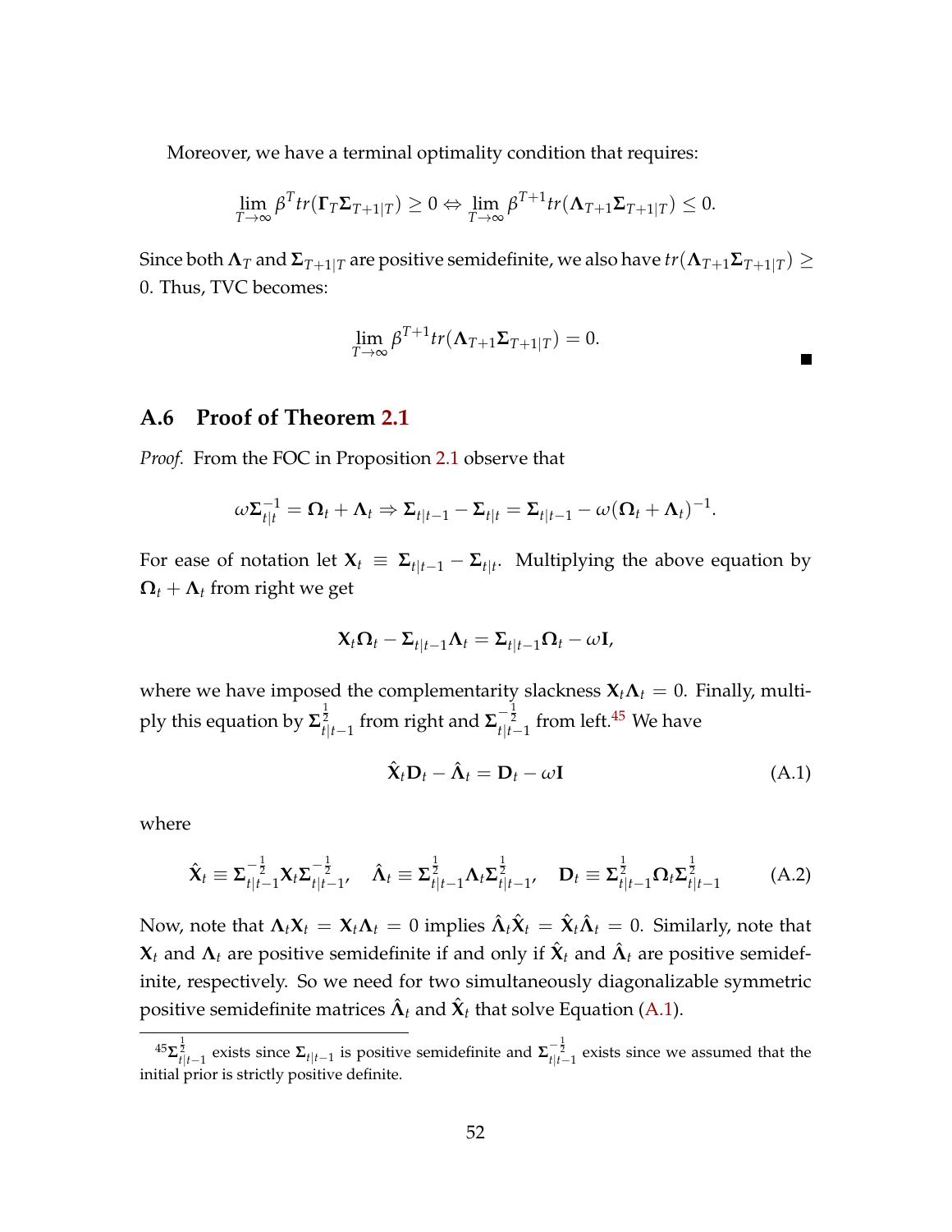Moreover, we have a terminal optimality condition that requires:

$$\lim_{T\to\infty} \beta^T tr(\mathbf{\Gamma}_T \mathbf{\Sigma}_{T+1|T}) \geq 0 \Leftrightarrow \lim_{T\to\infty} \beta^{T+1} tr(\mathbf{\Lambda}_{T+1}\mathbf{\Sigma}_{T+1|T}) \leq 0.$$

Since both $\mathbf{\Lambda}_T$ and $\mathbf{\Sigma}_{T+1|T}$ are positive semidefinite, we also have $tr(\mathbf{\Lambda}_{T+1}\mathbf{\Sigma}_{T+1|T}) \geq 0$. Thus, TVC becomes:

$$\lim_{T\to\infty} \beta^{T+1} tr(\mathbf{\Lambda}_{T+1}\mathbf{\Sigma}_{T+1|T}) = 0.$$

■

## A.6 Proof of Theorem 2.1

*Proof.* From the FOC in Proposition 2.1 observe that

$$\omega \mathbf{\Sigma}_{t|t}^{-1} = \mathbf{\Omega}_t + \mathbf{\Lambda}_t \Rightarrow \mathbf{\Sigma}_{t|t-1} - \mathbf{\Sigma}_{t|t} = \mathbf{\Sigma}_{t|t-1} - \omega(\mathbf{\Omega}_t + \mathbf{\Lambda}_t)^{-1}.$$

For ease of notation let $\mathbf{X}_t \equiv \mathbf{\Sigma}_{t|t-1} - \mathbf{\Sigma}_{t|t}$. Multiplying the above equation by $\mathbf{\Omega}_t + \mathbf{\Lambda}_t$ from right we get

$$\mathbf{X}_t \mathbf{\Omega}_t - \mathbf{\Sigma}_{t|t-1}\mathbf{\Lambda}_t = \mathbf{\Sigma}_{t|t-1}\mathbf{\Omega}_t - \omega \mathbf{I},$$

where we have imposed the complementarity slackness $\mathbf{X}_t\mathbf{\Lambda}_t = 0$. Finally, multiply this equation by $\mathbf{\Sigma}_{t|t-1}^{\frac{1}{2}}$ from right and $\mathbf{\Sigma}_{t|t-1}^{-\frac{1}{2}}$ from left.[45] We have

$$\hat{\mathbf{X}}_t \mathbf{D}_t - \hat{\mathbf{\Lambda}}_t = \mathbf{D}_t - \omega \mathbf{I} \tag{A.1}$$

where

$$\hat{\mathbf{X}}_t \equiv \mathbf{\Sigma}_{t|t-1}^{-\frac{1}{2}} \mathbf{X}_t \mathbf{\Sigma}_{t|t-1}^{-\frac{1}{2}}, \quad \hat{\mathbf{\Lambda}}_t \equiv \mathbf{\Sigma}_{t|t-1}^{\frac{1}{2}} \mathbf{\Lambda}_t \mathbf{\Sigma}_{t|t-1}^{\frac{1}{2}}, \quad \mathbf{D}_t \equiv \mathbf{\Sigma}_{t|t-1}^{\frac{1}{2}} \mathbf{\Omega}_t \mathbf{\Sigma}_{t|t-1}^{\frac{1}{2}} \tag{A.2}$$

Now, note that $\mathbf{\Lambda}_t\mathbf{X}_t = \mathbf{X}_t\mathbf{\Lambda}_t = 0$ implies $\hat{\mathbf{\Lambda}}_t\hat{\mathbf{X}}_t = \hat{\mathbf{X}}_t\hat{\mathbf{\Lambda}}_t = 0$. Similarly, note that $\mathbf{X}_t$ and $\mathbf{\Lambda}_t$ are positive semidefinite if and only if $\hat{\mathbf{X}}_t$ and $\hat{\mathbf{\Lambda}}_t$ are positive semidefinite, respectively. So we need for two simultaneously diagonalizable symmetric positive semidefinite matrices $\hat{\mathbf{\Lambda}}_t$ and $\hat{\mathbf{X}}_t$ that solve Equation (A.1).

[45] $\mathbf{\Sigma}_{t|t-1}^{\frac{1}{2}}$ exists since $\mathbf{\Sigma}_{t|t-1}$ is positive semidefinite and $\mathbf{\Sigma}_{t|t-1}^{-\frac{1}{2}}$ exists since we assumed that the initial prior is strictly positive definite.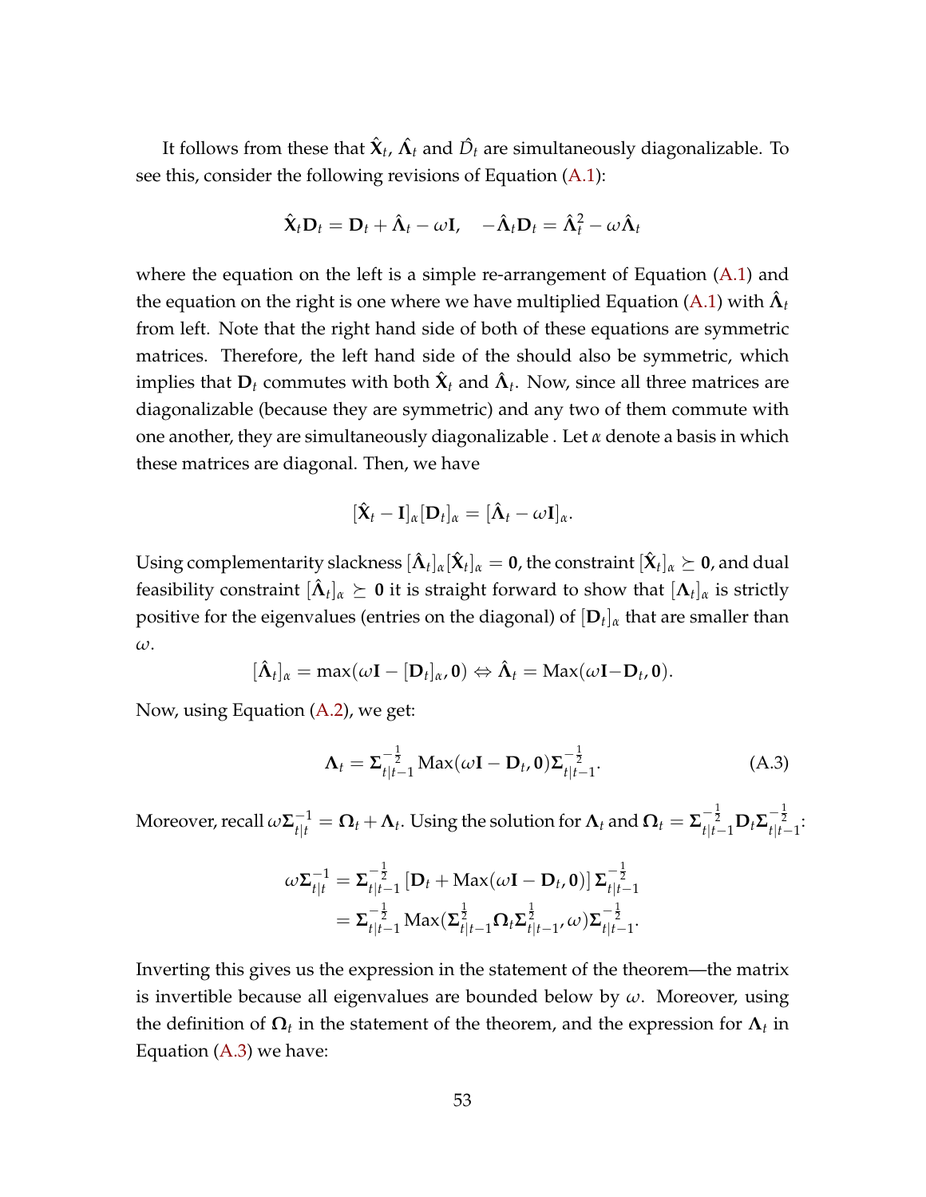It follows from these that $\hat{\mathbf{X}}_t$, $\hat{\mathbf{\Lambda}}_t$ and $\hat{D}_t$ are simultaneously diagonalizable. To see this, consider the following revisions of Equation (A.1):

$$\hat{\mathbf{X}}_t \mathbf{D}_t = \mathbf{D}_t + \hat{\mathbf{\Lambda}}_t - \omega \mathbf{I}, \quad -\hat{\mathbf{\Lambda}}_t \mathbf{D}_t = \hat{\mathbf{\Lambda}}_t^2 - \omega \hat{\mathbf{\Lambda}}_t$$

where the equation on the left is a simple re-arrangement of Equation (A.1) and the equation on the right is one where we have multiplied Equation (A.1) with $\hat{\mathbf{\Lambda}}_t$ from left. Note that the right hand side of both of these equations are symmetric matrices. Therefore, the left hand side of the should also be symmetric, which implies that $\mathbf{D}_t$ commutes with both $\hat{\mathbf{X}}_t$ and $\hat{\mathbf{\Lambda}}_t$. Now, since all three matrices are diagonalizable (because they are symmetric) and any two of them commute with one another, they are simultaneously diagonalizable . Let $\alpha$ denote a basis in which these matrices are diagonal. Then, we have

$$[\hat{\mathbf{X}}_t - \mathbf{I}]_\alpha [\mathbf{D}_t]_\alpha = [\hat{\mathbf{\Lambda}}_t - \omega \mathbf{I}]_\alpha.$$

Using complementarity slackness $[\hat{\mathbf{\Lambda}}_t]_\alpha [\hat{\mathbf{X}}_t]_\alpha = \mathbf{0}$, the constraint $[\hat{\mathbf{X}}_t]_\alpha \succeq \mathbf{0}$, and dual feasibility constraint $[\hat{\mathbf{\Lambda}}_t]_\alpha \succeq \mathbf{0}$ it is straight forward to show that $[\mathbf{\Lambda}_t]_\alpha$ is strictly positive for the eigenvalues (entries on the diagonal) of $[\mathbf{D}_t]_\alpha$ that are smaller than $\omega$.

$$[\hat{\mathbf{\Lambda}}_t]_\alpha = \max(\omega \mathbf{I} - [\mathbf{D}_t]_\alpha, \mathbf{0}) \Leftrightarrow \hat{\mathbf{\Lambda}}_t = \mathrm{Max}(\omega \mathbf{I} - \mathbf{D}_t, \mathbf{0}).$$

Now, using Equation (A.2), we get:

$$\mathbf{\Lambda}_t = \mathbf{\Sigma}_{t|t-1}^{-\frac{1}{2}} \mathrm{Max}(\omega \mathbf{I} - \mathbf{D}_t, \mathbf{0}) \mathbf{\Sigma}_{t|t-1}^{-\frac{1}{2}}. \tag{A.3}$$

Moreover, recall $\omega \mathbf{\Sigma}_{t|t}^{-1} = \mathbf{\Omega}_t + \mathbf{\Lambda}_t$. Using the solution for $\mathbf{\Lambda}_t$ and $\mathbf{\Omega}_t = \mathbf{\Sigma}_{t|t-1}^{-\frac{1}{2}} \mathbf{D}_t \mathbf{\Sigma}_{t|t-1}^{-\frac{1}{2}}$:

$$\begin{aligned}
\omega \mathbf{\Sigma}_{t|t}^{-1} &= \mathbf{\Sigma}_{t|t-1}^{-\frac{1}{2}} \left[ \mathbf{D}_t + \mathrm{Max}(\omega \mathbf{I} - \mathbf{D}_t, \mathbf{0}) \right] \mathbf{\Sigma}_{t|t-1}^{-\frac{1}{2}} \\
&= \mathbf{\Sigma}_{t|t-1}^{-\frac{1}{2}} \mathrm{Max}(\mathbf{\Sigma}_{t|t-1}^{\frac{1}{2}} \mathbf{\Omega}_t \mathbf{\Sigma}_{t|t-1}^{\frac{1}{2}}, \omega) \mathbf{\Sigma}_{t|t-1}^{-\frac{1}{2}}.
\end{aligned}$$

Inverting this gives us the expression in the statement of the theorem—the matrix is invertible because all eigenvalues are bounded below by $\omega$. Moreover, using the definition of $\mathbf{\Omega}_t$ in the statement of the theorem, and the expression for $\mathbf{\Lambda}_t$ in Equation (A.3) we have: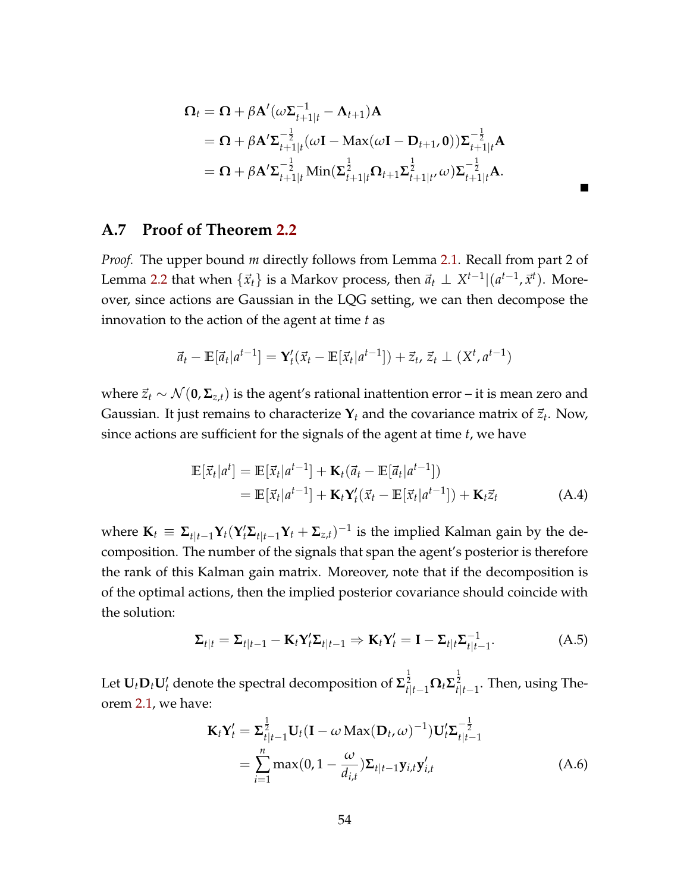$$
\begin{aligned}
\mathbf{\Omega}_t &= \mathbf{\Omega} + \beta \mathbf{A}'(\omega \mathbf{\Sigma}_{t+1|t}^{-1} - \mathbf{\Lambda}_{t+1})\mathbf{A} \\
&= \mathbf{\Omega} + \beta \mathbf{A}' \mathbf{\Sigma}_{t+1|t}^{-\frac{1}{2}} (\omega \mathbf{I} - \text{Max}(\omega \mathbf{I} - \mathbf{D}_{t+1}, \mathbf{0})) \mathbf{\Sigma}_{t+1|t}^{-\frac{1}{2}} \mathbf{A} \\
&= \mathbf{\Omega} + \beta \mathbf{A}' \mathbf{\Sigma}_{t+1|t}^{-\frac{1}{2}} \text{Min}(\mathbf{\Sigma}_{t+1|t}^{\frac{1}{2}} \mathbf{\Omega}_{t+1} \mathbf{\Sigma}_{t+1|t}^{\frac{1}{2}}, \omega) \mathbf{\Sigma}_{t+1|t}^{-\frac{1}{2}} \mathbf{A}.
\end{aligned}
$$

■

## A.7 Proof of Theorem 2.2

*Proof.* The upper bound $m$ directly follows from Lemma 2.1. Recall from part 2 of Lemma 2.2 that when $\{\vec{x}_t\}$ is a Markov process, then $\vec{a}_t \perp X^{t-1} | (a^{t-1}, \vec{x}^t)$. Moreover, since actions are Gaussian in the LQG setting, we can then decompose the innovation to the action of the agent at time $t$ as

$$
\vec{a}_t - \mathbb{E}[\vec{a}_t | a^{t-1}] = \mathbf{Y}_t'(\vec{x}_t - \mathbb{E}[\vec{x}_t | a^{t-1}]) + \vec{z}_t, \; \vec{z}_t \perp (X^t, a^{t-1})
$$

where $\vec{z}_t \sim \mathcal{N}(\mathbf{0}, \mathbf{\Sigma}_{z,t})$ is the agent's rational inattention error – it is mean zero and Gaussian. It just remains to characterize $\mathbf{Y}_t$ and the covariance matrix of $\vec{z}_t$. Now, since actions are sufficient for the signals of the agent at time $t$, we have

$$
\begin{aligned}
\mathbb{E}[\vec{x}_t | a^t] &= \mathbb{E}[\vec{x}_t | a^{t-1}] + \mathbf{K}_t(\vec{a}_t - \mathbb{E}[\vec{a}_t | a^{t-1}]) \\
&= \mathbb{E}[\vec{x}_t | a^{t-1}] + \mathbf{K}_t \mathbf{Y}_t'(\vec{x}_t - \mathbb{E}[\vec{x}_t | a^{t-1}]) + \mathbf{K}_t \vec{z}_t \qquad \text{(A.4)}
\end{aligned}
$$

where $\mathbf{K}_t \equiv \mathbf{\Sigma}_{t|t-1} \mathbf{Y}_t (\mathbf{Y}_t' \mathbf{\Sigma}_{t|t-1} \mathbf{Y}_t + \mathbf{\Sigma}_{z,t})^{-1}$ is the implied Kalman gain by the decomposition. The number of the signals that span the agent's posterior is therefore the rank of this Kalman gain matrix. Moreover, note that if the decomposition is of the optimal actions, then the implied posterior covariance should coincide with the solution:

$$
\mathbf{\Sigma}_{t|t} = \mathbf{\Sigma}_{t|t-1} - \mathbf{K}_t \mathbf{Y}_t' \mathbf{\Sigma}_{t|t-1} \Rightarrow \mathbf{K}_t \mathbf{Y}_t' = \mathbf{I} - \mathbf{\Sigma}_{t|t} \mathbf{\Sigma}_{t|t-1}^{-1}. \qquad \text{(A.5)}
$$

Let $\mathbf{U}_t \mathbf{D}_t \mathbf{U}_t'$ denote the spectral decomposition of $\mathbf{\Sigma}_{t|t-1}^{\frac{1}{2}} \mathbf{\Omega}_t \mathbf{\Sigma}_{t|t-1}^{\frac{1}{2}}$. Then, using Theorem 2.1, we have:

$$
\begin{aligned}
\mathbf{K}_t \mathbf{Y}_t' &= \mathbf{\Sigma}_{t|t-1}^{\frac{1}{2}} \mathbf{U}_t (\mathbf{I} - \omega \, \text{Max}(\mathbf{D}_t, \omega)^{-1}) \mathbf{U}_t' \mathbf{\Sigma}_{t|t-1}^{-\frac{1}{2}} \\
&= \sum_{i=1}^{n} \max(0, 1 - \frac{\omega}{d_{i,t}}) \mathbf{\Sigma}_{t|t-1} \mathbf{y}_{i,t} \mathbf{y}_{i,t}' \qquad \text{(A.6)}
\end{aligned}
$$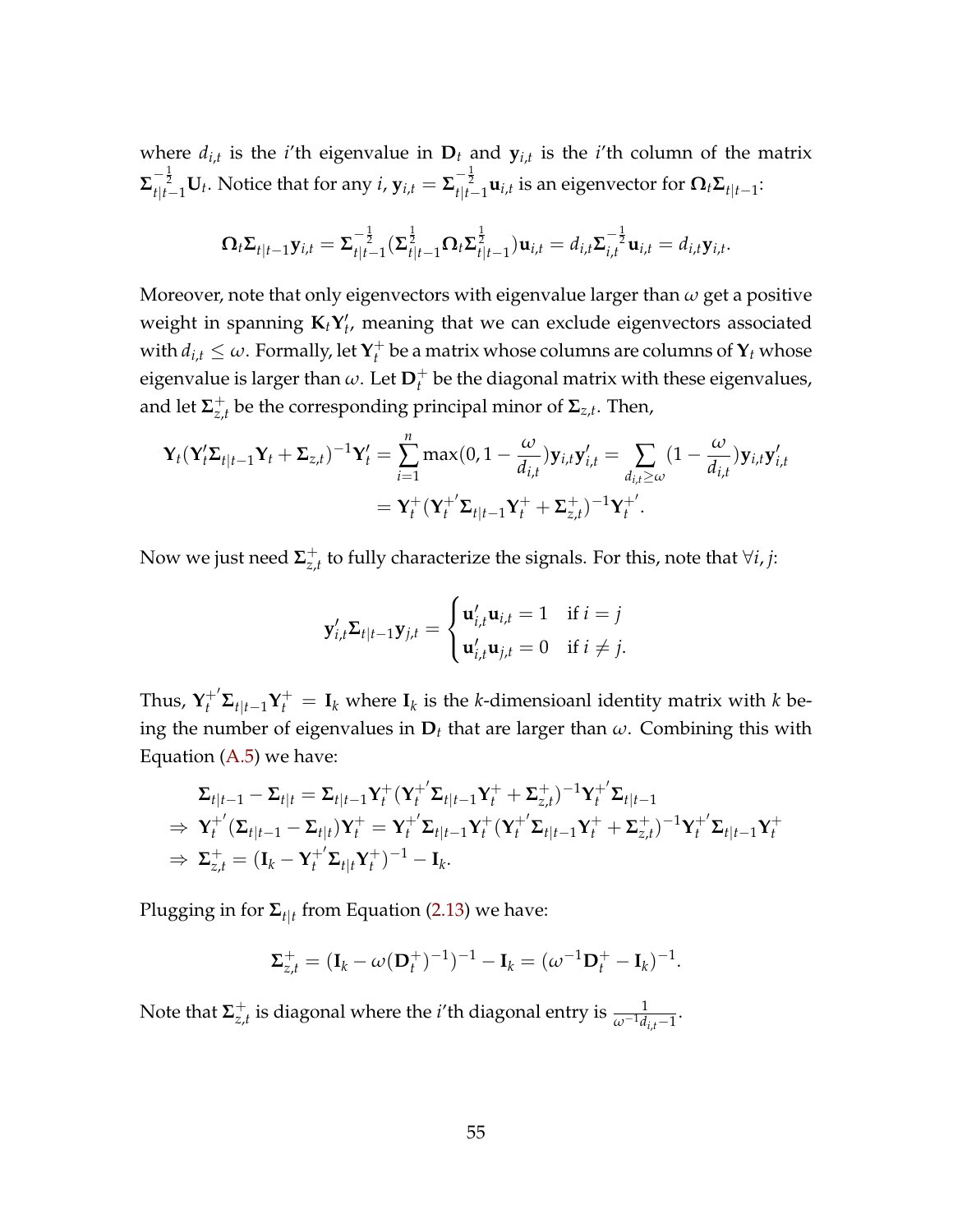where $d_{i,t}$ is the $i$'th eigenvalue in $\mathbf{D}_t$ and $\mathbf{y}_{i,t}$ is the $i$'th column of the matrix $\mathbf{\Sigma}_{t|t-1}^{-\frac{1}{2}}\mathbf{U}_t$. Notice that for any $i$, $\mathbf{y}_{i,t} = \mathbf{\Sigma}_{t|t-1}^{-\frac{1}{2}}\mathbf{u}_{i,t}$ is an eigenvector for $\mathbf{\Omega}_t\mathbf{\Sigma}_{t|t-1}$:

$$\mathbf{\Omega}_t\mathbf{\Sigma}_{t|t-1}\mathbf{y}_{i,t} = \mathbf{\Sigma}_{t|t-1}^{-\frac{1}{2}}(\mathbf{\Sigma}_{t|t-1}^{\frac{1}{2}}\mathbf{\Omega}_t\mathbf{\Sigma}_{t|t-1}^{\frac{1}{2}})\mathbf{u}_{i,t} = d_{i,t}\mathbf{\Sigma}_{i,t}^{-\frac{1}{2}}\mathbf{u}_{i,t} = d_{i,t}\mathbf{y}_{i,t}.$$

Moreover, note that only eigenvectors with eigenvalue larger than $\omega$ get a positive weight in spanning $\mathbf{K}_t\mathbf{Y}_t'$, meaning that we can exclude eigenvectors associated with $d_{i,t} \leq \omega$. Formally, let $\mathbf{Y}_t^+$ be a matrix whose columns are columns of $\mathbf{Y}_t$ whose eigenvalue is larger than $\omega$. Let $\mathbf{D}_t^+$ be the diagonal matrix with these eigenvalues, and let $\mathbf{\Sigma}_{z,t}^+$ be the corresponding principal minor of $\mathbf{\Sigma}_{z,t}$. Then,

$$\begin{aligned}
\mathbf{Y}_t(\mathbf{Y}_t'\mathbf{\Sigma}_{t|t-1}\mathbf{Y}_t + \mathbf{\Sigma}_{z,t})^{-1}\mathbf{Y}_t' &= \sum_{i=1}^{n}\max(0, 1 - \frac{\omega}{d_{i,t}})\mathbf{y}_{i,t}\mathbf{y}_{i,t}' = \sum_{d_{i,t}\geq\omega}(1 - \frac{\omega}{d_{i,t}})\mathbf{y}_{i,t}\mathbf{y}_{i,t}' \\
&= \mathbf{Y}_t^+(\mathbf{Y}_t^{+'}\mathbf{\Sigma}_{t|t-1}\mathbf{Y}_t^+ + \mathbf{\Sigma}_{z,t}^+)^{-1}\mathbf{Y}_t^{+'}.
\end{aligned}$$

Now we just need $\mathbf{\Sigma}_{z,t}^+$ to fully characterize the signals. For this, note that $\forall i, j$:

$$\mathbf{y}_{i,t}'\mathbf{\Sigma}_{t|t-1}\mathbf{y}_{j,t} = \begin{cases} \mathbf{u}_{i,t}'\mathbf{u}_{i,t} = 1 & \text{if } i = j \\ \mathbf{u}_{i,t}'\mathbf{u}_{j,t} = 0 & \text{if } i \neq j. \end{cases}$$

Thus, $\mathbf{Y}_t^{+'}\mathbf{\Sigma}_{t|t-1}\mathbf{Y}_t^+ = \mathbf{I}_k$ where $\mathbf{I}_k$ is the $k$-dimensioanl identity matrix with $k$ being the number of eigenvalues in $\mathbf{D}_t$ that are larger than $\omega$. Combining this with Equation (A.5) we have:

$$\begin{aligned}
&\mathbf{\Sigma}_{t|t-1} - \mathbf{\Sigma}_{t|t} = \mathbf{\Sigma}_{t|t-1}\mathbf{Y}_t^+(\mathbf{Y}_t^{+'}\mathbf{\Sigma}_{t|t-1}\mathbf{Y}_t^+ + \mathbf{\Sigma}_{z,t}^+)^{-1}\mathbf{Y}_t^{+'}\mathbf{\Sigma}_{t|t-1} \\
\Rightarrow\ &\mathbf{Y}_t^{+'}(\mathbf{\Sigma}_{t|t-1} - \mathbf{\Sigma}_{t|t})\mathbf{Y}_t^+ = \mathbf{Y}_t^{+'}\mathbf{\Sigma}_{t|t-1}\mathbf{Y}_t^+(\mathbf{Y}_t^{+'}\mathbf{\Sigma}_{t|t-1}\mathbf{Y}_t^+ + \mathbf{\Sigma}_{z,t}^+)^{-1}\mathbf{Y}_t^{+'}\mathbf{\Sigma}_{t|t-1}\mathbf{Y}_t^+ \\
\Rightarrow\ &\mathbf{\Sigma}_{z,t}^+ = (\mathbf{I}_k - \mathbf{Y}_t^{+'}\mathbf{\Sigma}_{t|t}\mathbf{Y}_t^+)^{-1} - \mathbf{I}_k.
\end{aligned}$$

Plugging in for $\mathbf{\Sigma}_{t|t}$ from Equation (2.13) we have:

$$\mathbf{\Sigma}_{z,t}^+ = (\mathbf{I}_k - \omega(\mathbf{D}_t^+)^{-1})^{-1} - \mathbf{I}_k = (\omega^{-1}\mathbf{D}_t^+ - \mathbf{I}_k)^{-1}.$$

Note that $\mathbf{\Sigma}_{z,t}^+$ is diagonal where the $i$'th diagonal entry is $\frac{1}{\omega^{-1}d_{i,t}-1}$.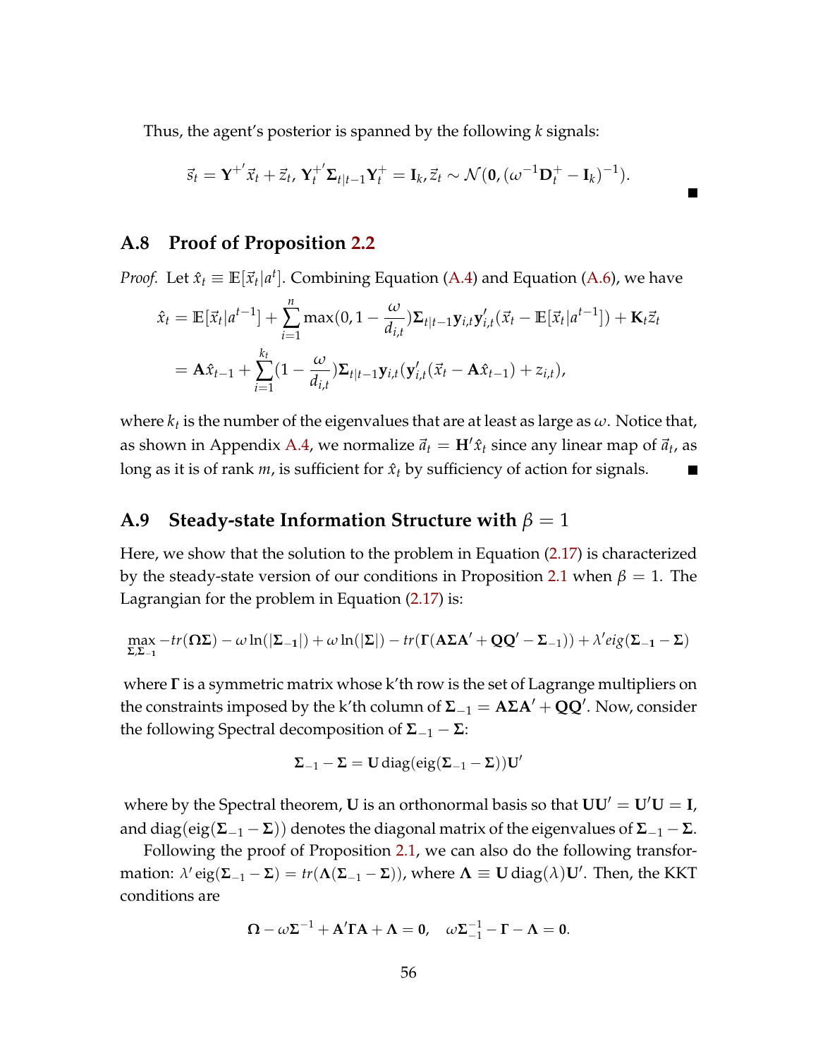Thus, the agent's posterior is spanned by the following $k$ signals:

$$\vec{s}_t = \mathbf{Y}^{+'}\vec{x}_t + \vec{z}_t,\ \mathbf{Y}_t^{+'}\mathbf{\Sigma}_{t|t-1}\mathbf{Y}_t^{+} = \mathbf{I}_k, \vec{z}_t \sim \mathcal{N}(\mathbf{0}, (\omega^{-1}\mathbf{D}_t^{+} - \mathbf{I}_k)^{-1}).$$

■

## A.8 Proof of Proposition 2.2

*Proof.* Let $\hat{x}_t \equiv \mathbb{E}[\vec{x}_t|a^t]$. Combining Equation (A.4) and Equation (A.6), we have

$$\begin{aligned}
\hat{x}_t &= \mathbb{E}[\vec{x}_t|a^{t-1}] + \sum_{i=1}^{n} \max(0, 1 - \frac{\omega}{d_{i,t}})\mathbf{\Sigma}_{t|t-1}\mathbf{y}_{i,t}\mathbf{y}_{i,t}'(\vec{x}_t - \mathbb{E}[\vec{x}_t|a^{t-1}]) + \mathbf{K}_t\vec{z}_t \\
&= \mathbf{A}\hat{x}_{t-1} + \sum_{i=1}^{k_t}(1 - \frac{\omega}{d_{i,t}})\mathbf{\Sigma}_{t|t-1}\mathbf{y}_{i,t}(\mathbf{y}_{i,t}'(\vec{x}_t - \mathbf{A}\hat{x}_{t-1}) + z_{i,t}),
\end{aligned}$$

where $k_t$ is the number of the eigenvalues that are at least as large as $\omega$. Notice that, as shown in Appendix A.4, we normalize $\vec{a}_t = \mathbf{H}'\hat{x}_t$ since any linear map of $\vec{a}_t$, as long as it is of rank $m$, is sufficient for $\hat{x}_t$ by sufficiency of action for signals. ■

## A.9 Steady-state Information Structure with $\beta = 1$

Here, we show that the solution to the problem in Equation (2.17) is characterized by the steady-state version of our conditions in Proposition 2.1 when $\beta = 1$. The Lagrangian for the problem in Equation (2.17) is:

$$\max_{\mathbf{\Sigma},\mathbf{\Sigma}_{-1}} -tr(\mathbf{\Omega\Sigma}) - \omega\ln(|\mathbf{\Sigma_{-1}}|) + \omega\ln(|\mathbf{\Sigma}|) - tr(\mathbf{\Gamma}(\mathbf{A\Sigma A}' + \mathbf{QQ}' - \mathbf{\Sigma}_{-1})) + \lambda' eig(\mathbf{\Sigma_{-1}} - \mathbf{\Sigma})$$

where $\mathbf{\Gamma}$ is a symmetric matrix whose k'th row is the set of Lagrange multipliers on the constraints imposed by the k'th column of $\mathbf{\Sigma}_{-1} = \mathbf{A\Sigma A}' + \mathbf{QQ}'$. Now, consider the following Spectral decomposition of $\mathbf{\Sigma}_{-1} - \mathbf{\Sigma}$:

$$\mathbf{\Sigma}_{-1} - \mathbf{\Sigma} = \mathbf{U}\,\text{diag}(\text{eig}(\mathbf{\Sigma}_{-1} - \mathbf{\Sigma}))\mathbf{U}'$$

where by the Spectral theorem, $\mathbf{U}$ is an orthonormal basis so that $\mathbf{UU}' = \mathbf{U}'\mathbf{U} = \mathbf{I}$, and $\text{diag}(\text{eig}(\mathbf{\Sigma}_{-1} - \mathbf{\Sigma}))$ denotes the diagonal matrix of the eigenvalues of $\mathbf{\Sigma}_{-1} - \mathbf{\Sigma}$.

Following the proof of Proposition 2.1, we can also do the following transformation: $\lambda'\,\text{eig}(\mathbf{\Sigma}_{-1} - \mathbf{\Sigma}) = tr(\mathbf{\Lambda}(\mathbf{\Sigma}_{-1} - \mathbf{\Sigma}))$, where $\mathbf{\Lambda} \equiv \mathbf{U}\,\text{diag}(\lambda)\mathbf{U}'$. Then, the KKT conditions are

$$\mathbf{\Omega} - \omega\mathbf{\Sigma}^{-1} + \mathbf{A}'\mathbf{\Gamma A} + \mathbf{\Lambda} = \mathbf{0}, \quad \omega\mathbf{\Sigma}_{-1}^{-1} - \mathbf{\Gamma} - \mathbf{\Lambda} = \mathbf{0}.$$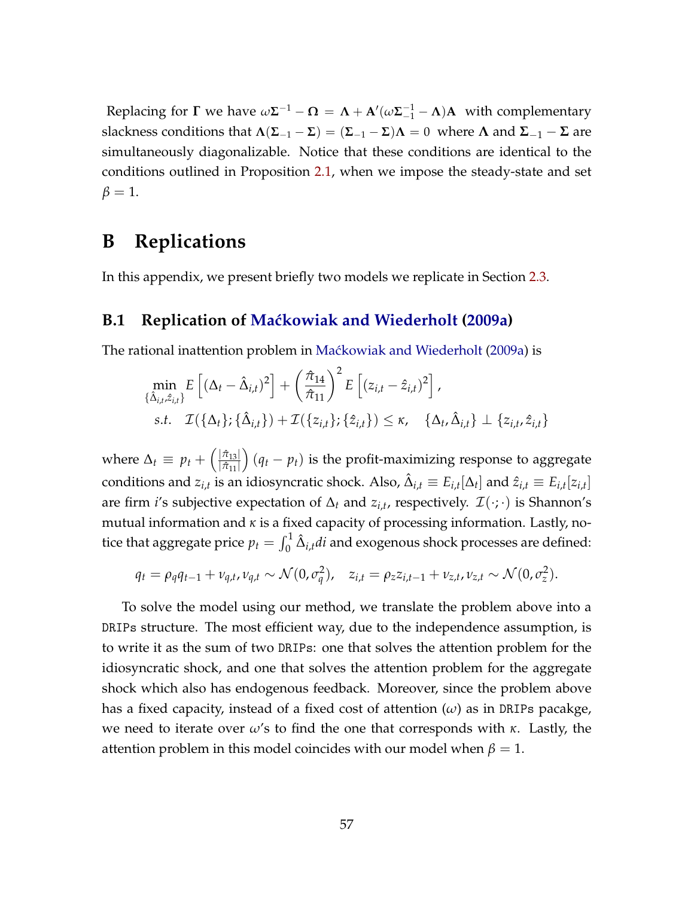Replacing for $\mathbf{\Gamma}$ we have $\omega\mathbf{\Sigma}^{-1} - \mathbf{\Omega} = \mathbf{\Lambda} + \mathbf{A}'(\omega\mathbf{\Sigma}_{-1}^{-1} - \mathbf{\Lambda})\mathbf{A}$ with complementary slackness conditions that $\mathbf{\Lambda}(\mathbf{\Sigma}_{-1} - \mathbf{\Sigma}) = (\mathbf{\Sigma}_{-1} - \mathbf{\Sigma})\mathbf{\Lambda} = 0$ where $\mathbf{\Lambda}$ and $\mathbf{\Sigma}_{-1} - \mathbf{\Sigma}$ are simultaneously diagonalizable. Notice that these conditions are identical to the conditions outlined in Proposition 2.1, when we impose the steady-state and set $\beta = 1$.

# B Replications

In this appendix, we present briefly two models we replicate in Section 2.3.

## B.1 Replication of Maćkowiak and Wiederholt (2009a)

The rational inattention problem in Maćkowiak and Wiederholt (2009a) is

$$
\begin{aligned}
&\min_{\{\hat{\Delta}_{i,t}, \hat{z}_{i,t}\}} E\left[(\Delta_t - \hat{\Delta}_{i,t})^2\right] + \left(\frac{\hat{\pi}_{14}}{\hat{\pi}_{11}}\right)^2 E\left[(z_{i,t} - \hat{z}_{i,t})^2\right], \\
&s.t. \quad \mathcal{I}(\{\Delta_t\}; \{\hat{\Delta}_{i,t}\}) + \mathcal{I}(\{z_{i,t}\}; \{\hat{z}_{i,t}\}) \leq \kappa, \quad \{\Delta_t, \hat{\Delta}_{i,t}\} \perp \{z_{i,t}, \hat{z}_{i,t}\}
\end{aligned}
$$

where $\Delta_t \equiv p_t + \left(\frac{|\hat{\pi}_{13}|}{|\hat{\pi}_{11}|}\right)(q_t - p_t)$ is the profit-maximizing response to aggregate conditions and $z_{i,t}$ is an idiosyncratic shock. Also, $\hat{\Delta}_{i,t} \equiv E_{i,t}[\Delta_t]$ and $\hat{z}_{i,t} \equiv E_{i,t}[z_{i,t}]$ are firm $i$'s subjective expectation of $\Delta_t$ and $z_{i,t}$, respectively. $\mathcal{I}(\cdot;\cdot)$ is Shannon's mutual information and $\kappa$ is a fixed capacity of processing information. Lastly, notice that aggregate price $p_t = \int_0^1 \hat{\Delta}_{i,t} di$ and exogenous shock processes are defined:

$$
q_t = \rho_q q_{t-1} + \nu_{q,t}, \nu_{q,t} \sim \mathcal{N}(0, \sigma_q^2), \quad z_{i,t} = \rho_z z_{i,t-1} + \nu_{z,t}, \nu_{z,t} \sim \mathcal{N}(0, \sigma_z^2).
$$

To solve the model using our method, we translate the problem above into a DRIPs structure. The most efficient way, due to the independence assumption, is to write it as the sum of two DRIPs: one that solves the attention problem for the idiosyncratic shock, and one that solves the attention problem for the aggregate shock which also has endogenous feedback. Moreover, since the problem above has a fixed capacity, instead of a fixed cost of attention ($\omega$) as in DRIPs pacakge, we need to iterate over $\omega$'s to find the one that corresponds with $\kappa$. Lastly, the attention problem in this model coincides with our model when $\beta = 1$.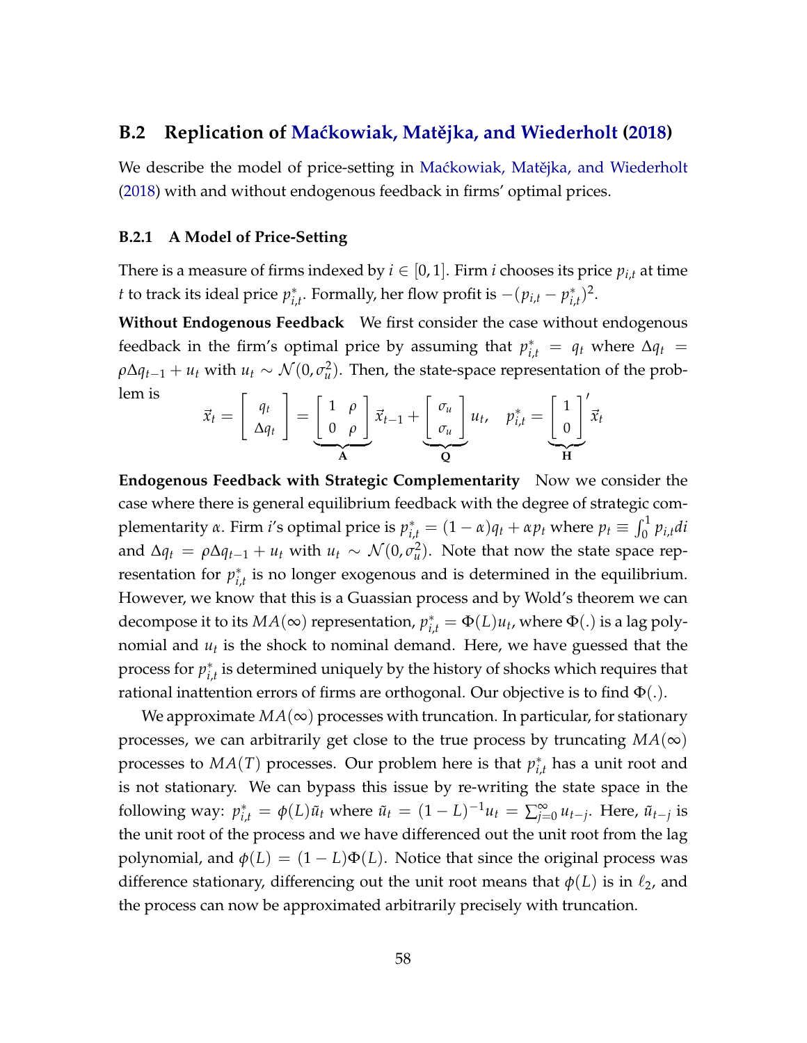## B.2 Replication of Maćkowiak, Matějka, and Wiederholt (2018)

We describe the model of price-setting in Maćkowiak, Matějka, and Wiederholt (2018) with and without endogenous feedback in firms' optimal prices.

### B.2.1 A Model of Price-Setting

There is a measure of firms indexed by $i \in [0,1]$. Firm $i$ chooses its price $p_{i,t}$ at time $t$ to track its ideal price $p^*_{i,t}$. Formally, her flow profit is $-(p_{i,t} - p^*_{i,t})^2$.

**Without Endogenous Feedback** We first consider the case without endogenous feedback in the firm's optimal price by assuming that $p^*_{i,t} = q_t$ where $\Delta q_t = \rho \Delta q_{t-1} + u_t$ with $u_t \sim \mathcal{N}(0, \sigma_u^2)$. Then, the state-space representation of the problem is

$$\vec{x}_t = \begin{bmatrix} q_t \\ \Delta q_t \end{bmatrix} = \underbrace{\begin{bmatrix} 1 & \rho \\ 0 & \rho \end{bmatrix}}_{\mathbf{A}} \vec{x}_{t-1} + \underbrace{\begin{bmatrix} \sigma_u \\ \sigma_u \end{bmatrix}}_{\mathbf{Q}} u_t, \quad p^*_{i,t} = \underbrace{\begin{bmatrix} 1 \\ 0 \end{bmatrix}'}_{\mathbf{H}} \vec{x}_t$$

**Endogenous Feedback with Strategic Complementarity** Now we consider the case where there is general equilibrium feedback with the degree of strategic complementarity $\alpha$. Firm $i$'s optimal price is $p^*_{i,t} = (1-\alpha) q_t + \alpha p_t$ where $p_t \equiv \int_0^1 p_{i,t} di$ and $\Delta q_t = \rho \Delta q_{t-1} + u_t$ with $u_t \sim \mathcal{N}(0, \sigma_u^2)$. Note that now the state space representation for $p^*_{i,t}$ is no longer exogenous and is determined in the equilibrium. However, we know that this is a Guassian process and by Wold's theorem we can decompose it to its $MA(\infty)$ representation, $p^*_{i,t} = \Phi(L) u_t$, where $\Phi(.)$ is a lag polynomial and $u_t$ is the shock to nominal demand. Here, we have guessed that the process for $p^*_{i,t}$ is determined uniquely by the history of shocks which requires that rational inattention errors of firms are orthogonal. Our objective is to find $\Phi(.)$.

We approximate $MA(\infty)$ processes with truncation. In particular, for stationary processes, we can arbitrarily get close to the true process by truncating $MA(\infty)$ processes to $MA(T)$ processes. Our problem here is that $p^*_{i,t}$ has a unit root and is not stationary. We can bypass this issue by re-writing the state space in the following way: $p^*_{i,t} = \phi(L) \tilde{u}_t$ where $\tilde{u}_t = (1-L)^{-1} u_t = \sum_{j=0}^{\infty} u_{t-j}$. Here, $\tilde{u}_{t-j}$ is the unit root of the process and we have differenced out the unit root from the lag polynomial, and $\phi(L) = (1-L)\Phi(L)$. Notice that since the original process was difference stationary, differencing out the unit root means that $\phi(L)$ is in $\ell_2$, and the process can now be approximated arbitrarily precisely with truncation.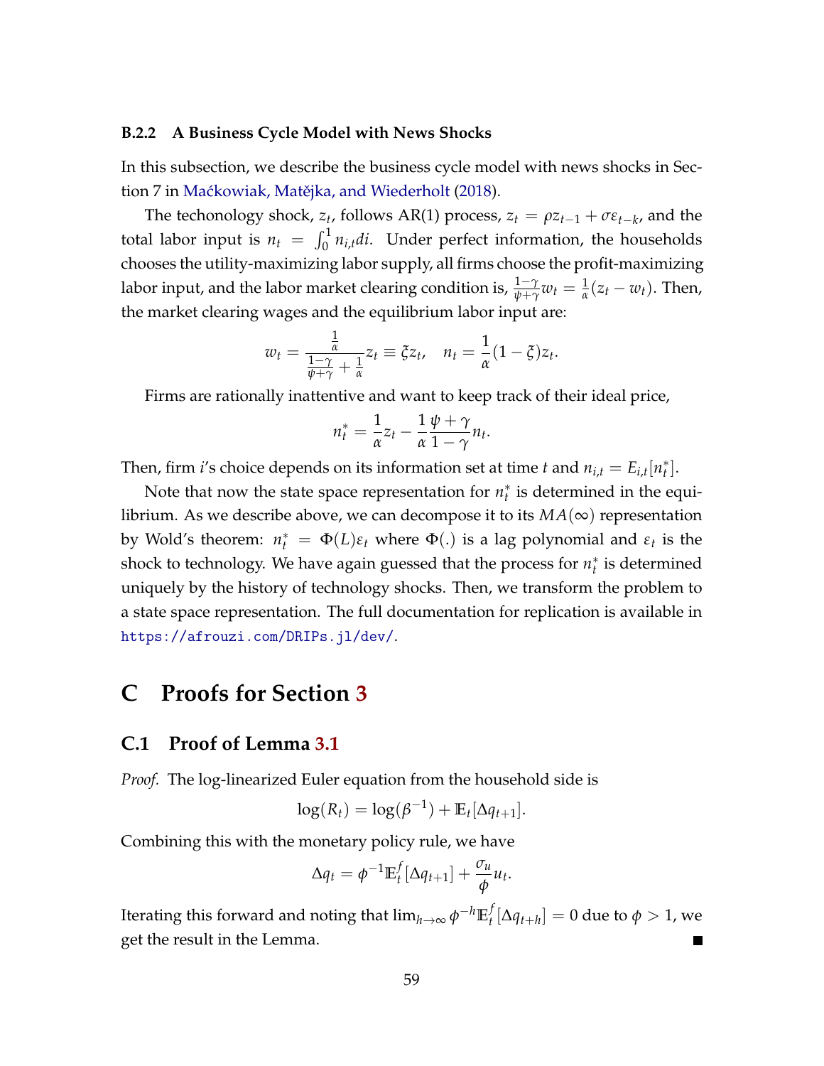### B.2.2 A Business Cycle Model with News Shocks

In this subsection, we describe the business cycle model with news shocks in Section 7 in Maćkowiak, Matějka, and Wiederholt (2018).

The techonology shock, $z_t$, follows AR(1) process, $z_t = \rho z_{t-1} + \sigma \varepsilon_{t-k}$, and the total labor input is $n_t = \int_0^1 n_{i,t} di$. Under perfect information, the households chooses the utility-maximizing labor supply, all firms choose the profit-maximizing labor input, and the labor market clearing condition is, $\frac{1-\gamma}{\psi+\gamma} w_t = \frac{1}{\alpha}(z_t - w_t)$. Then, the market clearing wages and the equilibrium labor input are:

$$w_t = \frac{\frac{1}{\alpha}}{\frac{1-\gamma}{\psi+\gamma} + \frac{1}{\alpha}} z_t \equiv \xi z_t, \quad n_t = \frac{1}{\alpha}(1-\xi) z_t.$$

Firms are rationally inattentive and want to keep track of their ideal price,

$$n_t^* = \frac{1}{\alpha} z_t - \frac{1}{\alpha} \frac{\psi+\gamma}{1-\gamma} n_t.$$

Then, firm $i$'s choice depends on its information set at time $t$ and $n_{i,t} = E_{i,t}[n_t^*]$.

Note that now the state space representation for $n_t^*$ is determined in the equilibrium. As we describe above, we can decompose it to its $MA(\infty)$ representation by Wold's theorem: $n_t^* = \Phi(L)\varepsilon_t$ where $\Phi(.)$ is a lag polynomial and $\varepsilon_t$ is the shock to technology. We have again guessed that the process for $n_t^*$ is determined uniquely by the history of technology shocks. Then, we transform the problem to a state space representation. The full documentation for replication is available in https://afrouzi.com/DRIPs.jl/dev/.

# C Proofs for Section 3

## C.1 Proof of Lemma 3.1

*Proof.* The log-linearized Euler equation from the household side is

$$\log(R_t) = \log(\beta^{-1}) + \mathbb{E}_t[\Delta q_{t+1}].$$

Combining this with the monetary policy rule, we have

$$\Delta q_t = \phi^{-1} \mathbb{E}_t^f[\Delta q_{t+1}] + \frac{\sigma_u}{\phi} u_t.$$

Iterating this forward and noting that $\lim_{h\to\infty} \phi^{-h} \mathbb{E}_t^f[\Delta q_{t+h}] = 0$ due to $\phi > 1$, we get the result in the Lemma. ∎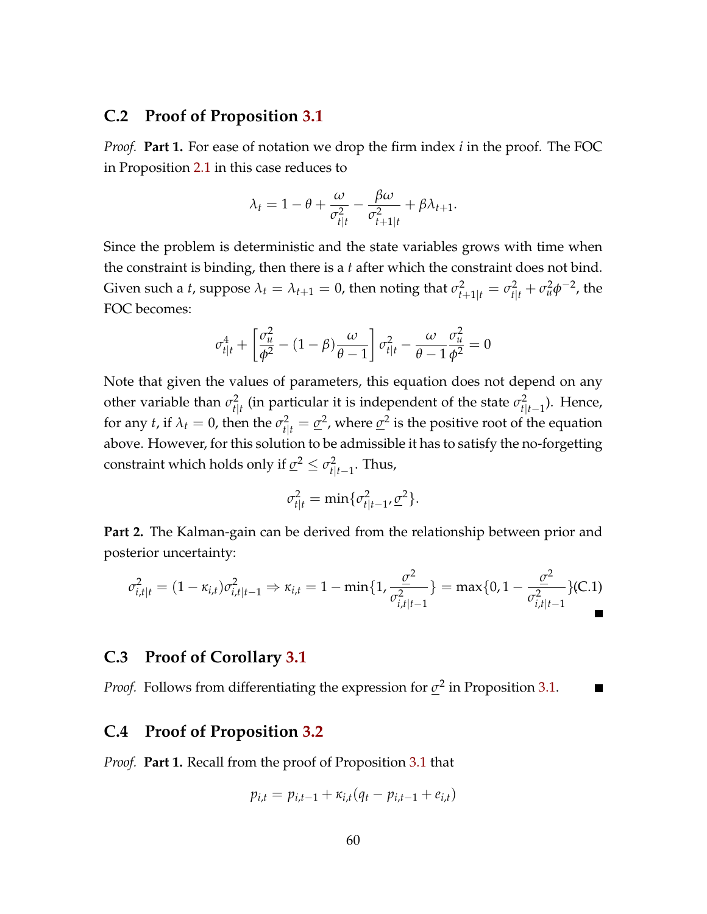## C.2 Proof of Proposition 3.1

*Proof.* **Part 1.** For ease of notation we drop the firm index $i$ in the proof. The FOC in Proposition 2.1 in this case reduces to

$$\lambda_t = 1 - \theta + \frac{\omega}{\sigma^2_{t|t}} - \frac{\beta\omega}{\sigma^2_{t+1|t}} + \beta\lambda_{t+1}.$$

Since the problem is deterministic and the state variables grows with time when the constraint is binding, then there is a $t$ after which the constraint does not bind. Given such a $t$, suppose $\lambda_t = \lambda_{t+1} = 0$, then noting that $\sigma^2_{t+1|t} = \sigma^2_{t|t} + \sigma^2_u \phi^{-2}$, the FOC becomes:

$$\sigma^4_{t|t} + \left[\frac{\sigma^2_u}{\phi^2} - (1-\beta)\frac{\omega}{\theta - 1}\right]\sigma^2_{t|t} - \frac{\omega}{\theta - 1}\frac{\sigma^2_u}{\phi^2} = 0$$

Note that given the values of parameters, this equation does not depend on any other variable than $\sigma^2_{t|t}$ (in particular it is independent of the state $\sigma^2_{t|t-1}$). Hence, for any $t$, if $\lambda_t = 0$, then the $\sigma^2_{t|t} = \underline{\sigma}^2$, where $\underline{\sigma}^2$ is the positive root of the equation above. However, for this solution to be admissible it has to satisfy the no-forgetting constraint which holds only if $\underline{\sigma}^2 \leq \sigma^2_{t|t-1}$. Thus,

$$\sigma^2_{t|t} = \min\{\sigma^2_{t|t-1}, \underline{\sigma}^2\}.$$

**Part 2.** The Kalman-gain can be derived from the relationship between prior and posterior uncertainty:

$$\sigma^2_{i,t|t} = (1 - \kappa_{i,t})\sigma^2_{i,t|t-1} \Rightarrow \kappa_{i,t} = 1 - \min\{1, \frac{\underline{\sigma}^2}{\sigma^2_{i,t|t-1}}\} = \max\{0, 1 - \frac{\underline{\sigma}^2}{\sigma^2_{i,t|t-1}}\} \quad \text{(C.1)}$$

■

## C.3 Proof of Corollary 3.1

*Proof.* Follows from differentiating the expression for $\underline{\sigma}^2$ in Proposition 3.1. ■

## C.4 Proof of Proposition 3.2

*Proof.* **Part 1.** Recall from the proof of Proposition 3.1 that

$$p_{i,t} = p_{i,t-1} + \kappa_{i,t}(q_t - p_{i,t-1} + e_{i,t})$$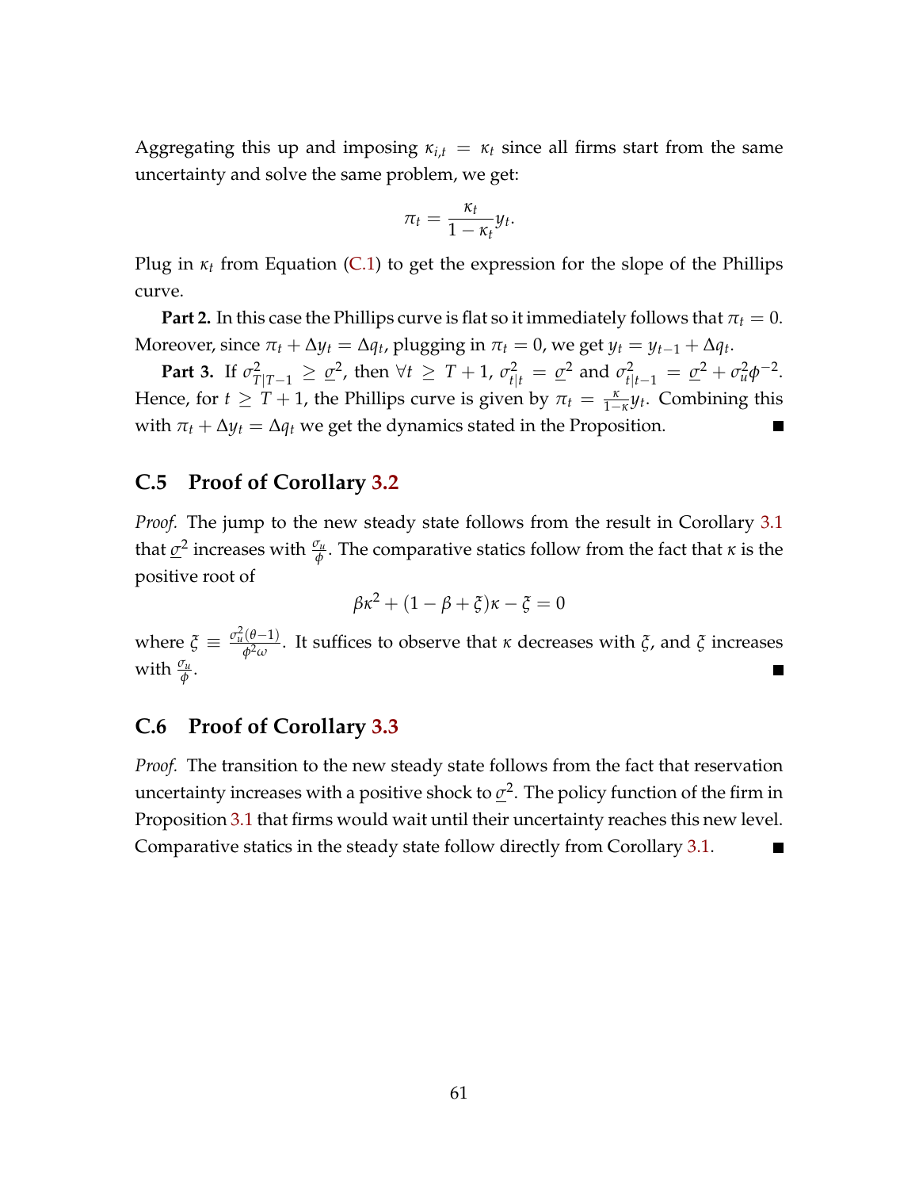Aggregating this up and imposing $\kappa_{i,t} = \kappa_t$ since all firms start from the same uncertainty and solve the same problem, we get:

$$\pi_t = \frac{\kappa_t}{1-\kappa_t} y_t.$$

Plug in $\kappa_t$ from Equation (C.1) to get the expression for the slope of the Phillips curve.

**Part 2.** In this case the Phillips curve is flat so it immediately follows that $\pi_t = 0$. Moreover, since $\pi_t + \Delta y_t = \Delta q_t$, plugging in $\pi_t = 0$, we get $y_t = y_{t-1} + \Delta q_t$.

**Part 3.** If $\sigma^2_{T|T-1} \geq \underline{\sigma}^2$, then $\forall t \geq T+1$, $\sigma^2_{t|t} = \underline{\sigma}^2$ and $\sigma^2_{t|t-1} = \underline{\sigma}^2 + \sigma_u^2 \phi^{-2}$. Hence, for $t \geq T+1$, the Phillips curve is given by $\pi_t = \frac{\kappa}{1-\kappa} y_t$. Combining this with $\pi_t + \Delta y_t = \Delta q_t$ we get the dynamics stated in the Proposition. ■

## C.5 Proof of Corollary 3.2

*Proof.* The jump to the new steady state follows from the result in Corollary 3.1 that $\underline{\sigma}^2$ increases with $\frac{\sigma_u}{\phi}$. The comparative statics follow from the fact that $\kappa$ is the positive root of

$$\beta\kappa^2 + (1 - \beta + \xi)\kappa - \xi = 0$$

where $\xi \equiv \frac{\sigma_u^2(\theta-1)}{\phi^2 \omega}$. It suffices to observe that $\kappa$ decreases with $\xi$, and $\xi$ increases with $\frac{\sigma_u}{\phi}$. ■

## C.6 Proof of Corollary 3.3

*Proof.* The transition to the new steady state follows from the fact that reservation uncertainty increases with a positive shock to $\underline{\sigma}^2$. The policy function of the firm in Proposition 3.1 that firms would wait until their uncertainty reaches this new level. Comparative statics in the steady state follow directly from Corollary 3.1. ■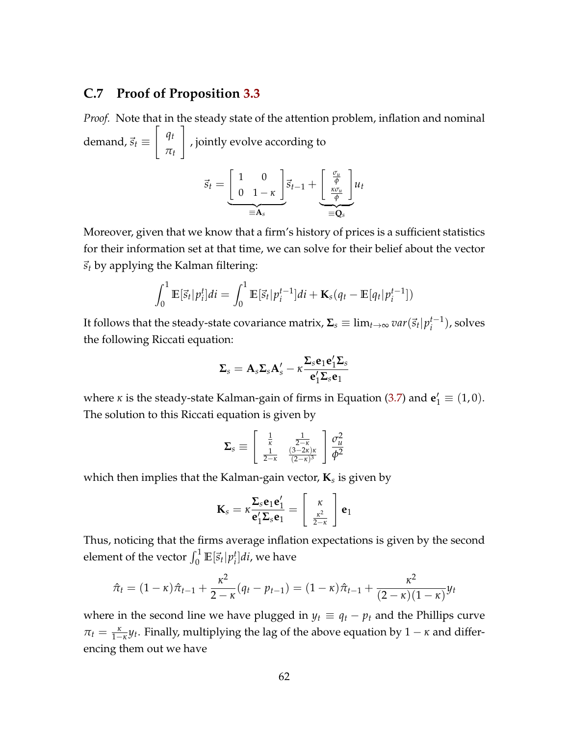### C.7 Proof of Proposition 3.3

*Proof.* Note that in the steady state of the attention problem, inflation and nominal demand, $\vec{s}_t \equiv \begin{bmatrix} q_t \\ \pi_t \end{bmatrix}$, jointly evolve according to

$$\vec{s}_t = \underbrace{\begin{bmatrix} 1 & 0 \\ 0 & 1-\kappa \end{bmatrix}}_{\equiv \mathbf{A}_s} \vec{s}_{t-1} + \underbrace{\begin{bmatrix} \frac{\sigma_u}{\phi} \\ \frac{\kappa \sigma_u}{\phi} \end{bmatrix}}_{\equiv \mathbf{Q}_s} u_t$$

Moreover, given that we know that a firm's history of prices is a sufficient statistics for their information set at that time, we can solve for their belief about the vector $\vec{s}_t$ by applying the Kalman filtering:

$$\int_0^1 \mathbb{E}[\vec{s}_t | p_i^t] di = \int_0^1 \mathbb{E}[\vec{s}_t | p_i^{t-1}] di + \mathbf{K}_s (q_t - \mathbb{E}[q_t | p_i^{t-1}])$$

It follows that the steady-state covariance matrix, $\mathbf{\Sigma}_s \equiv \lim_{t\to\infty} var(\vec{s}_t | p_i^{t-1})$, solves the following Riccati equation:

$$\mathbf{\Sigma}_s = \mathbf{A}_s \mathbf{\Sigma}_s \mathbf{A}_s' - \kappa \frac{\mathbf{\Sigma}_s \mathbf{e}_1 \mathbf{e}_1' \mathbf{\Sigma}_s}{\mathbf{e}_1' \mathbf{\Sigma}_s \mathbf{e}_1}$$

where $\kappa$ is the steady-state Kalman-gain of firms in Equation (3.7) and $\mathbf{e}_1' \equiv (1, 0)$. The solution to this Riccati equation is given by

$$\mathbf{\Sigma}_s \equiv \begin{bmatrix} \frac{1}{\kappa} & \frac{1}{2-\kappa} \\ \frac{1}{2-\kappa} & \frac{(3-2\kappa)\kappa}{(2-\kappa)^3} \end{bmatrix} \frac{\sigma_u^2}{\phi^2}$$

which then implies that the Kalman-gain vector, $\mathbf{K}_s$ is given by

$$\mathbf{K}_s = \kappa \frac{\mathbf{\Sigma}_s \mathbf{e}_1 \mathbf{e}_1'}{\mathbf{e}_1' \mathbf{\Sigma}_s \mathbf{e}_1} = \begin{bmatrix} \kappa \\ \frac{\kappa^2}{2-\kappa} \end{bmatrix} \mathbf{e}_1$$

Thus, noticing that the firms average inflation expectations is given by the second element of the vector $\int_0^1 \mathbb{E}[\vec{s}_t | p_i^t] di$, we have

$$\hat{\pi}_t = (1-\kappa)\hat{\pi}_{t-1} + \frac{\kappa^2}{2-\kappa}(q_t - p_{t-1}) = (1-\kappa)\hat{\pi}_{t-1} + \frac{\kappa^2}{(2-\kappa)(1-\kappa)} y_t$$

where in the second line we have plugged in $y_t \equiv q_t - p_t$ and the Phillips curve $\pi_t = \frac{\kappa}{1-\kappa} y_t$. Finally, multiplying the lag of the above equation by $1-\kappa$ and differencing them out we have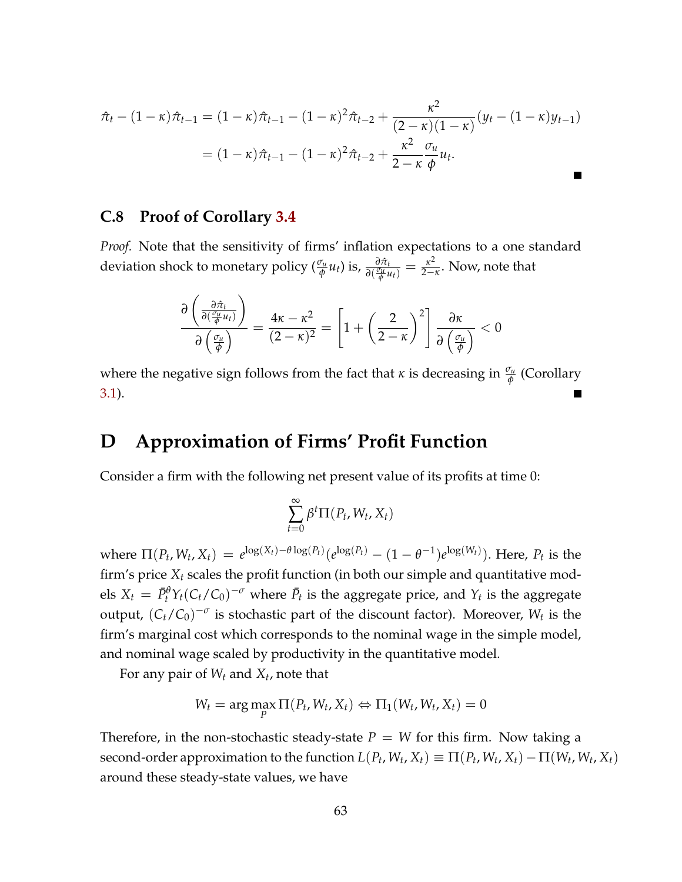$$
\begin{aligned}
\hat{\pi}_t - (1-\kappa)\hat{\pi}_{t-1} &= (1-\kappa)\hat{\pi}_{t-1} - (1-\kappa)^2\hat{\pi}_{t-2} + \frac{\kappa^2}{(2-\kappa)(1-\kappa)}(y_t - (1-\kappa)y_{t-1}) \\
&= (1-\kappa)\hat{\pi}_{t-1} - (1-\kappa)^2\hat{\pi}_{t-2} + \frac{\kappa^2}{2-\kappa}\frac{\sigma_u}{\phi}u_t.
\end{aligned}
$$

■

### C.8 Proof of Corollary 3.4

*Proof.* Note that the sensitivity of firms' inflation expectations to a one standard deviation shock to monetary policy ($\frac{\sigma_u}{\phi}u_t$) is, $\frac{\partial \hat{\pi}_t}{\partial(\frac{\sigma_u}{\phi}u_t)} = \frac{\kappa^2}{2-\kappa}$. Now, note that

$$
\frac{\partial\left(\frac{\partial \hat{\pi}_t}{\partial(\frac{\sigma_u}{\phi}u_t)}\right)}{\partial\left(\frac{\sigma_u}{\phi}\right)} = \frac{4\kappa - \kappa^2}{(2-\kappa)^2} = \left[1 + \left(\frac{2}{2-\kappa}\right)^2\right]\frac{\partial \kappa}{\partial\left(\frac{\sigma_u}{\phi}\right)} < 0
$$

where the negative sign follows from the fact that $\kappa$ is decreasing in $\frac{\sigma_u}{\phi}$ (Corollary 3.1). ■

# D Approximation of Firms' Profit Function

Consider a firm with the following net present value of its profits at time 0:

$$
\sum_{t=0}^{\infty} \beta^t \Pi(P_t, W_t, X_t)
$$

where $\Pi(P_t, W_t, X_t) = e^{\log(X_t) - \theta \log(P_t)}(e^{\log(P_t)} - (1-\theta^{-1})e^{\log(W_t)})$. Here, $P_t$ is the firm's price $X_t$ scales the profit function (in both our simple and quantitative models $X_t = \bar{P}_t^{\theta} Y_t (C_t/C_0)^{-\sigma}$ where $\bar{P}_t$ is the aggregate price, and $Y_t$ is the aggregate output, $(C_t/C_0)^{-\sigma}$ is stochastic part of the discount factor). Moreover, $W_t$ is the firm's marginal cost which corresponds to the nominal wage in the simple model, and nominal wage scaled by productivity in the quantitative model.

For any pair of $W_t$ and $X_t$, note that

$$
W_t = \arg\max_P \Pi(P_t, W_t, X_t) \Leftrightarrow \Pi_1(W_t, W_t, X_t) = 0
$$

Therefore, in the non-stochastic steady-state $P = W$ for this firm. Now taking a second-order approximation to the function $L(P_t, W_t, X_t) \equiv \Pi(P_t, W_t, X_t) - \Pi(W_t, W_t, X_t)$ around these steady-state values, we have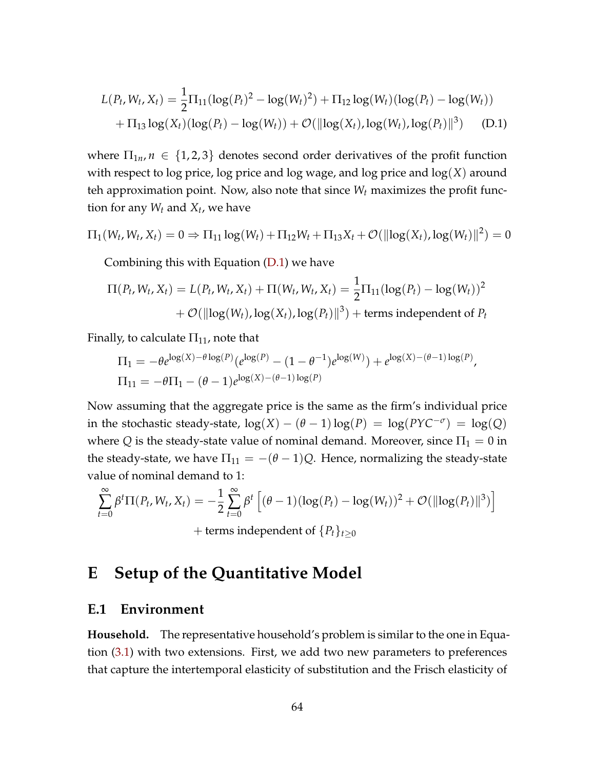$$L(P_t, W_t, X_t) = \frac{1}{2}\Pi_{11}(\log(P_t)^2 - \log(W_t)^2) + \Pi_{12}\log(W_t)(\log(P_t) - \log(W_t))$$
$$+ \Pi_{13}\log(X_t)(\log(P_t) - \log(W_t)) + \mathcal{O}(\|\log(X_t), \log(W_t), \log(P_t)\|^3) \qquad \text{(D.1)}$$

where $\Pi_{1n}, n \in \{1,2,3\}$ denotes second order derivatives of the profit function with respect to log price, log price and log wage, and log price and $\log(X)$ around teh approximation point. Now, also note that since $W_t$ maximizes the profit function for any $W_t$ and $X_t$, we have

$$\Pi_1(W_t, W_t, X_t) = 0 \Rightarrow \Pi_{11}\log(W_t) + \Pi_{12}W_t + \Pi_{13}X_t + \mathcal{O}(\|\log(X_t), \log(W_t)\|^2) = 0$$

Combining this with Equation (D.1) we have

$$\Pi(P_t, W_t, X_t) = L(P_t, W_t, X_t) + \Pi(W_t, W_t, X_t) = \frac{1}{2}\Pi_{11}(\log(P_t) - \log(W_t))^2$$
$$+ \mathcal{O}(\|\log(W_t), \log(X_t), \log(P_t)\|^3) + \text{terms independent of } P_t$$

Finally, to calculate $\Pi_{11}$, note that

$$\Pi_1 = -\theta e^{\log(X) - \theta\log(P)}(e^{\log(P)} - (1-\theta^{-1})e^{\log(W)}) + e^{\log(X)-(\theta-1)\log(P)},$$
$$\Pi_{11} = -\theta\Pi_1 - (\theta-1)e^{\log(X)-(\theta-1)\log(P)}$$

Now assuming that the aggregate price is the same as the firm's individual price in the stochastic steady-state, $\log(X) - (\theta - 1)\log(P) = \log(PYC^{-\sigma}) = \log(Q)$ where $Q$ is the steady-state value of nominal demand. Moreover, since $\Pi_1 = 0$ in the steady-state, we have $\Pi_{11} = -(\theta - 1)Q$. Hence, normalizing the steady-state value of nominal demand to 1:

$$\sum_{t=0}^{\infty}\beta^t\Pi(P_t, W_t, X_t) = -\frac{1}{2}\sum_{t=0}^{\infty}\beta^t\left[(\theta-1)(\log(P_t) - \log(W_t))^2 + \mathcal{O}(\|\log(P_t)\|^3)\right]$$
$$+ \text{terms independent of } \{P_t\}_{t\geq 0}$$

# E Setup of the Quantitative Model

## E.1 Environment

**Household.** The representative household's problem is similar to the one in Equation (3.1) with two extensions. First, we add two new parameters to preferences that capture the intertemporal elasticity of substitution and the Frisch elasticity of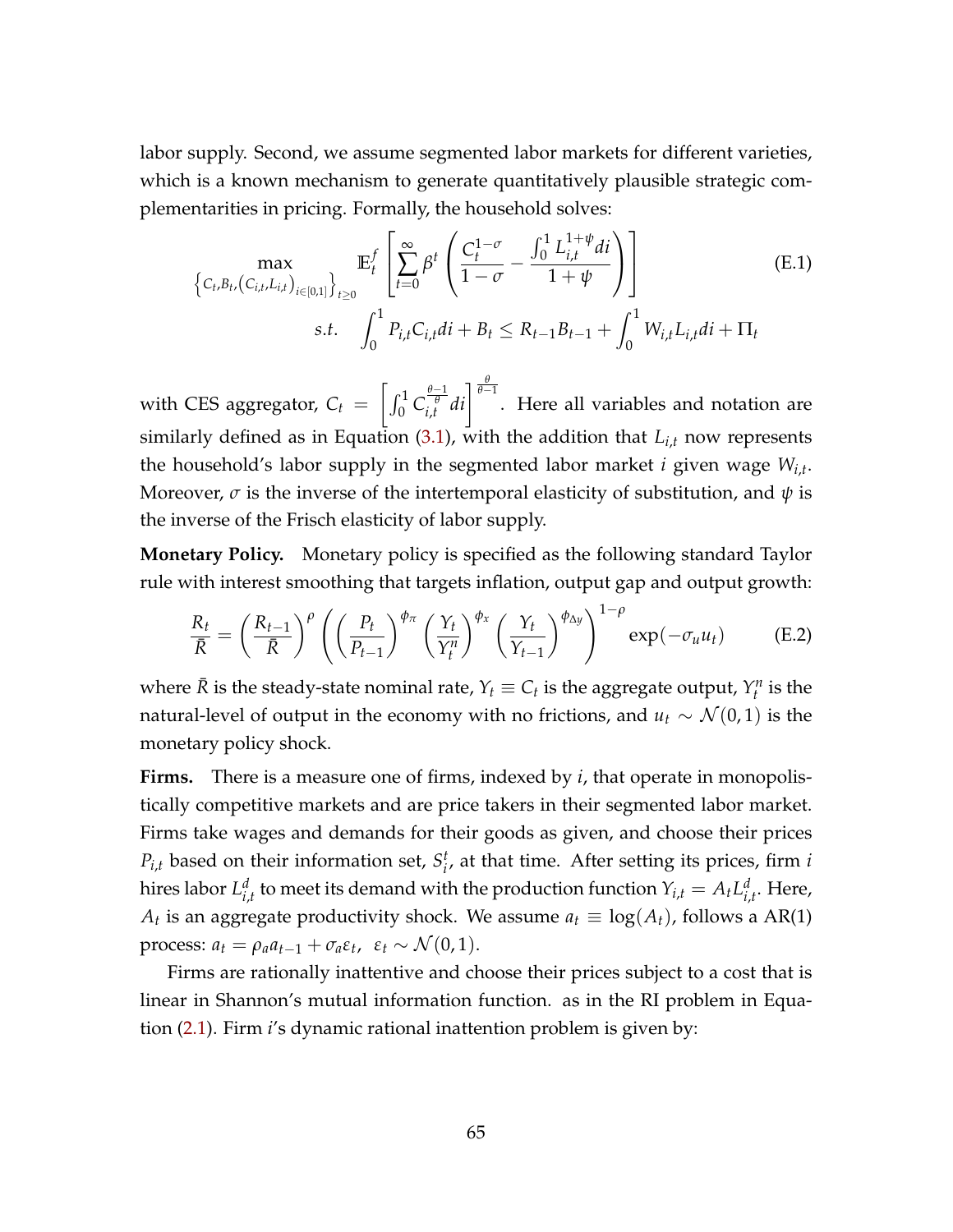labor supply. Second, we assume segmented labor markets for different varieties, which is a known mechanism to generate quantitatively plausible strategic complementarities in pricing. Formally, the household solves:

$$
\begin{aligned}
\max_{\left\{C_t, B_t, (C_{i,t}, L_{i,t})_{i \in [0,1]}\right\}_{t \geq 0}} \quad & \mathbb{E}_t^f \left[ \sum_{t=0}^{\infty} \beta^t \left( \frac{C_t^{1-\sigma}}{1-\sigma} - \frac{\int_0^1 L_{i,t}^{1+\psi} di}{1+\psi} \right) \right] \\
s.t. \quad & \int_0^1 P_{i,t} C_{i,t} di + B_t \leq R_{t-1} B_{t-1} + \int_0^1 W_{i,t} L_{i,t} di + \Pi_t
\end{aligned}
\tag{E.1}
$$

with CES aggregator, $C_t = \left[ \int_0^1 C_{i,t}^{\frac{\theta-1}{\theta}} di \right]^{\frac{\theta}{\theta-1}}$. Here all variables and notation are similarly defined as in Equation (3.1), with the addition that $L_{i,t}$ now represents the household's labor supply in the segmented labor market $i$ given wage $W_{i,t}$. Moreover, $\sigma$ is the inverse of the intertemporal elasticity of substitution, and $\psi$ is the inverse of the Frisch elasticity of labor supply.

**Monetary Policy.** Monetary policy is specified as the following standard Taylor rule with interest smoothing that targets inflation, output gap and output growth:

$$
\frac{R_t}{\bar{R}} = \left( \frac{R_{t-1}}{\bar{R}} \right)^{\rho} \left( \left( \frac{P_t}{P_{t-1}} \right)^{\phi_\pi} \left( \frac{Y_t}{Y_t^n} \right)^{\phi_x} \left( \frac{Y_t}{Y_{t-1}} \right)^{\phi_{\Delta y}} \right)^{1-\rho} \exp(-\sigma_u u_t) \tag{E.2}
$$

where $\bar{R}$ is the steady-state nominal rate, $Y_t \equiv C_t$ is the aggregate output, $Y_t^n$ is the natural-level of output in the economy with no frictions, and $u_t \sim \mathcal{N}(0,1)$ is the monetary policy shock.

**Firms.** There is a measure one of firms, indexed by $i$, that operate in monopolistically competitive markets and are price takers in their segmented labor market. Firms take wages and demands for their goods as given, and choose their prices $P_{i,t}$ based on their information set, $S_i^t$, at that time. After setting its prices, firm $i$ hires labor $L_{i,t}^d$ to meet its demand with the production function $Y_{i,t} = A_t L_{i,t}^d$. Here, $A_t$ is an aggregate productivity shock. We assume $a_t \equiv \log(A_t)$, follows a AR(1) process: $a_t = \rho_a a_{t-1} + \sigma_a \varepsilon_t, \ \ \varepsilon_t \sim \mathcal{N}(0,1)$.

Firms are rationally inattentive and choose their prices subject to a cost that is linear in Shannon's mutual information function. as in the RI problem in Equation (2.1). Firm $i$'s dynamic rational inattention problem is given by: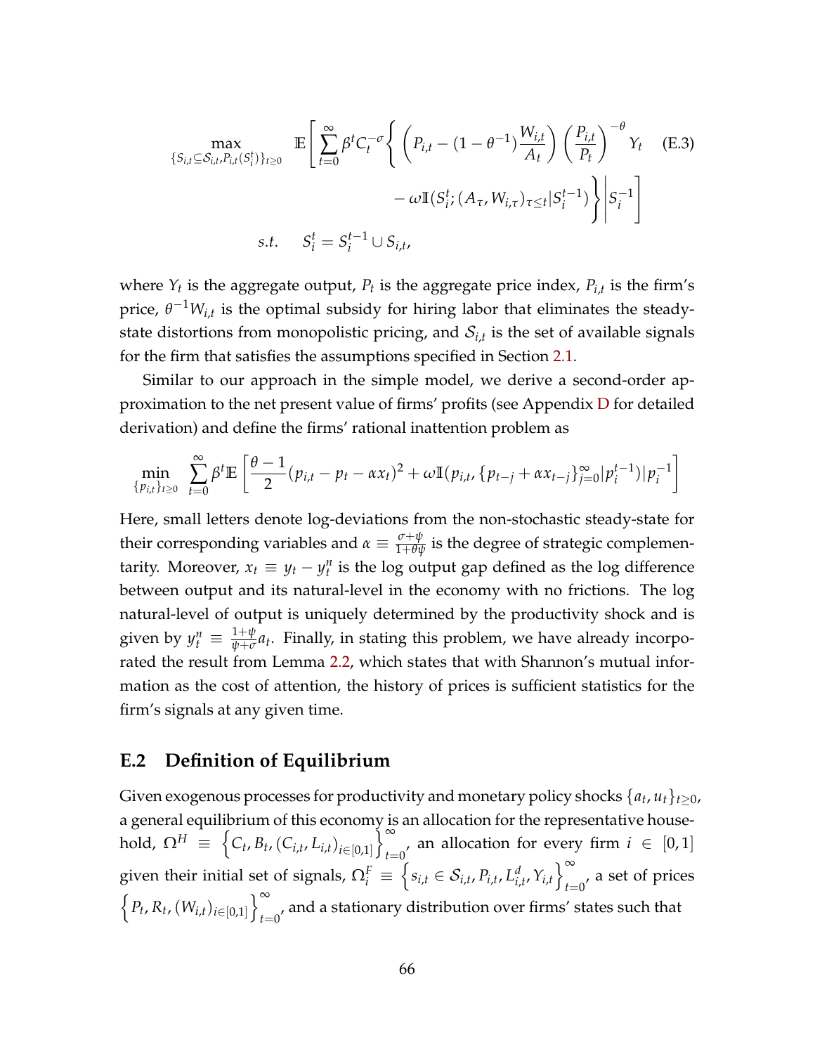$$\max_{\{S_{i,t}\subseteq\mathcal{S}_{i,t},P_{i,t}(S_i^t)\}_{t\geq 0}} \quad \mathbb{E}\left[\sum_{t=0}^{\infty}\beta^t C_t^{-\sigma}\left\{\left(P_{i,t}-(1-\theta^{-1})\frac{W_{i,t}}{A_t}\right)\left(\frac{P_{i,t}}{P_t}\right)^{-\theta}Y_t \right.\right. \tag{E.3}$$

$$\left.\left. -\,\omega\mathbb{I}(S_i^t;(A_\tau,W_{i,\tau})_{\tau\leq t}|S_i^{t-1})\right\}\Bigg| S_i^{-1}\right]$$

$$s.t. \quad S_i^t = S_i^{t-1}\cup S_{i,t},$$

where $Y_t$ is the aggregate output, $P_t$ is the aggregate price index, $P_{i,t}$ is the firm's price, $\theta^{-1}W_{i,t}$ is the optimal subsidy for hiring labor that eliminates the steady-state distortions from monopolistic pricing, and $\mathcal{S}_{i,t}$ is the set of available signals for the firm that satisfies the assumptions specified in Section 2.1.

Similar to our approach in the simple model, we derive a second-order approximation to the net present value of firms' profits (see Appendix D for detailed derivation) and define the firms' rational inattention problem as

$$\min_{\{p_{i,t}\}_{t\geq 0}} \sum_{t=0}^{\infty}\beta^t\mathbb{E}\left[\frac{\theta-1}{2}(p_{i,t}-p_t-\alpha x_t)^2+\omega\mathbb{I}(p_{i,t},\{p_{t-j}+\alpha x_{t-j}\}_{j=0}^{\infty}|p_i^{t-1})|p_i^{-1}\right]$$

Here, small letters denote log-deviations from the non-stochastic steady-state for their corresponding variables and $\alpha\equiv\frac{\sigma+\psi}{1+\theta\psi}$ is the degree of strategic complementarity. Moreover, $x_t\equiv y_t-y_t^n$ is the log output gap defined as the log difference between output and its natural-level in the economy with no frictions. The log natural-level of output is uniquely determined by the productivity shock and is given by $y_t^n\equiv\frac{1+\psi}{\psi+\sigma}a_t$. Finally, in stating this problem, we have already incorporated the result from Lemma 2.2, which states that with Shannon's mutual information as the cost of attention, the history of prices is sufficient statistics for the firm's signals at any given time.

## E.2 Definition of Equilibrium

Given exogenous processes for productivity and monetary policy shocks $\{a_t,u_t\}_{t\geq 0}$, a general equilibrium of this economy is an allocation for the representative household, $\Omega^H\equiv\left\{C_t,B_t,(C_{i,t},L_{i,t})_{i\in[0,1]}\right\}_{t=0}^{\infty}$, an allocation for every firm $i\in[0,1]$ given their initial set of signals, $\Omega_i^F\equiv\left\{s_{i,t}\in\mathcal{S}_{i,t},P_{i,t},L_{i,t}^d,Y_{i,t}\right\}_{t=0}^{\infty}$, a set of prices $\left\{P_t,R_t,(W_{i,t})_{i\in[0,1]}\right\}_{t=0}^{\infty}$, and a stationary distribution over firms' states such that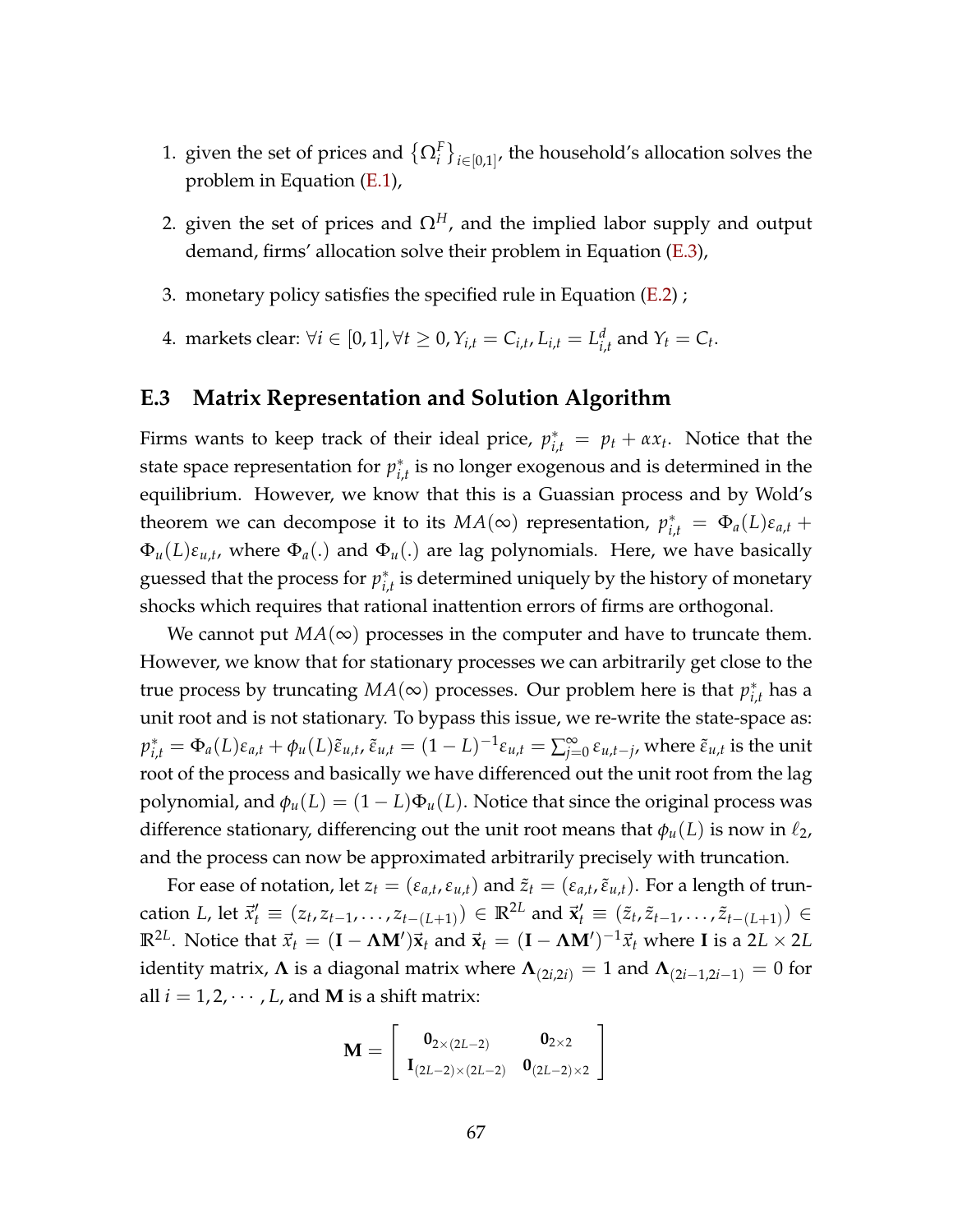1. given the set of prices and $\{\Omega_i^F\}_{i\in[0,1]}$, the household's allocation solves the problem in Equation (E.1),

2. given the set of prices and $\Omega^H$, and the implied labor supply and output demand, firms' allocation solve their problem in Equation (E.3),

3. monetary policy satisfies the specified rule in Equation (E.2) ;

4. markets clear: $\forall i \in [0,1], \forall t \geq 0, Y_{i,t} = C_{i,t}, L_{i,t} = L_{i,t}^d$ and $Y_t = C_t$.

### E.3 Matrix Representation and Solution Algorithm

Firms wants to keep track of their ideal price, $p_{i,t}^* = p_t + \alpha x_t$. Notice that the state space representation for $p_{i,t}^*$ is no longer exogenous and is determined in the equilibrium. However, we know that this is a Guassian process and by Wold's theorem we can decompose it to its $MA(\infty)$ representation, $p_{i,t}^* = \Phi_a(L)\varepsilon_{a,t} + \Phi_u(L)\varepsilon_{u,t}$, where $\Phi_a(.)$ and $\Phi_u(.)$ are lag polynomials. Here, we have basically guessed that the process for $p_{i,t}^*$ is determined uniquely by the history of monetary shocks which requires that rational inattention errors of firms are orthogonal.

We cannot put $MA(\infty)$ processes in the computer and have to truncate them. However, we know that for stationary processes we can arbitrarily get close to the true process by truncating $MA(\infty)$ processes. Our problem here is that $p_{i,t}^*$ has a unit root and is not stationary. To bypass this issue, we re-write the state-space as: $p_{i,t}^* = \Phi_a(L)\varepsilon_{a,t} + \phi_u(L)\tilde{\varepsilon}_{u,t}$, $\tilde{\varepsilon}_{u,t} = (1-L)^{-1}\varepsilon_{u,t} = \sum_{j=0}^{\infty}\varepsilon_{u,t-j}$, where $\tilde{\varepsilon}_{u,t}$ is the unit root of the process and basically we have differenced out the unit root from the lag polynomial, and $\phi_u(L) = (1-L)\Phi_u(L)$. Notice that since the original process was difference stationary, differencing out the unit root means that $\phi_u(L)$ is now in $\ell_2$, and the process can now be approximated arbitrarily precisely with truncation.

For ease of notation, let $z_t = (\varepsilon_{a,t}, \varepsilon_{u,t})$ and $\tilde{z}_t = (\varepsilon_{a,t}, \tilde{\varepsilon}_{u,t})$. For a length of truncation $L$, let $\vec{x}_t' \equiv (z_t, z_{t-1}, \ldots, z_{t-(L+1)}) \in \mathbb{R}^{2L}$ and $\vec{\mathbf{x}}_t' \equiv (\tilde{z}_t, \tilde{z}_{t-1}, \ldots, \tilde{z}_{t-(L+1)}) \in \mathbb{R}^{2L}$. Notice that $\vec{x}_t = (\mathbf{I} - \mathbf{\Lambda}\mathbf{M}')\vec{\mathbf{x}}_t$ and $\vec{\mathbf{x}}_t = (\mathbf{I} - \mathbf{\Lambda}\mathbf{M}')^{-1}\vec{x}_t$ where $\mathbf{I}$ is a $2L \times 2L$ identity matrix, $\mathbf{\Lambda}$ is a diagonal matrix where $\mathbf{\Lambda}_{(2i,2i)} = 1$ and $\mathbf{\Lambda}_{(2i-1,2i-1)} = 0$ for all $i = 1, 2, \cdots, L$, and $\mathbf{M}$ is a shift matrix:

$$\mathbf{M} = \begin{bmatrix} \mathbf{0}_{2\times(2L-2)} & \mathbf{0}_{2\times 2} \\ \mathbf{I}_{(2L-2)\times(2L-2)} & \mathbf{0}_{(2L-2)\times 2} \end{bmatrix}$$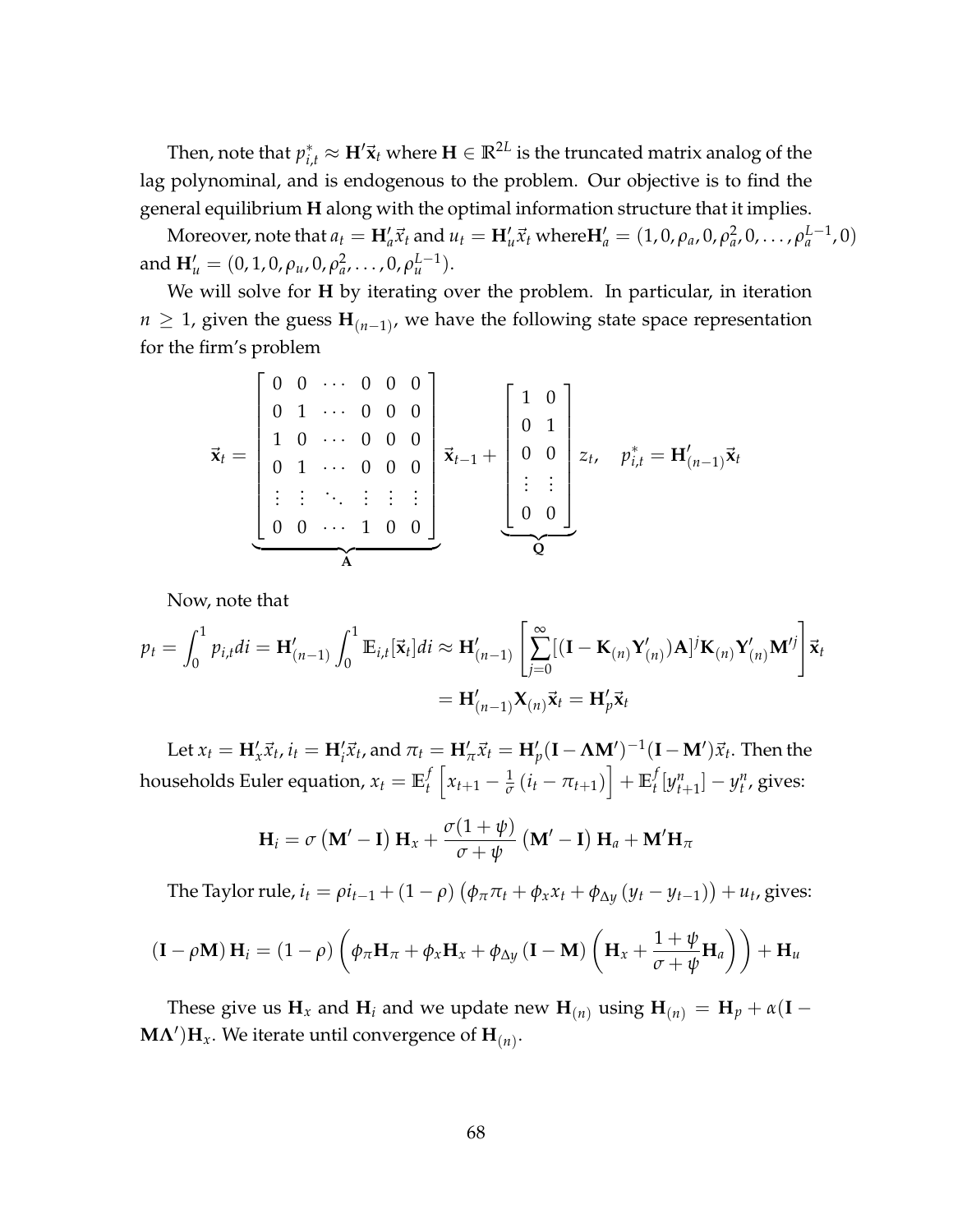Then, note that $p_{i,t}^* \approx \mathbf{H}'\vec{\mathbf{x}}_t$ where $\mathbf{H} \in \mathbb{R}^{2L}$ is the truncated matrix analog of the lag polynominal, and is endogenous to the problem. Our objective is to find the general equilibrium $\mathbf{H}$ along with the optimal information structure that it implies.

Moreover, note that $a_t = \mathbf{H}_a'\vec{x}_t$ and $u_t = \mathbf{H}_u'\vec{x}_t$ where$\mathbf{H}_a' = (1, 0, \rho_a, 0, \rho_a^2, 0, \ldots, \rho_a^{L-1}, 0)$ and $\mathbf{H}_u' = (0, 1, 0, \rho_u, 0, \rho_a^2, \ldots, 0, \rho_u^{L-1})$.

We will solve for $\mathbf{H}$ by iterating over the problem. In particular, in iteration $n \geq 1$, given the guess $\mathbf{H}_{(n-1)}$, we have the following state space representation for the firm's problem

$$
\vec{\mathbf{x}}_t = \underbrace{\begin{bmatrix} 0 & 0 & \cdots & 0 & 0 & 0 \\ 0 & 1 & \cdots & 0 & 0 & 0 \\ 1 & 0 & \cdots & 0 & 0 & 0 \\ 0 & 1 & \cdots & 0 & 0 & 0 \\ \vdots & \vdots & \ddots & \vdots & \vdots & \vdots \\ 0 & 0 & \cdots & 1 & 0 & 0 \end{bmatrix}}_{\mathbf{A}} \vec{\mathbf{x}}_{t-1} + \underbrace{\begin{bmatrix} 1 & 0 \\ 0 & 1 \\ 0 & 0 \\ \vdots & \vdots \\ 0 & 0 \end{bmatrix}}_{\mathbf{Q}} z_t, \quad p_{i,t}^* = \mathbf{H}_{(n-1)}'\vec{\mathbf{x}}_t
$$

Now, note that

$$
p_t = \int_0^1 p_{i,t} di = \mathbf{H}_{(n-1)}' \int_0^1 \mathbb{E}_{i,t}[\vec{\mathbf{x}}_t] di \approx \mathbf{H}_{(n-1)}' \left[ \sum_{j=0}^{\infty} [(\mathbf{I} - \mathbf{K}_{(n)}\mathbf{Y}_{(n)}')\mathbf{A}]^j \mathbf{K}_{(n)}\mathbf{Y}_{(n)}'\mathbf{M}'^j \right] \vec{\mathbf{x}}_t
$$

$$
= \mathbf{H}_{(n-1)}'\mathbf{X}_{(n)}\vec{\mathbf{x}}_t = \mathbf{H}_p'\vec{\mathbf{x}}_t
$$

Let $x_t = \mathbf{H}_x'\vec{x}_t$, $i_t = \mathbf{H}_i'\vec{x}_t$, and $\pi_t = \mathbf{H}_\pi'\vec{x}_t = \mathbf{H}_p'(\mathbf{I} - \mathbf{\Lambda}\mathbf{M}')^{-1}(\mathbf{I} - \mathbf{M}')\vec{x}_t$. Then the households Euler equation, $x_t = \mathbb{E}_t^f\left[x_{t+1} - \frac{1}{\sigma}(i_t - \pi_{t+1})\right] + \mathbb{E}_t^f[y_{t+1}^n] - y_t^n$, gives:

$$
\mathbf{H}_i = \sigma\left(\mathbf{M}' - \mathbf{I}\right)\mathbf{H}_x + \frac{\sigma(1+\psi)}{\sigma+\psi}\left(\mathbf{M}' - \mathbf{I}\right)\mathbf{H}_a + \mathbf{M}'\mathbf{H}_\pi
$$

The Taylor rule, $i_t = \rho i_{t-1} + (1-\rho)\left(\phi_\pi \pi_t + \phi_x x_t + \phi_{\Delta y}\left(y_t - y_{t-1}\right)\right) + u_t$, gives:

$$
\left(\mathbf{I} - \rho\mathbf{M}\right)\mathbf{H}_i = (1-\rho)\left(\phi_\pi \mathbf{H}_\pi + \phi_x \mathbf{H}_x + \phi_{\Delta y}\left(\mathbf{I} - \mathbf{M}\right)\left(\mathbf{H}_x + \frac{1+\psi}{\sigma+\psi}\mathbf{H}_a\right)\right) + \mathbf{H}_u
$$

These give us $\mathbf{H}_x$ and $\mathbf{H}_i$ and we update new $\mathbf{H}_{(n)}$ using $\mathbf{H}_{(n)} = \mathbf{H}_p + \alpha(\mathbf{I} - \mathbf{M}\mathbf{\Lambda}')\mathbf{H}_x$. We iterate until convergence of $\mathbf{H}_{(n)}$.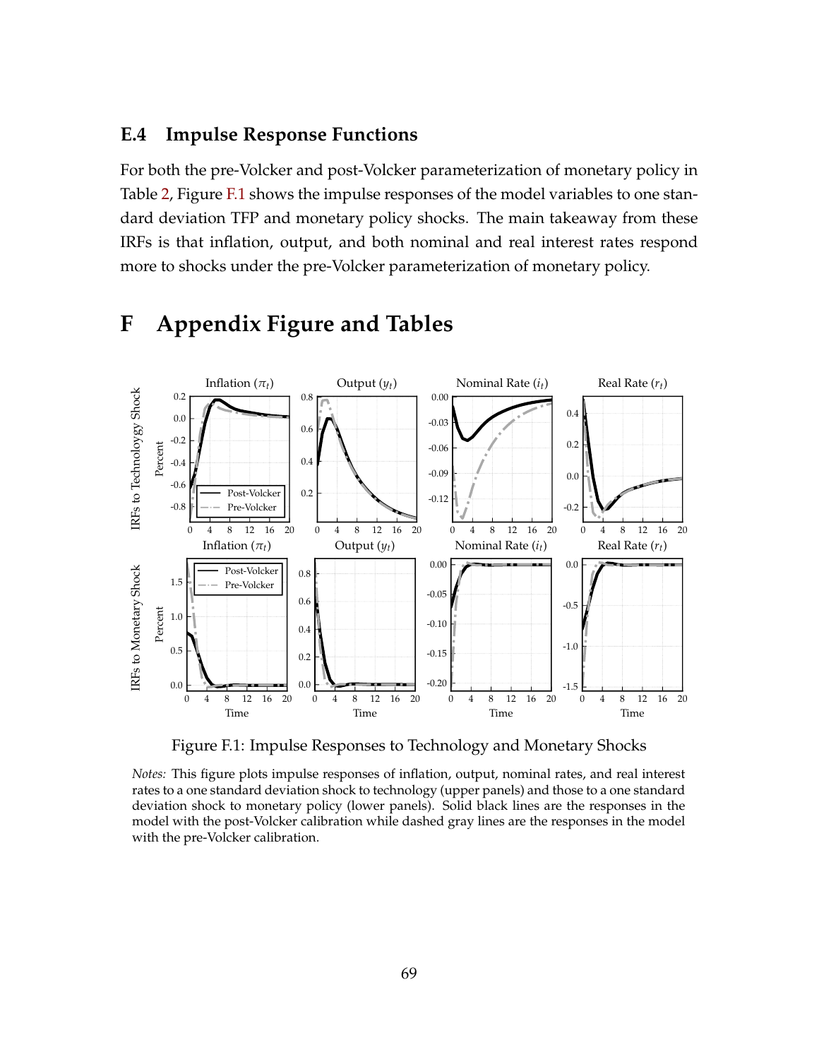## E.4 Impulse Response Functions

For both the pre-Volcker and post-Volcker parameterization of monetary policy in Table 2, Figure F.1 shows the impulse responses of the model variables to one standard deviation TFP and monetary policy shocks. The main takeaway from these IRFs is that inflation, output, and both nominal and real interest rates respond more to shocks under the pre-Volcker parameterization of monetary policy.

# F Appendix Figure and Tables

Figure F.1: Impulse Responses to Technology and Monetary Shocks

*Notes:* This figure plots impulse responses of inflation, output, nominal rates, and real interest rates to a one standard deviation shock to technology (upper panels) and those to a one standard deviation shock to monetary policy (lower panels). Solid black lines are the responses in the model with the post-Volcker calibration while dashed gray lines are the responses in the model with the pre-Volcker calibration.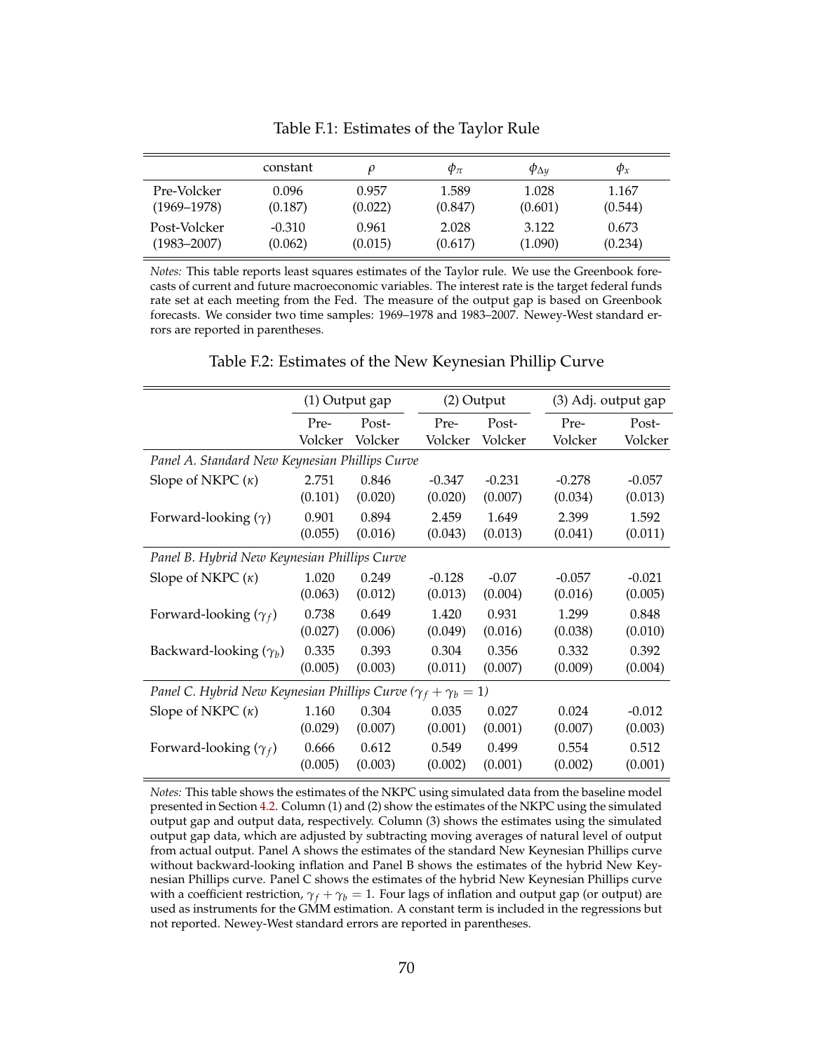Table F.1: Estimates of the Taylor Rule

| | constant | $\rho$ | $\phi_{\pi}$ | $\phi_{\Delta y}$ | $\phi_x$ |
|---|---|---|---|---|---|
| Pre-Volcker | 0.096 | 0.957 | 1.589 | 1.028 | 1.167 |
| (1969–1978) | (0.187) | (0.022) | (0.847) | (0.601) | (0.544) |
| Post-Volcker | -0.310 | 0.961 | 2.028 | 3.122 | 0.673 |
| (1983–2007) | (0.062) | (0.015) | (0.617) | (1.090) | (0.234) |

*Notes:* This table reports least squares estimates of the Taylor rule. We use the Greenbook forecasts of current and future macroeconomic variables. The interest rate is the target federal funds rate set at each meeting from the Fed. The measure of the output gap is based on Greenbook forecasts. We consider two time samples: 1969–1978 and 1983–2007. Newey-West standard errors are reported in parentheses.

Table F.2: Estimates of the New Keynesian Phillip Curve

| | (1) Output gap | | (2) Output | | (3) Adj. output gap | |
|---|---|---|---|---|---|---|
| | Pre-Volcker | Post-Volcker | Pre-Volcker | Post-Volcker | Pre-Volcker | Post-Volcker |
| *Panel A. Standard New Keynesian Phillips Curve* | | | | | | |
| Slope of NKPC ($\kappa$) | 2.751 | 0.846 | -0.347 | -0.231 | -0.278 | -0.057 |
| | (0.101) | (0.020) | (0.020) | (0.007) | (0.034) | (0.013) |
| Forward-looking ($\gamma$) | 0.901 | 0.894 | 2.459 | 1.649 | 2.399 | 1.592 |
| | (0.055) | (0.016) | (0.043) | (0.013) | (0.041) | (0.011) |
| *Panel B. Hybrid New Keynesian Phillips Curve* | | | | | | |
| Slope of NKPC ($\kappa$) | 1.020 | 0.249 | -0.128 | -0.07 | -0.057 | -0.021 |
| | (0.063) | (0.012) | (0.013) | (0.004) | (0.016) | (0.005) |
| Forward-looking ($\gamma_f$) | 0.738 | 0.649 | 1.420 | 0.931 | 1.299 | 0.848 |
| | (0.027) | (0.006) | (0.049) | (0.016) | (0.038) | (0.010) |
| Backward-looking ($\gamma_b$) | 0.335 | 0.393 | 0.304 | 0.356 | 0.332 | 0.392 |
| | (0.005) | (0.003) | (0.011) | (0.007) | (0.009) | (0.004) |
| *Panel C. Hybrid New Keynesian Phillips Curve ($\gamma_f + \gamma_b = 1$)* | | | | | | |
| Slope of NKPC ($\kappa$) | 1.160 | 0.304 | 0.035 | 0.027 | 0.024 | -0.012 |
| | (0.029) | (0.007) | (0.001) | (0.001) | (0.007) | (0.003) |
| Forward-looking ($\gamma_f$) | 0.666 | 0.612 | 0.549 | 0.499 | 0.554 | 0.512 |
| | (0.005) | (0.003) | (0.002) | (0.001) | (0.002) | (0.001) |

*Notes:* This table shows the estimates of the NKPC using simulated data from the baseline model presented in Section 4.2. Column (1) and (2) show the estimates of the NKPC using the simulated output gap and output data, respectively. Column (3) shows the estimates using the simulated output gap data, which are adjusted by subtracting moving averages of natural level of output from actual output. Panel A shows the estimates of the standard New Keynesian Phillips curve without backward-looking inflation and Panel B shows the estimates of the hybrid New Keynesian Phillips curve. Panel C shows the estimates of the hybrid New Keynesian Phillips curve with a coefficient restriction, $\gamma_f + \gamma_b = 1$. Four lags of inflation and output gap (or output) are used as instruments for the GMM estimation. A constant term is included in the regressions but not reported. Newey-West standard errors are reported in parentheses.